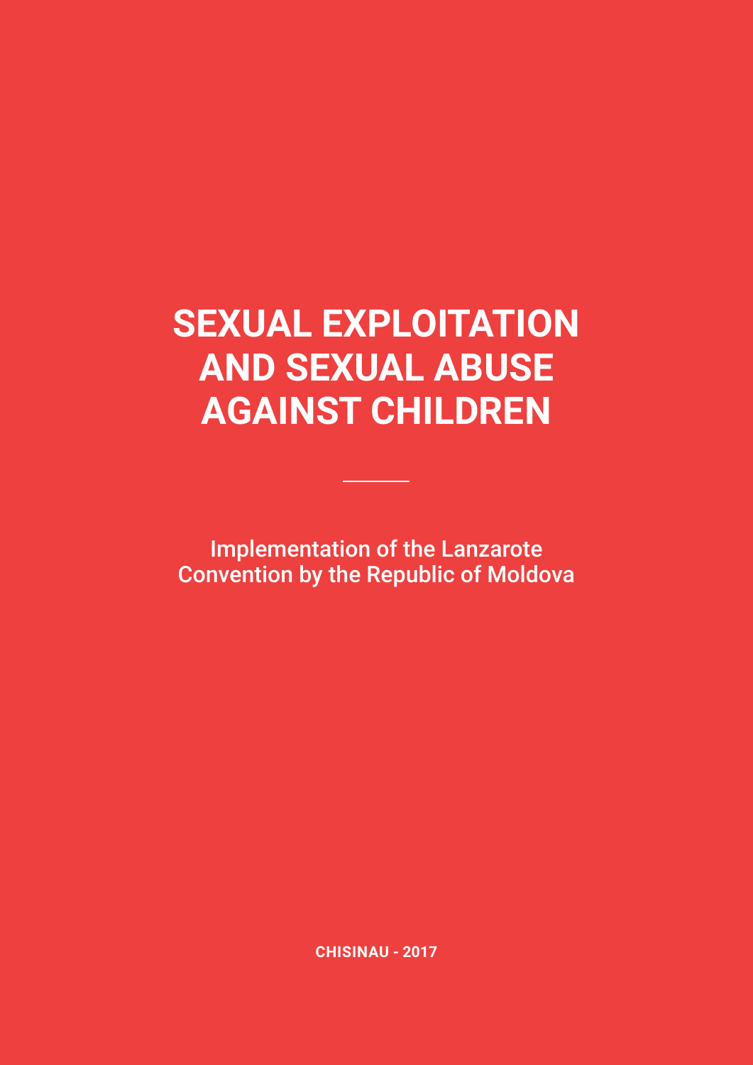# SEXUAL EXPLOITATION AND SEXUAL ABUSE AGAINST CHILDREN

Implementation of the Lanzarote Convention by the Republic of Moldova

**CHISINAU - 2017**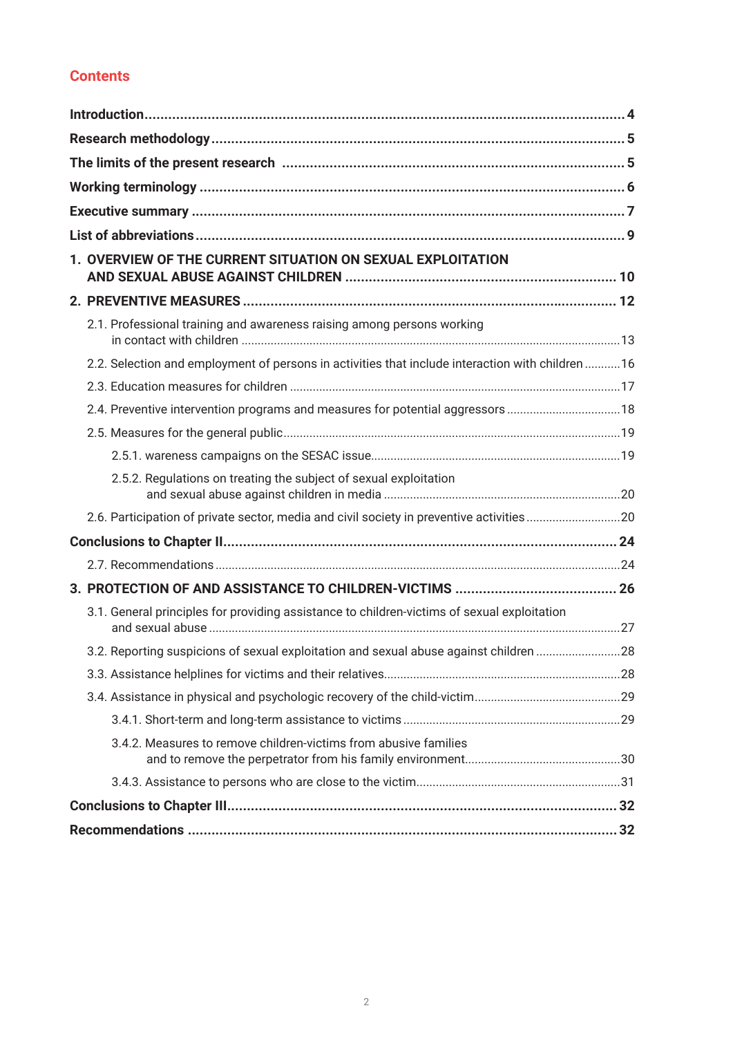# Contents

- **Introduction** 4
- **Research methodology** 5
- **The limits of the present research** 5
- **Working terminology** 6
- **Executive summary** 7
- **List of abbreviations** 9
- **1. OVERVIEW OF THE CURRENT SITUATION ON SEXUAL EXPLOITATION AND SEXUAL ABUSE AGAINST CHILDREN** 10
- **2. PREVENTIVE MEASURES** 12
  - 2.1. Professional training and awareness raising among persons working in contact with children 13
  - 2.2. Selection and employment of persons in activities that include interaction with children 16
  - 2.3. Education measures for children 17
  - 2.4. Preventive intervention programs and measures for potential aggressors 18
  - 2.5. Measures for the general public 19
    - 2.5.1. wareness campaigns on the SESAC issue 19
    - 2.5.2. Regulations on treating the subject of sexual exploitation and sexual abuse against children in media 20
  - 2.6. Participation of private sector, media and civil society in preventive activities 20
- **Conclusions to Chapter II** 24
  - 2.7. Recommendations 24
- **3. PROTECTION OF AND ASSISTANCE TO CHILDREN-VICTIMS** 26
  - 3.1. General principles for providing assistance to children-victims of sexual exploitation and sexual abuse 27
  - 3.2. Reporting suspicions of sexual exploitation and sexual abuse against children 28
  - 3.3. Assistance helplines for victims and their relatives 28
  - 3.4. Assistance in physical and psychologic recovery of the child-victim 29
    - 3.4.1. Short-term and long-term assistance to victims 29
    - 3.4.2. Measures to remove children-victims from abusive families and to remove the perpetrator from his family environment 30
    - 3.4.3. Assistance to persons who are close to the victim 31
- **Conclusions to Chapter III** 32
- **Recommendations** 32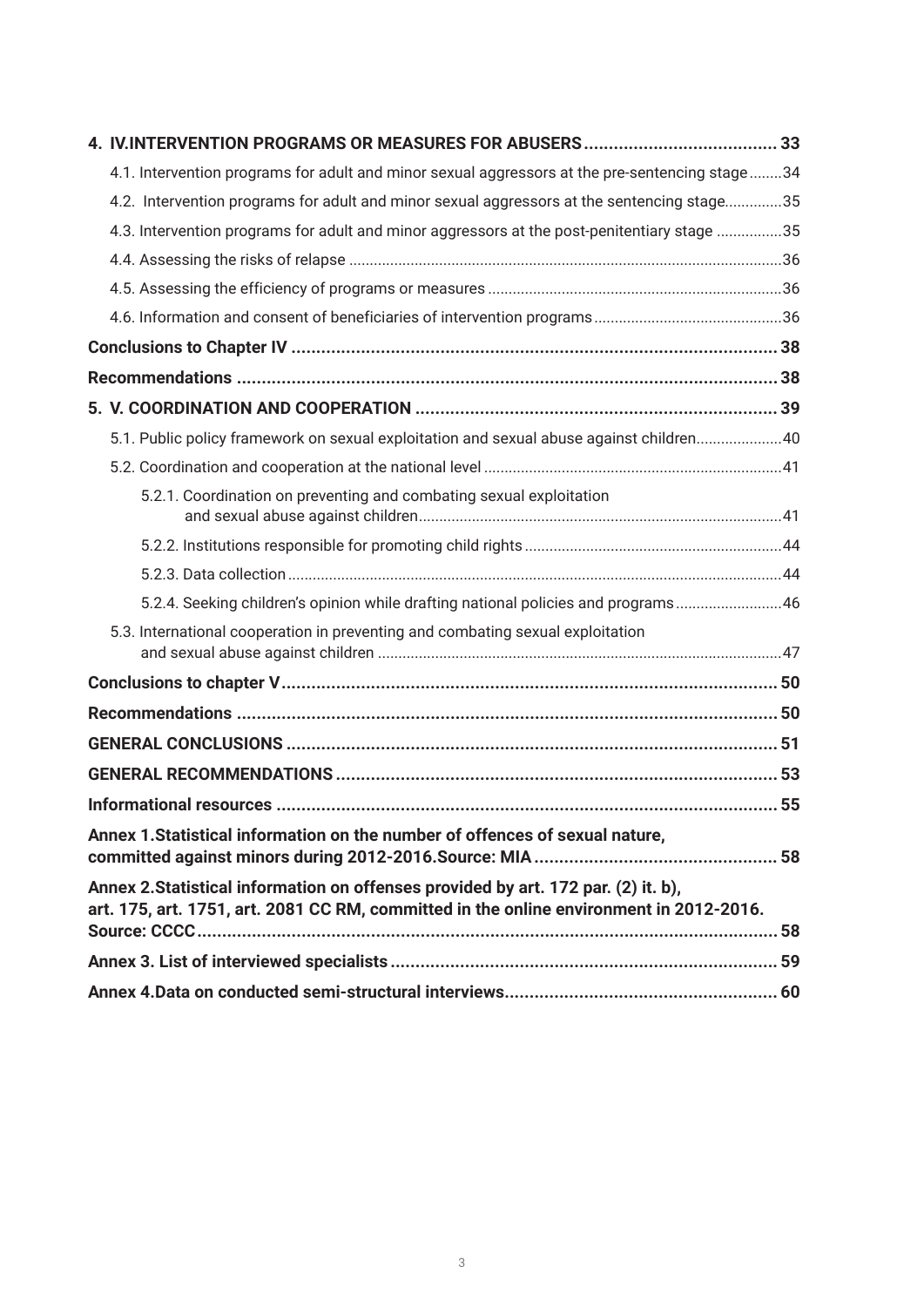**4. IV.INTERVENTION PROGRAMS OR MEASURES FOR ABUSERS ....................................... 33**

4.1. Intervention programs for adult and minor sexual aggressors at the pre-sentencing stage ........34

4.2. Intervention programs for adult and minor sexual aggressors at the sentencing stage..............35

4.3. Intervention programs for adult and minor aggressors at the post-penitentiary stage ................35

4.4. Assessing the risks of relapse .........................................................................................................36

4.5. Assessing the efficiency of programs or measures .......................................................................36

4.6. Information and consent of beneficiaries of intervention programs .............................................36

**Conclusions to Chapter IV ................................................................................................ 38**

**Recommendations ........................................................................................................... 38**

**5. V. COORDINATION AND COOPERATION ........................................................................ 39**

5.1. Public policy framework on sexual exploitation and sexual abuse against children.....................40

5.2. Coordination and cooperation at the national level .......................................................................41

5.2.1. Coordination on preventing and combating sexual exploitation and sexual abuse against children........................................................................................41

5.2.2. Institutions responsible for promoting child rights ..............................................................44

5.2.3. Data collection ........................................................................................................................44

5.2.4. Seeking children's opinion while drafting national policies and programs ..........................46

5.3. International cooperation in preventing and combating sexual exploitation and sexual abuse against children ..................................................................................................47

**Conclusions to chapter V.................................................................................................. 50**

**Recommendations ........................................................................................................... 50**

**GENERAL CONCLUSIONS ................................................................................................. 51**

**GENERAL RECOMMENDATIONS ........................................................................................ 53**

**Informational resources ................................................................................................... 55**

**Annex 1.Statistical information on the number of offences of sexual nature, committed against minors during 2012-2016.Source: MIA ................................................ 58**

**Annex 2.Statistical information on offenses provided by art. 172 par. (2) it. b), art. 175, art. 1751, art. 2081 CC RM, committed in the online environment in 2012-2016. Source: CCCC.................................................................................................................... 58**

**Annex 3. List of interviewed specialists ............................................................................ 59**

**Annex 4.Data on conducted semi-structural interviews...................................................... 60**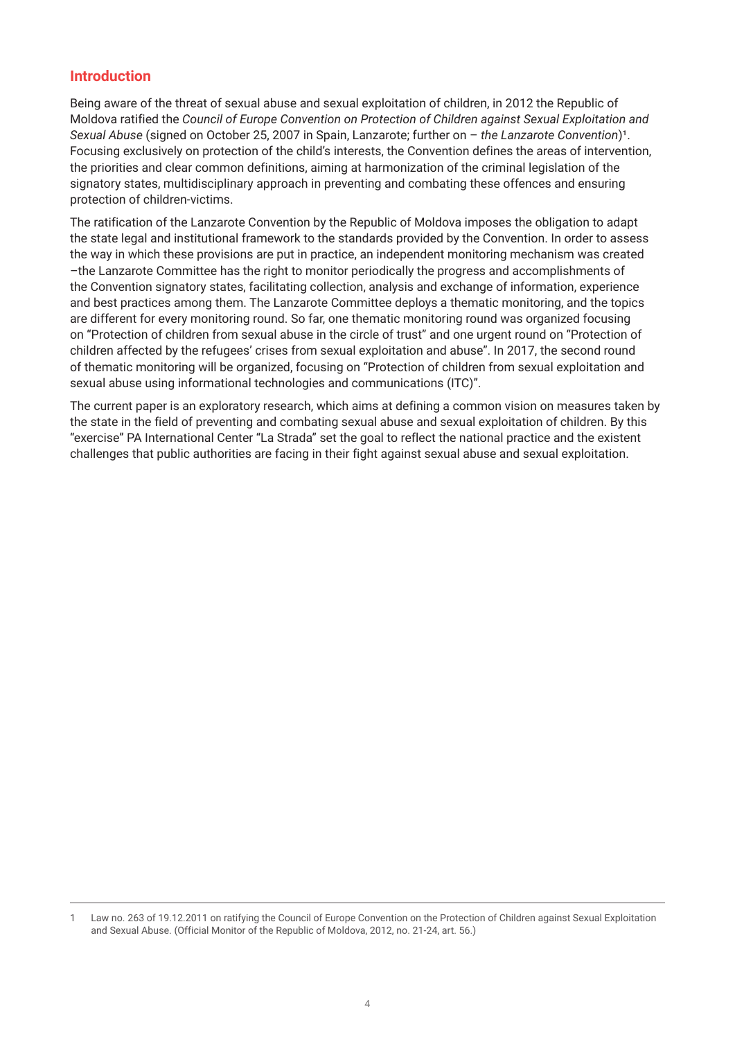## Introduction

Being aware of the threat of sexual abuse and sexual exploitation of children, in 2012 the Republic of Moldova ratified the *Council of Europe Convention on Protection of Children against Sexual Exploitation and Sexual Abuse* (signed on October 25, 2007 in Spain, Lanzarote; further on – *the Lanzarote Convention*)[1]. Focusing exclusively on protection of the child's interests, the Convention defines the areas of intervention, the priorities and clear common definitions, aiming at harmonization of the criminal legislation of the signatory states, multidisciplinary approach in preventing and combating these offences and ensuring protection of children-victims.

The ratification of the Lanzarote Convention by the Republic of Moldova imposes the obligation to adapt the state legal and institutional framework to the standards provided by the Convention. In order to assess the way in which these provisions are put in practice, an independent monitoring mechanism was created –the Lanzarote Committee has the right to monitor periodically the progress and accomplishments of the Convention signatory states, facilitating collection, analysis and exchange of information, experience and best practices among them. The Lanzarote Committee deploys a thematic monitoring, and the topics are different for every monitoring round. So far, one thematic monitoring round was organized focusing on "Protection of children from sexual abuse in the circle of trust" and one urgent round on "Protection of children affected by the refugees' crises from sexual exploitation and abuse". In 2017, the second round of thematic monitoring will be organized, focusing on "Protection of children from sexual exploitation and sexual abuse using informational technologies and communications (ITC)".

The current paper is an exploratory research, which aims at defining a common vision on measures taken by the state in the field of preventing and combating sexual abuse and sexual exploitation of children. By this "exercise" PA International Center "La Strada" set the goal to reflect the national practice and the existent challenges that public authorities are facing in their fight against sexual abuse and sexual exploitation.

---

1 Law no. 263 of 19.12.2011 on ratifying the Council of Europe Convention on the Protection of Children against Sexual Exploitation and Sexual Abuse. (Official Monitor of the Republic of Moldova, 2012, no. 21-24, art. 56.)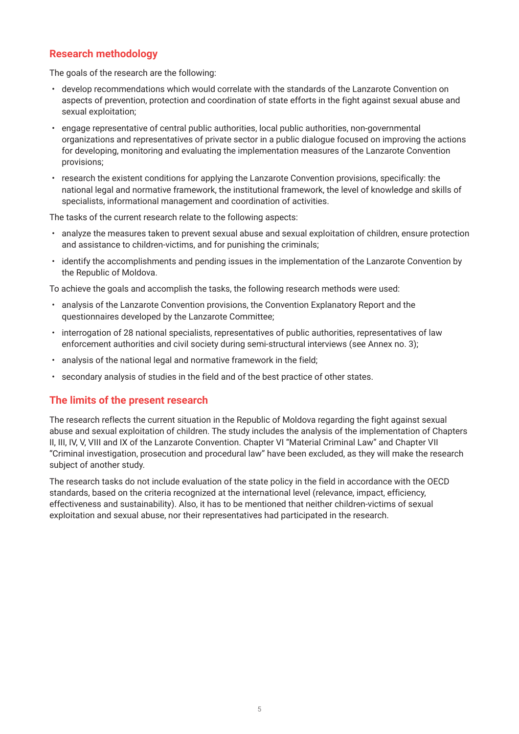## Research methodology

The goals of the research are the following:

- develop recommendations which would correlate with the standards of the Lanzarote Convention on aspects of prevention, protection and coordination of state efforts in the fight against sexual abuse and sexual exploitation;
- engage representative of central public authorities, local public authorities, non-governmental organizations and representatives of private sector in a public dialogue focused on improving the actions for developing, monitoring and evaluating the implementation measures of the Lanzarote Convention provisions;
- research the existent conditions for applying the Lanzarote Convention provisions, specifically: the national legal and normative framework, the institutional framework, the level of knowledge and skills of specialists, informational management and coordination of activities.

The tasks of the current research relate to the following aspects:

- analyze the measures taken to prevent sexual abuse and sexual exploitation of children, ensure protection and assistance to children-victims, and for punishing the criminals;
- identify the accomplishments and pending issues in the implementation of the Lanzarote Convention by the Republic of Moldova.

To achieve the goals and accomplish the tasks, the following research methods were used:

- analysis of the Lanzarote Convention provisions, the Convention Explanatory Report and the questionnaires developed by the Lanzarote Committee;
- interrogation of 28 national specialists, representatives of public authorities, representatives of law enforcement authorities and civil society during semi-structural interviews (see Annex no. 3);
- analysis of the national legal and normative framework in the field;
- secondary analysis of studies in the field and of the best practice of other states.

## The limits of the present research

The research reflects the current situation in the Republic of Moldova regarding the fight against sexual abuse and sexual exploitation of children. The study includes the analysis of the implementation of Chapters II, III, IV, V, VIII and IX of the Lanzarote Convention. Chapter VI "Material Criminal Law" and Chapter VII "Criminal investigation, prosecution and procedural law" have been excluded, as they will make the research subject of another study.

The research tasks do not include evaluation of the state policy in the field in accordance with the OECD standards, based on the criteria recognized at the international level (relevance, impact, efficiency, effectiveness and sustainability). Also, it has to be mentioned that neither children-victims of sexual exploitation and sexual abuse, nor their representatives had participated in the research.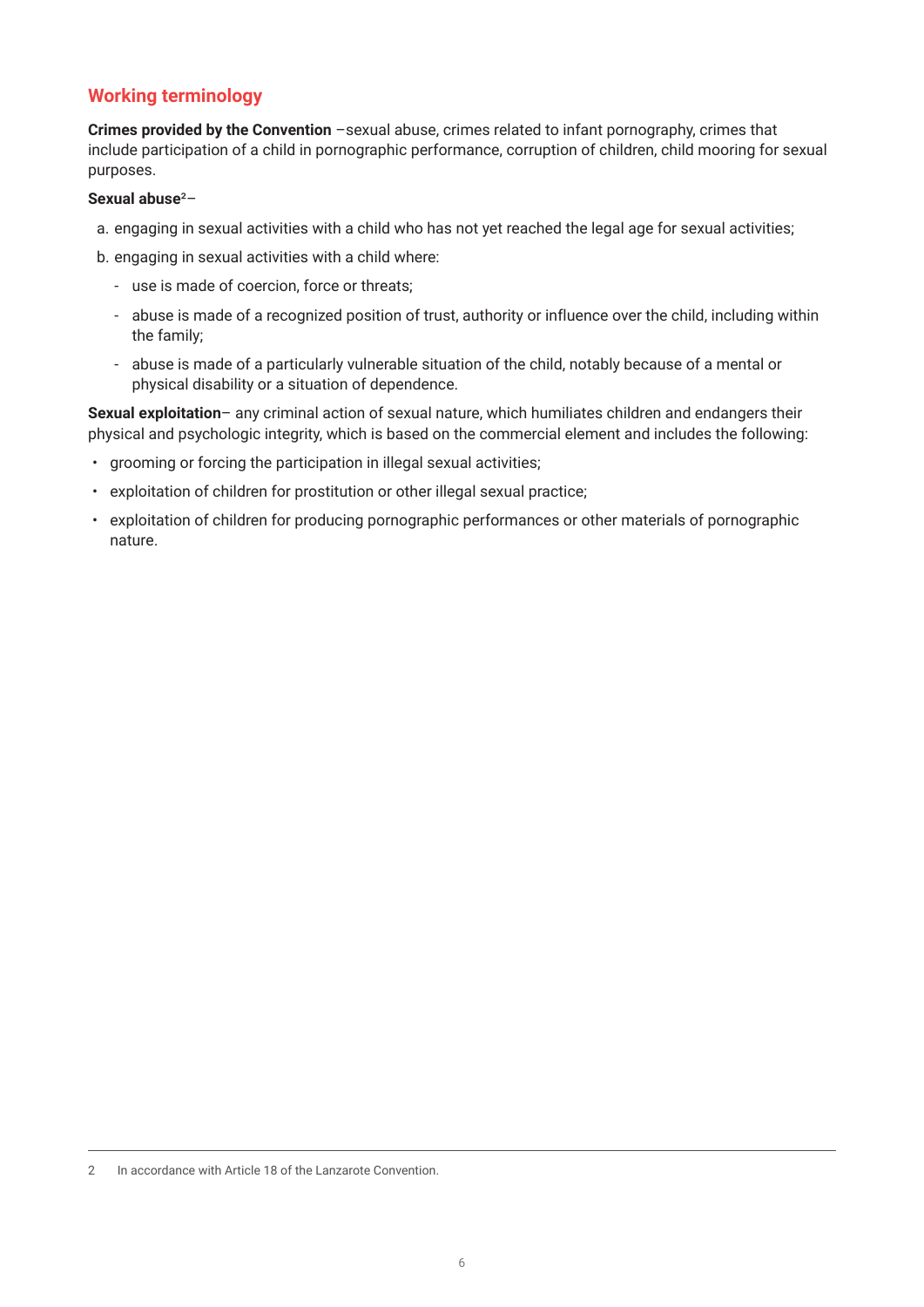## Working terminology

**Crimes provided by the Convention** –sexual abuse, crimes related to infant pornography, crimes that include participation of a child in pornographic performance, corruption of children, child mooring for sexual purposes.

**Sexual abuse**[2]–

a. engaging in sexual activities with a child who has not yet reached the legal age for sexual activities;

b. engaging in sexual activities with a child where:

- use is made of coercion, force or threats;
- abuse is made of a recognized position of trust, authority or influence over the child, including within the family;
- abuse is made of a particularly vulnerable situation of the child, notably because of a mental or physical disability or a situation of dependence.

**Sexual exploitation**– any criminal action of sexual nature, which humiliates children and endangers their physical and psychologic integrity, which is based on the commercial element and includes the following:

- grooming or forcing the participation in illegal sexual activities;
- exploitation of children for prostitution or other illegal sexual practice;
- exploitation of children for producing pornographic performances or other materials of pornographic nature.

---

2 In accordance with Article 18 of the Lanzarote Convention.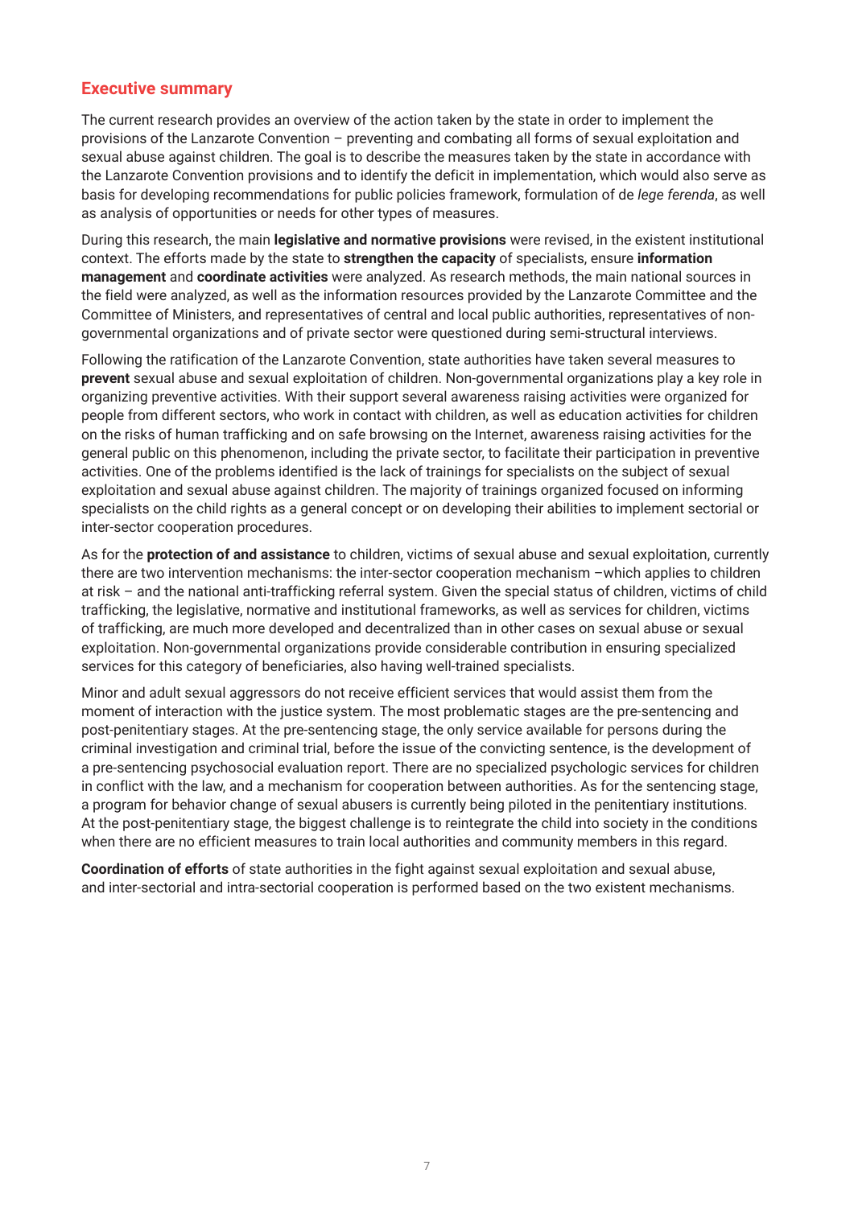## Executive summary

The current research provides an overview of the action taken by the state in order to implement the provisions of the Lanzarote Convention – preventing and combating all forms of sexual exploitation and sexual abuse against children. The goal is to describe the measures taken by the state in accordance with the Lanzarote Convention provisions and to identify the deficit in implementation, which would also serve as basis for developing recommendations for public policies framework, formulation of de *lege ferenda*, as well as analysis of opportunities or needs for other types of measures.

During this research, the main **legislative and normative provisions** were revised, in the existent institutional context. The efforts made by the state to **strengthen the capacity** of specialists, ensure **information management** and **coordinate activities** were analyzed. As research methods, the main national sources in the field were analyzed, as well as the information resources provided by the Lanzarote Committee and the Committee of Ministers, and representatives of central and local public authorities, representatives of non-governmental organizations and of private sector were questioned during semi-structural interviews.

Following the ratification of the Lanzarote Convention, state authorities have taken several measures to **prevent** sexual abuse and sexual exploitation of children. Non-governmental organizations play a key role in organizing preventive activities. With their support several awareness raising activities were organized for people from different sectors, who work in contact with children, as well as education activities for children on the risks of human trafficking and on safe browsing on the Internet, awareness raising activities for the general public on this phenomenon, including the private sector, to facilitate their participation in preventive activities. One of the problems identified is the lack of trainings for specialists on the subject of sexual exploitation and sexual abuse against children. The majority of trainings organized focused on informing specialists on the child rights as a general concept or on developing their abilities to implement sectorial or inter-sector cooperation procedures.

As for the **protection of and assistance** to children, victims of sexual abuse and sexual exploitation, currently there are two intervention mechanisms: the inter-sector cooperation mechanism –which applies to children at risk – and the national anti-trafficking referral system. Given the special status of children, victims of child trafficking, the legislative, normative and institutional frameworks, as well as services for children, victims of trafficking, are much more developed and decentralized than in other cases on sexual abuse or sexual exploitation. Non-governmental organizations provide considerable contribution in ensuring specialized services for this category of beneficiaries, also having well-trained specialists.

Minor and adult sexual aggressors do not receive efficient services that would assist them from the moment of interaction with the justice system. The most problematic stages are the pre-sentencing and post-penitentiary stages. At the pre-sentencing stage, the only service available for persons during the criminal investigation and criminal trial, before the issue of the convicting sentence, is the development of a pre-sentencing psychosocial evaluation report. There are no specialized psychologic services for children in conflict with the law, and a mechanism for cooperation between authorities. As for the sentencing stage, a program for behavior change of sexual abusers is currently being piloted in the penitentiary institutions. At the post-penitentiary stage, the biggest challenge is to reintegrate the child into society in the conditions when there are no efficient measures to train local authorities and community members in this regard.

**Coordination of efforts** of state authorities in the fight against sexual exploitation and sexual abuse, and inter-sectorial and intra-sectorial cooperation is performed based on the two existent mechanisms.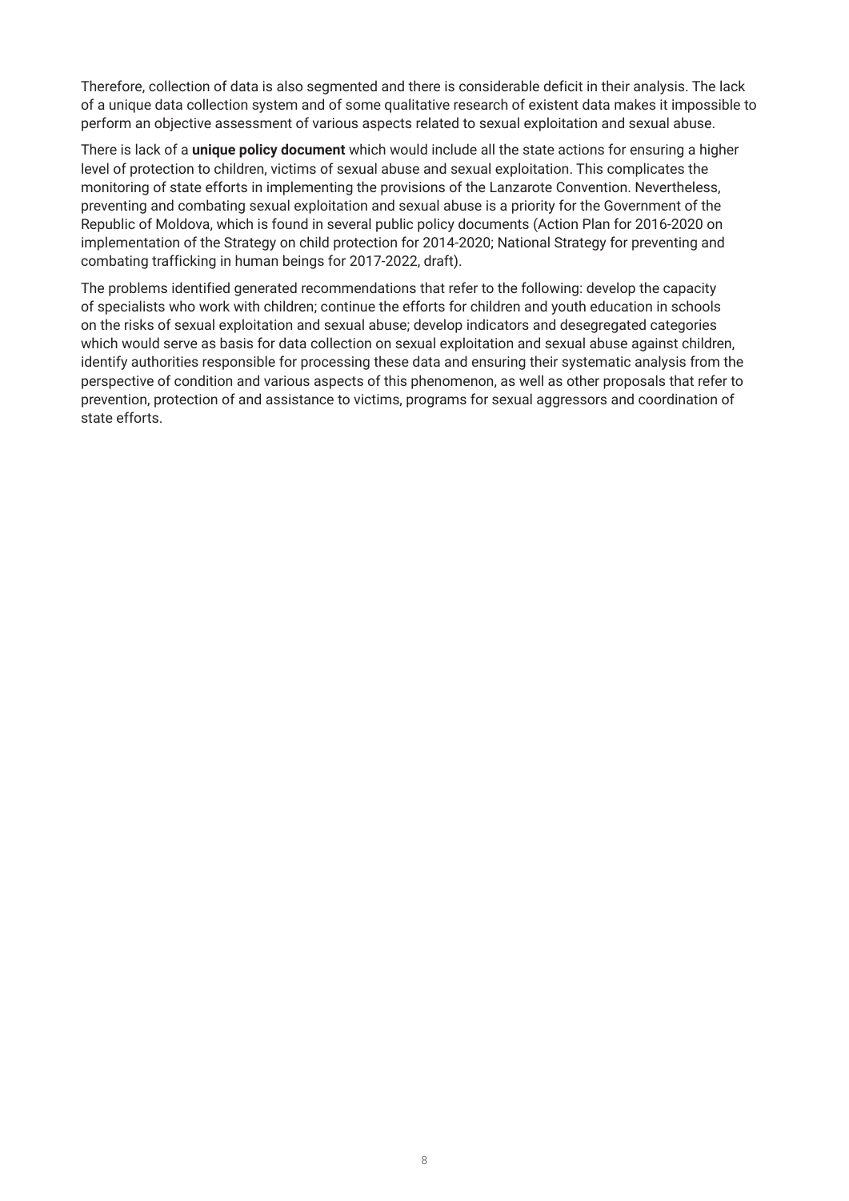Therefore, collection of data is also segmented and there is considerable deficit in their analysis. The lack of a unique data collection system and of some qualitative research of existent data makes it impossible to perform an objective assessment of various aspects related to sexual exploitation and sexual abuse.

There is lack of a **unique policy document** which would include all the state actions for ensuring a higher level of protection to children, victims of sexual abuse and sexual exploitation. This complicates the monitoring of state efforts in implementing the provisions of the Lanzarote Convention. Nevertheless, preventing and combating sexual exploitation and sexual abuse is a priority for the Government of the Republic of Moldova, which is found in several public policy documents (Action Plan for 2016-2020 on implementation of the Strategy on child protection for 2014-2020; National Strategy for preventing and combating trafficking in human beings for 2017-2022, draft).

The problems identified generated recommendations that refer to the following: develop the capacity of specialists who work with children; continue the efforts for children and youth education in schools on the risks of sexual exploitation and sexual abuse; develop indicators and desegregated categories which would serve as basis for data collection on sexual exploitation and sexual abuse against children, identify authorities responsible for processing these data and ensuring their systematic analysis from the perspective of condition and various aspects of this phenomenon, as well as other proposals that refer to prevention, protection of and assistance to victims, programs for sexual aggressors and coordination of state efforts.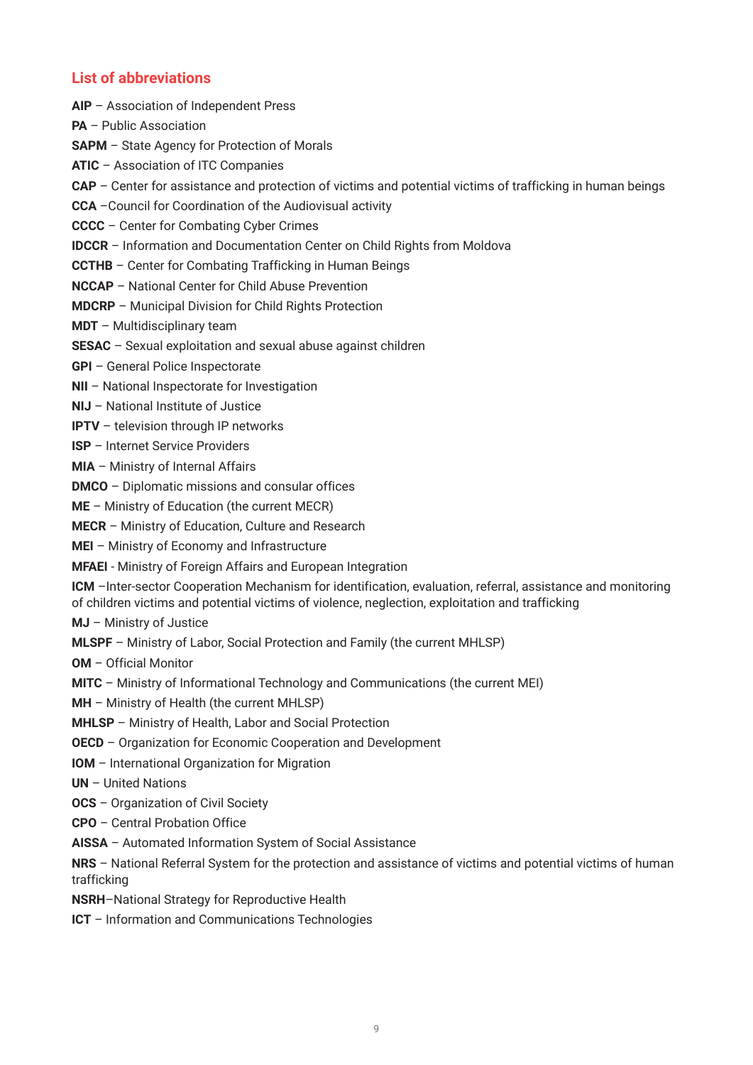## List of abbreviations

**AIP** – Association of Independent Press

**PA** – Public Association

**SAPM** – State Agency for Protection of Morals

**ATIC** – Association of ITC Companies

**CAP** – Center for assistance and protection of victims and potential victims of trafficking in human beings

**CCA** –Council for Coordination of the Audiovisual activity

**CCCC** – Center for Combating Cyber Crimes

**IDCCR** – Information and Documentation Center on Child Rights from Moldova

**CCTHB** – Center for Combating Trafficking in Human Beings

**NCCAP** – National Center for Child Abuse Prevention

**MDCRP** – Municipal Division for Child Rights Protection

**MDT** – Multidisciplinary team

**SESAC** – Sexual exploitation and sexual abuse against children

**GPI** – General Police Inspectorate

**NII** – National Inspectorate for Investigation

**NIJ** – National Institute of Justice

**IPTV** – television through IP networks

**ISP** – Internet Service Providers

**MIA** – Ministry of Internal Affairs

**DMCO** – Diplomatic missions and consular offices

**ME** – Ministry of Education (the current MECR)

**MECR** – Ministry of Education, Culture and Research

**MEI** – Ministry of Economy and Infrastructure

**MFAEI** - Ministry of Foreign Affairs and European Integration

**ICM** –Inter-sector Cooperation Mechanism for identification, evaluation, referral, assistance and monitoring of children victims and potential victims of violence, neglection, exploitation and trafficking

**MJ** – Ministry of Justice

**MLSPF** – Ministry of Labor, Social Protection and Family (the current MHLSP)

**OM** – Official Monitor

**MITC** – Ministry of Informational Technology and Communications (the current MEI)

**MH** – Ministry of Health (the current MHLSP)

**MHLSP** – Ministry of Health, Labor and Social Protection

**OECD** – Organization for Economic Cooperation and Development

**IOM** – International Organization for Migration

**UN** – United Nations

**OCS** – Organization of Civil Society

**CPO** – Central Probation Office

**AISSA** – Automated Information System of Social Assistance

**NRS** – National Referral System for the protection and assistance of victims and potential victims of human trafficking

**NSRH**–National Strategy for Reproductive Health

**ICT** – Information and Communications Technologies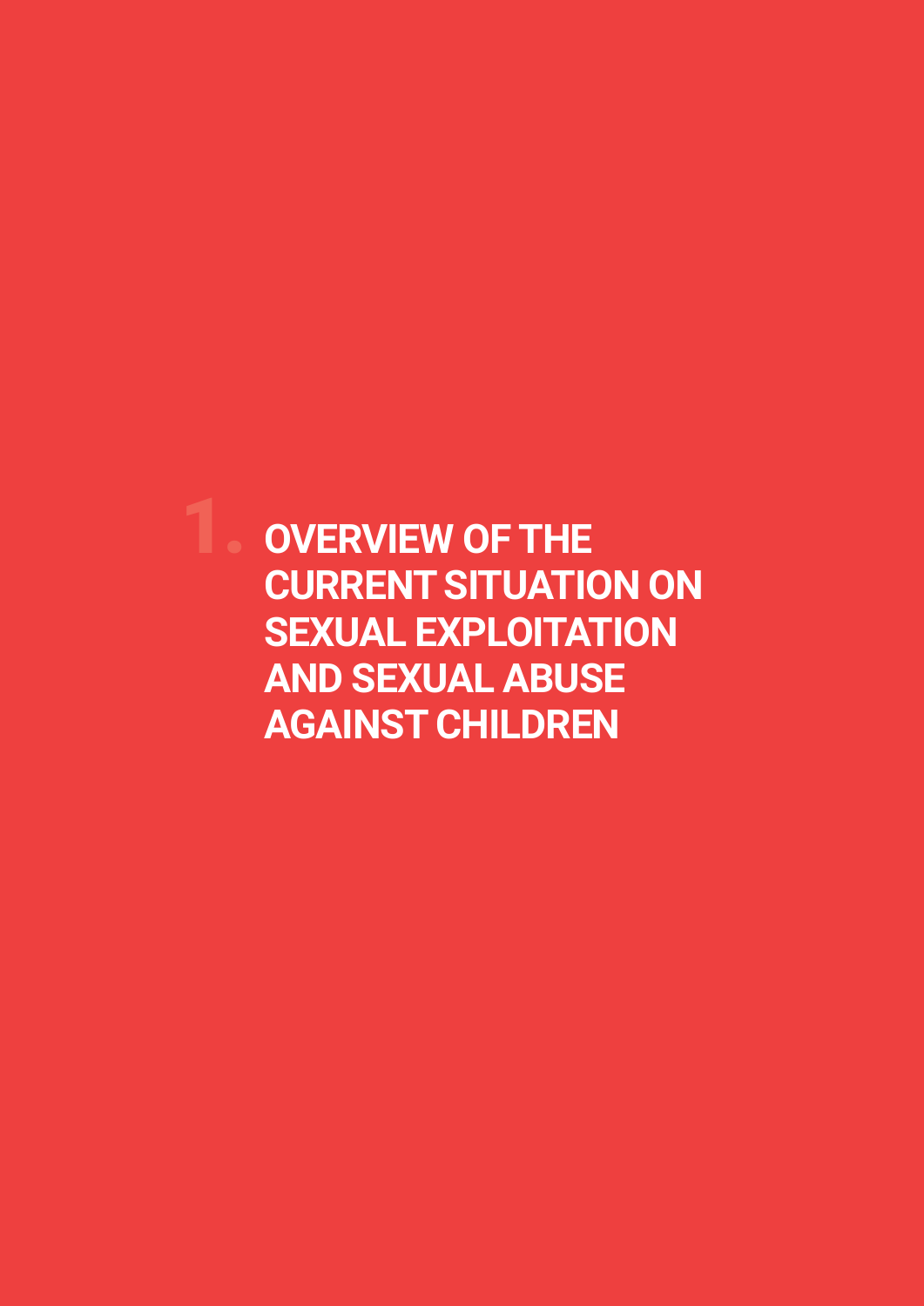# 1. OVERVIEW OF THE CURRENT SITUATION ON SEXUAL EXPLOITATION AND SEXUAL ABUSE AGAINST CHILDREN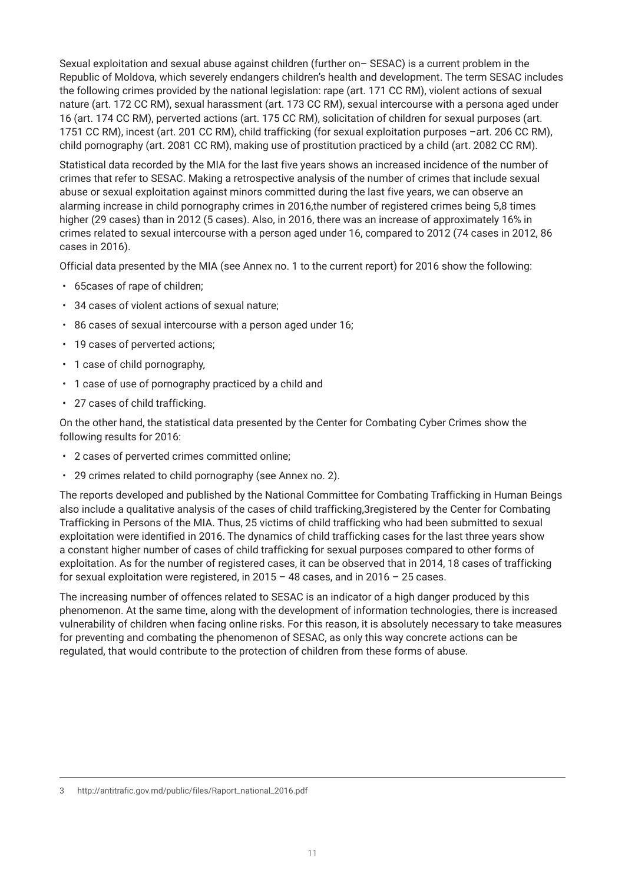Sexual exploitation and sexual abuse against children (further on– SESAC) is a current problem in the Republic of Moldova, which severely endangers children's health and development. The term SESAC includes the following crimes provided by the national legislation: rape (art. 171 CC RM), violent actions of sexual nature (art. 172 CC RM), sexual harassment (art. 173 CC RM), sexual intercourse with a persona aged under 16 (art. 174 CC RM), perverted actions (art. 175 CC RM), solicitation of children for sexual purposes (art. 1751 CC RM), incest (art. 201 CC RM), child trafficking (for sexual exploitation purposes –art. 206 CC RM), child pornography (art. 2081 CC RM), making use of prostitution practiced by a child (art. 2082 CC RM).

Statistical data recorded by the MIA for the last five years shows an increased incidence of the number of crimes that refer to SESAC. Making a retrospective analysis of the number of crimes that include sexual abuse or sexual exploitation against minors committed during the last five years, we can observe an alarming increase in child pornography crimes in 2016,the number of registered crimes being 5,8 times higher (29 cases) than in 2012 (5 cases). Also, in 2016, there was an increase of approximately 16% in crimes related to sexual intercourse with a person aged under 16, compared to 2012 (74 cases in 2012, 86 cases in 2016).

Official data presented by the MIA (see Annex no. 1 to the current report) for 2016 show the following:

- 65cases of rape of children;
- 34 cases of violent actions of sexual nature;
- 86 cases of sexual intercourse with a person aged under 16;
- 19 cases of perverted actions;
- 1 case of child pornography,
- 1 case of use of pornography practiced by a child and
- 27 cases of child trafficking.

On the other hand, the statistical data presented by the Center for Combating Cyber Crimes show the following results for 2016:

- 2 cases of perverted crimes committed online;
- 29 crimes related to child pornography (see Annex no. 2).

The reports developed and published by the National Committee for Combating Trafficking in Human Beings also include a qualitative analysis of the cases of child trafficking,[3] registered by the Center for Combating Trafficking in Persons of the MIA. Thus, 25 victims of child trafficking who had been submitted to sexual exploitation were identified in 2016. The dynamics of child trafficking cases for the last three years show a constant higher number of cases of child trafficking for sexual purposes compared to other forms of exploitation. As for the number of registered cases, it can be observed that in 2014, 18 cases of trafficking for sexual exploitation were registered, in 2015 – 48 cases, and in 2016 – 25 cases.

The increasing number of offences related to SESAC is an indicator of a high danger produced by this phenomenon. At the same time, along with the development of information technologies, there is increased vulnerability of children when facing online risks. For this reason, it is absolutely necessary to take measures for preventing and combating the phenomenon of SESAC, as only this way concrete actions can be regulated, that would contribute to the protection of children from these forms of abuse.

---

3 http://antitrafic.gov.md/public/files/Raport_national_2016.pdf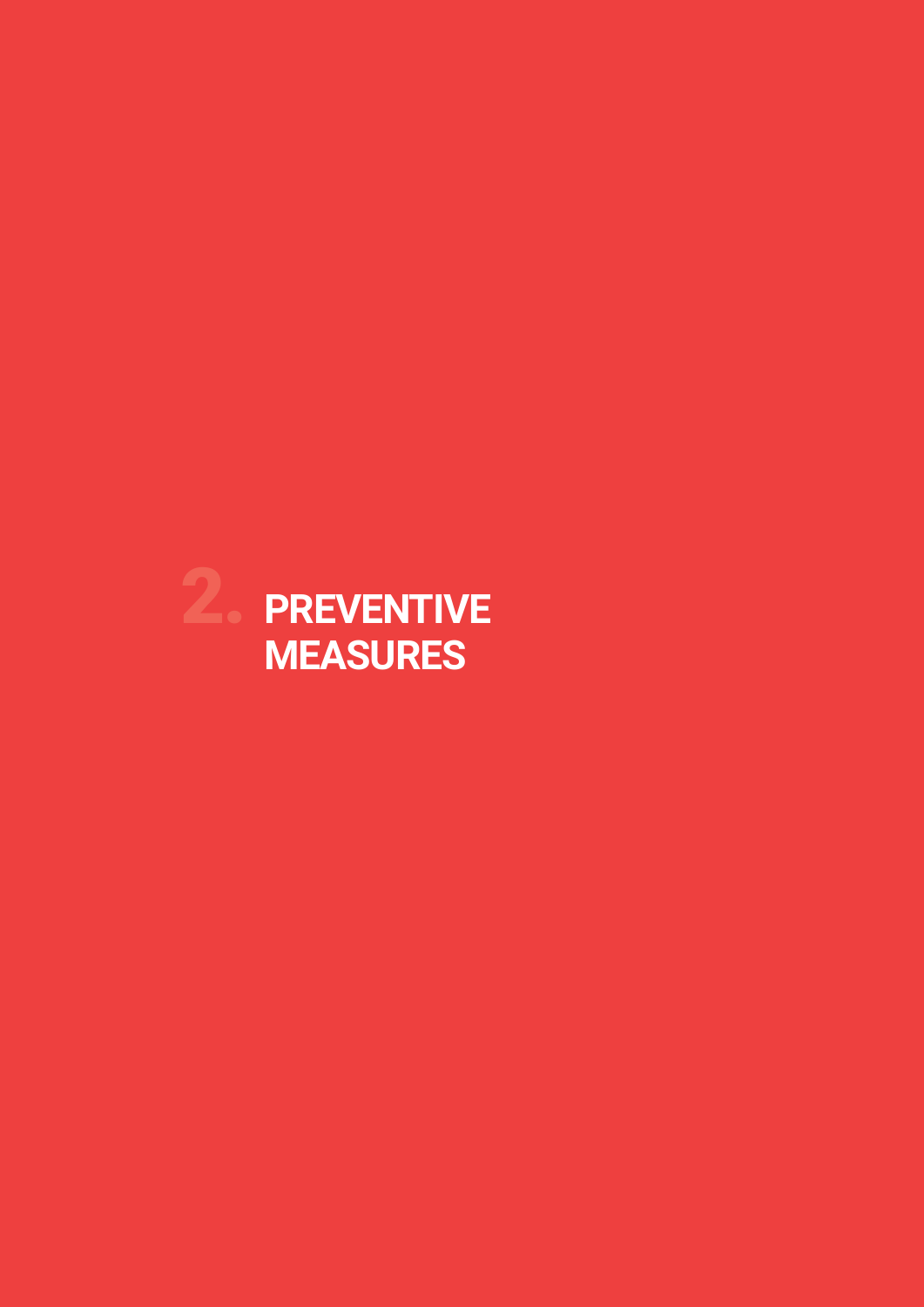# 2. PREVENTIVE MEASURES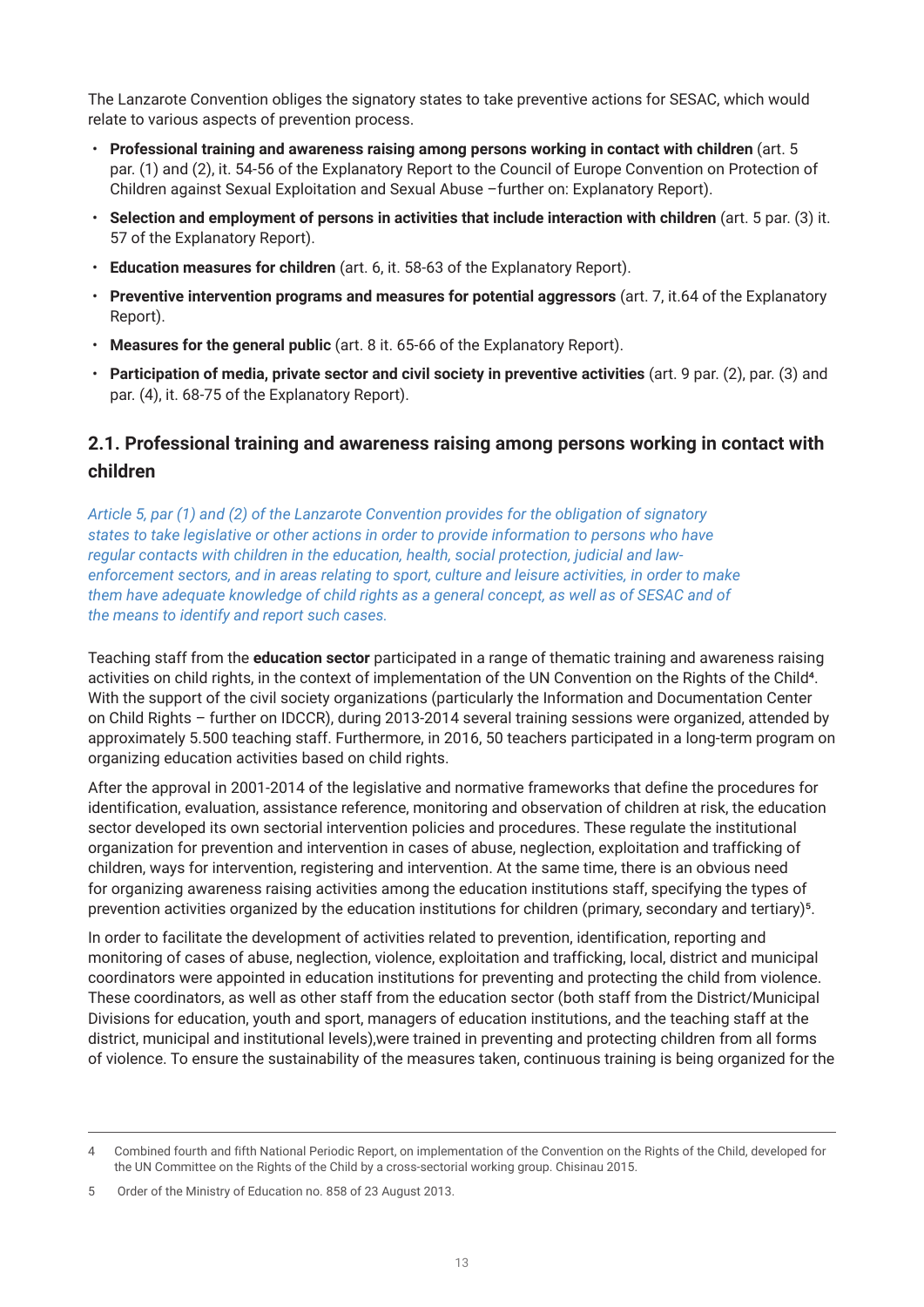The Lanzarote Convention obliges the signatory states to take preventive actions for SESAC, which would relate to various aspects of prevention process.

- **Professional training and awareness raising among persons working in contact with children** (art. 5 par. (1) and (2), it. 54-56 of the Explanatory Report to the Council of Europe Convention on Protection of Children against Sexual Exploitation and Sexual Abuse –further on: Explanatory Report).
- **Selection and employment of persons in activities that include interaction with children** (art. 5 par. (3) it. 57 of the Explanatory Report).
- **Education measures for children** (art. 6, it. 58-63 of the Explanatory Report).
- **Preventive intervention programs and measures for potential aggressors** (art. 7, it.64 of the Explanatory Report).
- **Measures for the general public** (art. 8 it. 65-66 of the Explanatory Report).
- **Participation of media, private sector and civil society in preventive activities** (art. 9 par. (2), par. (3) and par. (4), it. 68-75 of the Explanatory Report).

## 2.1. Professional training and awareness raising among persons working in contact with children

*Article 5, par (1) and (2) of the Lanzarote Convention provides for the obligation of signatory states to take legislative or other actions in order to provide information to persons who have regular contacts with children in the education, health, social protection, judicial and law-enforcement sectors, and in areas relating to sport, culture and leisure activities, in order to make them have adequate knowledge of child rights as a general concept, as well as of SESAC and of the means to identify and report such cases.*

Teaching staff from the **education sector** participated in a range of thematic training and awareness raising activities on child rights, in the context of implementation of the UN Convention on the Rights of the Child[4]. With the support of the civil society organizations (particularly the Information and Documentation Center on Child Rights – further on IDCCR), during 2013-2014 several training sessions were organized, attended by approximately 5.500 teaching staff. Furthermore, in 2016, 50 teachers participated in a long-term program on organizing education activities based on child rights.

After the approval in 2001-2014 of the legislative and normative frameworks that define the procedures for identification, evaluation, assistance reference, monitoring and observation of children at risk, the education sector developed its own sectorial intervention policies and procedures. These regulate the institutional organization for prevention and intervention in cases of abuse, neglect, exploitation and trafficking of children, ways for intervention, registering and intervention. At the same time, there is an obvious need for organizing awareness raising activities among the education institutions staff, specifying the types of prevention activities organized by the education institutions for children (primary, secondary and tertiary)[5].

In order to facilitate the development of activities related to prevention, identification, reporting and monitoring of cases of abuse, neglect, violence, exploitation and trafficking, local, district and municipal coordinators were appointed in education institutions for preventing and protecting the child from violence. These coordinators, as well as other staff from the education sector (both staff from the District/Municipal Divisions for education, youth and sport, managers of education institutions, and the teaching staff at the district, municipal and institutional levels),were trained in preventing and protecting children from all forms of violence. To ensure the sustainability of the measures taken, continuous training is being organized for the

---

4 Combined fourth and fifth National Periodic Report, on implementation of the Convention on the Rights of the Child, developed for the UN Committee on the Rights of the Child by a cross-sectorial working group. Chisinau 2015.

5 Order of the Ministry of Education no. 858 of 23 August 2013.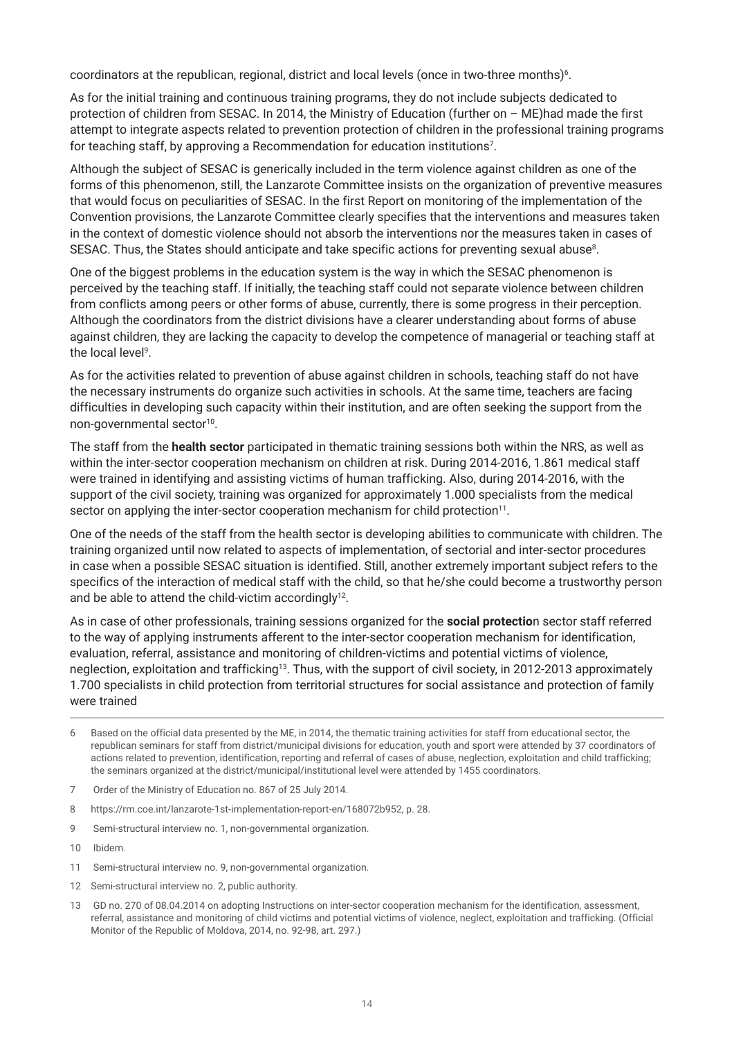coordinators at the republican, regional, district and local levels (once in two-three months)[6].

As for the initial training and continuous training programs, they do not include subjects dedicated to protection of children from SESAC. In 2014, the Ministry of Education (further on – ME)had made the first attempt to integrate aspects related to prevention protection of children in the professional training programs for teaching staff, by approving a Recommendation for education institutions[7].

Although the subject of SESAC is generically included in the term violence against children as one of the forms of this phenomenon, still, the Lanzarote Committee insists on the organization of preventive measures that would focus on peculiarities of SESAC. In the first Report on monitoring of the implementation of the Convention provisions, the Lanzarote Committee clearly specifies that the interventions and measures taken in the context of domestic violence should not absorb the interventions nor the measures taken in cases of SESAC. Thus, the States should anticipate and take specific actions for preventing sexual abuse[8].

One of the biggest problems in the education system is the way in which the SESAC phenomenon is perceived by the teaching staff. If initially, the teaching staff could not separate violence between children from conflicts among peers or other forms of abuse, currently, there is some progress in their perception. Although the coordinators from the district divisions have a clearer understanding about forms of abuse against children, they are lacking the capacity to develop the competence of managerial or teaching staff at the local level[9].

As for the activities related to prevention of abuse against children in schools, teaching staff do not have the necessary instruments do organize such activities in schools. At the same time, teachers are facing difficulties in developing such capacity within their institution, and are often seeking the support from the non-governmental sector[10].

The staff from the **health sector** participated in thematic training sessions both within the NRS, as well as within the inter-sector cooperation mechanism on children at risk. During 2014-2016, 1.861 medical staff were trained in identifying and assisting victims of human trafficking. Also, during 2014-2016, with the support of the civil society, training was organized for approximately 1.000 specialists from the medical sector on applying the inter-sector cooperation mechanism for child protection[11].

One of the needs of the staff from the health sector is developing abilities to communicate with children. The training organized until now related to aspects of implementation, of sectorial and inter-sector procedures in case when a possible SESAC situation is identified. Still, another extremely important subject refers to the specifics of the interaction of medical staff with the child, so that he/she could become a trustworthy person and be able to attend the child-victim accordingly[12].

As in case of other professionals, training sessions organized for the **social protectio**n sector staff referred to the way of applying instruments afferent to the inter-sector cooperation mechanism for identification, evaluation, referral, assistance and monitoring of children-victims and potential victims of violence, neglection, exploitation and trafficking[13]. Thus, with the support of civil society, in 2012-2013 approximately 1.700 specialists in child protection from territorial structures for social assistance and protection of family were trained

---

6 Based on the official data presented by the ME, in 2014, the thematic training activities for staff from educational sector, the republican seminars for staff from district/municipal divisions for education, youth and sport were attended by 37 coordinators of actions related to prevention, identification, reporting and referral of cases of abuse, neglection, exploitation and child trafficking; the seminars organized at the district/municipal/institutional level were attended by 1455 coordinators.

7 Order of the Ministry of Education no. 867 of 25 July 2014.

8 https://rm.coe.int/lanzarote-1st-implementation-report-en/168072b952, p. 28.

9 Semi-structural interview no. 1, non-governmental organization.

10 Ibidem.

11 Semi-structural interview no. 9, non-governmental organization.

12 Semi-structural interview no. 2, public authority.

13 GD no. 270 of 08.04.2014 on adopting Instructions on inter-sector cooperation mechanism for the identification, assessment, referral, assistance and monitoring of child victims and potential victims of violence, neglect, exploitation and trafficking. (Official Monitor of the Republic of Moldova, 2014, no. 92-98, art. 297.)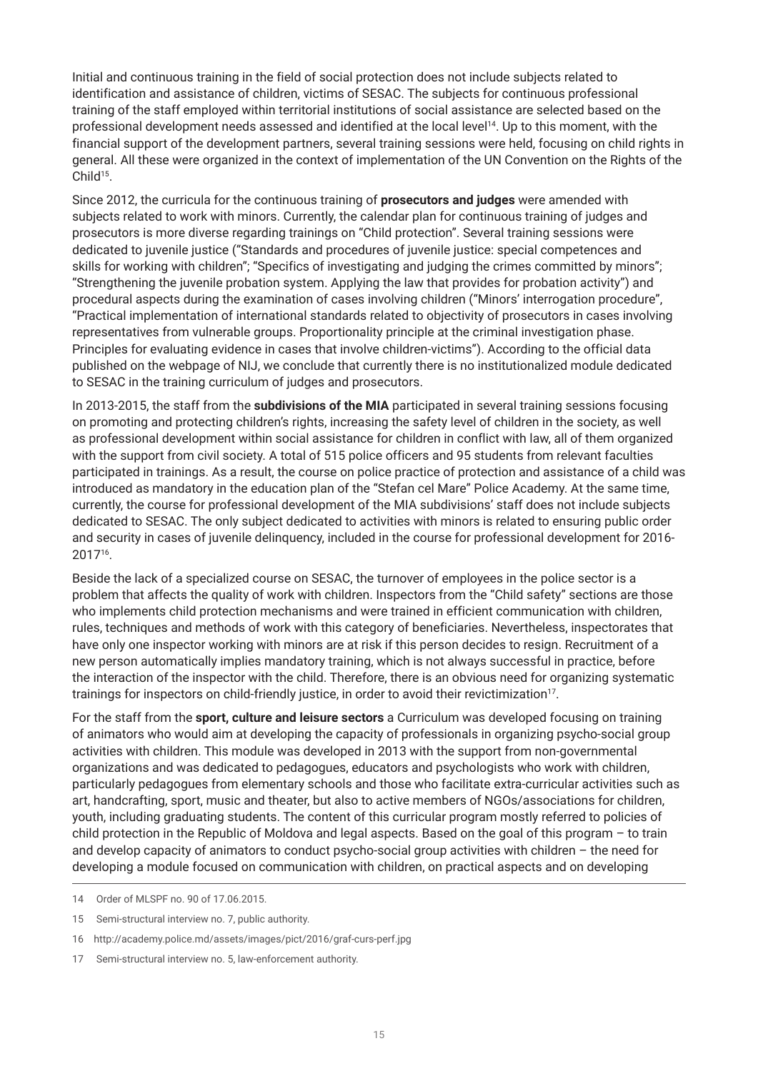Initial and continuous training in the field of social protection does not include subjects related to identification and assistance of children, victims of SESAC. The subjects for continuous professional training of the staff employed within territorial institutions of social assistance are selected based on the professional development needs assessed and identified at the local level[14]. Up to this moment, with the financial support of the development partners, several training sessions were held, focusing on child rights in general. All these were organized in the context of implementation of the UN Convention on the Rights of the Child[15].

Since 2012, the curricula for the continuous training of **prosecutors and judges** were amended with subjects related to work with minors. Currently, the calendar plan for continuous training of judges and prosecutors is more diverse regarding trainings on "Child protection". Several training sessions were dedicated to juvenile justice ("Standards and procedures of juvenile justice: special competences and skills for working with children"; "Specifics of investigating and judging the crimes committed by minors"; "Strengthening the juvenile probation system. Applying the law that provides for probation activity") and procedural aspects during the examination of cases involving children ("Minors' interrogation procedure", "Practical implementation of international standards related to objectivity of prosecutors in cases involving representatives from vulnerable groups. Proportionality principle at the criminal investigation phase. Principles for evaluating evidence in cases that involve children-victims"). According to the official data published on the webpage of NIJ, we conclude that currently there is no institutionalized module dedicated to SESAC in the training curriculum of judges and prosecutors.

In 2013-2015, the staff from the **subdivisions of the MIA** participated in several training sessions focusing on promoting and protecting children's rights, increasing the safety level of children in the society, as well as professional development within social assistance for children in conflict with law, all of them organized with the support from civil society. A total of 515 police officers and 95 students from relevant faculties participated in trainings. As a result, the course on police practice of protection and assistance of a child was introduced as mandatory in the education plan of the "Stefan cel Mare" Police Academy. At the same time, currently, the course for professional development of the MIA subdivisions' staff does not include subjects dedicated to SESAC. The only subject dedicated to activities with minors is related to ensuring public order and security in cases of juvenile delinquency, included in the course for professional development for 2016-2017[16].

Beside the lack of a specialized course on SESAC, the turnover of employees in the police sector is a problem that affects the quality of work with children. Inspectors from the "Child safety" sections are those who implements child protection mechanisms and were trained in efficient communication with children, rules, techniques and methods of work with this category of beneficiaries. Nevertheless, inspectorates that have only one inspector working with minors are at risk if this person decides to resign. Recruitment of a new person automatically implies mandatory training, which is not always successful in practice, before the interaction of the inspector with the child. Therefore, there is an obvious need for organizing systematic trainings for inspectors on child-friendly justice, in order to avoid their revictimization[17].

For the staff from the **sport, culture and leisure sectors** a Curriculum was developed focusing on training of animators who would aim at developing the capacity of professionals in organizing psycho-social group activities with children. This module was developed in 2013 with the support from non-governmental organizations and was dedicated to pedagogues, educators and psychologists who work with children, particularly pedagogues from elementary schools and those who facilitate extra-curricular activities such as art, handcrafting, sport, music and theater, but also to active members of NGOs/associations for children, youth, including graduating students. The content of this curricular program mostly referred to policies of child protection in the Republic of Moldova and legal aspects. Based on the goal of this program – to train and develop capacity of animators to conduct psycho-social group activities with children – the need for developing a module focused on communication with children, on practical aspects and on developing

---

14 Order of MLSPF no. 90 of 17.06.2015.

15 Semi-structural interview no. 7, public authority.

16 http://academy.police.md/assets/images/pict/2016/graf-curs-perf.jpg

17 Semi-structural interview no. 5, law-enforcement authority.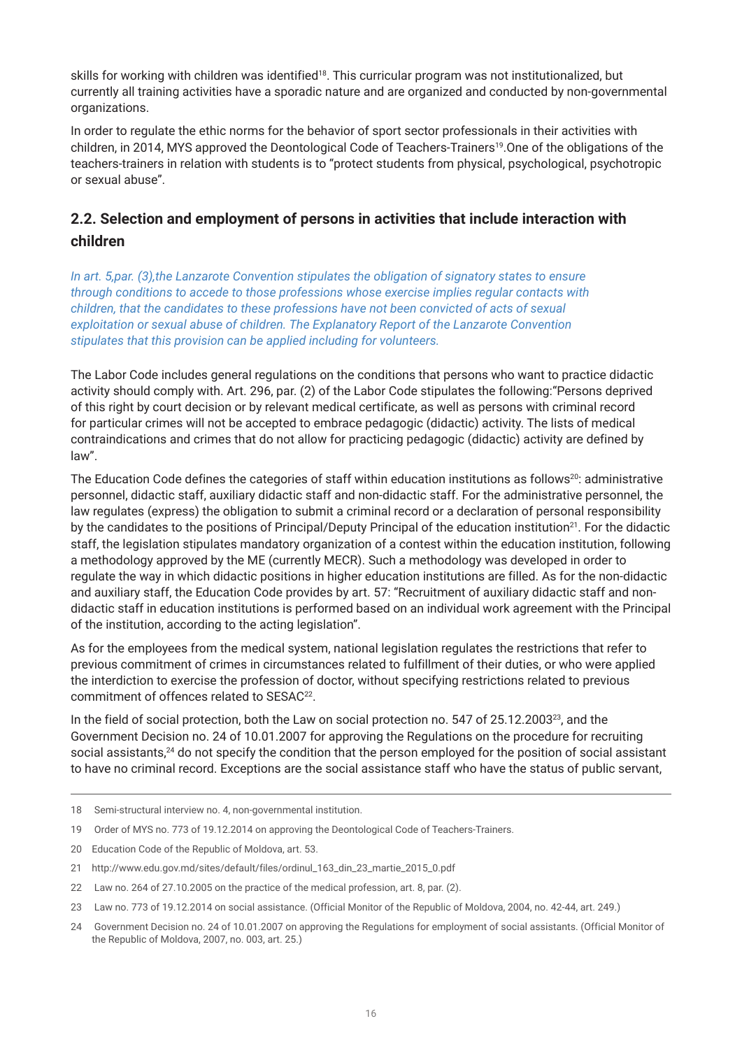skills for working with children was identified[18]. This curricular program was not institutionalized, but currently all training activities have a sporadic nature and are organized and conducted by non-governmental organizations.

In order to regulate the ethic norms for the behavior of sport sector professionals in their activities with children, in 2014, MYS approved the Deontological Code of Teachers-Trainers[19].One of the obligations of the teachers-trainers in relation with students is to "protect students from physical, psychological, psychotropic or sexual abuse".

## 2.2. Selection and employment of persons in activities that include interaction with children

*In art. 5,par. (3),the Lanzarote Convention stipulates the obligation of signatory states to ensure through conditions to accede to those professions whose exercise implies regular contacts with children, that the candidates to these professions have not been convicted of acts of sexual exploitation or sexual abuse of children. The Explanatory Report of the Lanzarote Convention stipulates that this provision can be applied including for volunteers.*

The Labor Code includes general regulations on the conditions that persons who want to practice didactic activity should comply with. Art. 296, par. (2) of the Labor Code stipulates the following:"Persons deprived of this right by court decision or by relevant medical certificate, as well as persons with criminal record for particular crimes will not be accepted to embrace pedagogic (didactic) activity. The lists of medical contraindications and crimes that do not allow for practicing pedagogic (didactic) activity are defined by law".

The Education Code defines the categories of staff within education institutions as follows[20]: administrative personnel, didactic staff, auxiliary didactic staff and non-didactic staff. For the administrative personnel, the law regulates (express) the obligation to submit a criminal record or a declaration of personal responsibility by the candidates to the positions of Principal/Deputy Principal of the education institution[21]. For the didactic staff, the legislation stipulates mandatory organization of a contest within the education institution, following a methodology approved by the ME (currently MECR). Such a methodology was developed in order to regulate the way in which didactic positions in higher education institutions are filled. As for the non-didactic and auxiliary staff, the Education Code provides by art. 57: "Recruitment of auxiliary didactic staff and non-didactic staff in education institutions is performed based on an individual work agreement with the Principal of the institution, according to the acting legislation".

As for the employees from the medical system, national legislation regulates the restrictions that refer to previous commitment of crimes in circumstances related to fulfillment of their duties, or who were applied the interdiction to exercise the profession of doctor, without specifying restrictions related to previous commitment of offences related to SESAC[22].

In the field of social protection, both the Law on social protection no. 547 of 25.12.2003[23], and the Government Decision no. 24 of 10.01.2007 for approving the Regulations on the procedure for recruiting social assistants,[24] do not specify the condition that the person employed for the position of social assistant to have no criminal record. Exceptions are the social assistance staff who have the status of public servant,

---

18 Semi-structural interview no. 4, non-governmental institution.

19 Order of MYS no. 773 of 19.12.2014 on approving the Deontological Code of Teachers-Trainers.

20 Education Code of the Republic of Moldova, art. 53.

21 http://www.edu.gov.md/sites/default/files/ordinul_163_din_23_martie_2015_0.pdf

22 Law no. 264 of 27.10.2005 on the practice of the medical profession, art. 8, par. (2).

23 Law no. 773 of 19.12.2014 on social assistance. (Official Monitor of the Republic of Moldova, 2004, no. 42-44, art. 249.)

24 Government Decision no. 24 of 10.01.2007 on approving the Regulations for employment of social assistants. (Official Monitor of the Republic of Moldova, 2007, no. 003, art. 25.)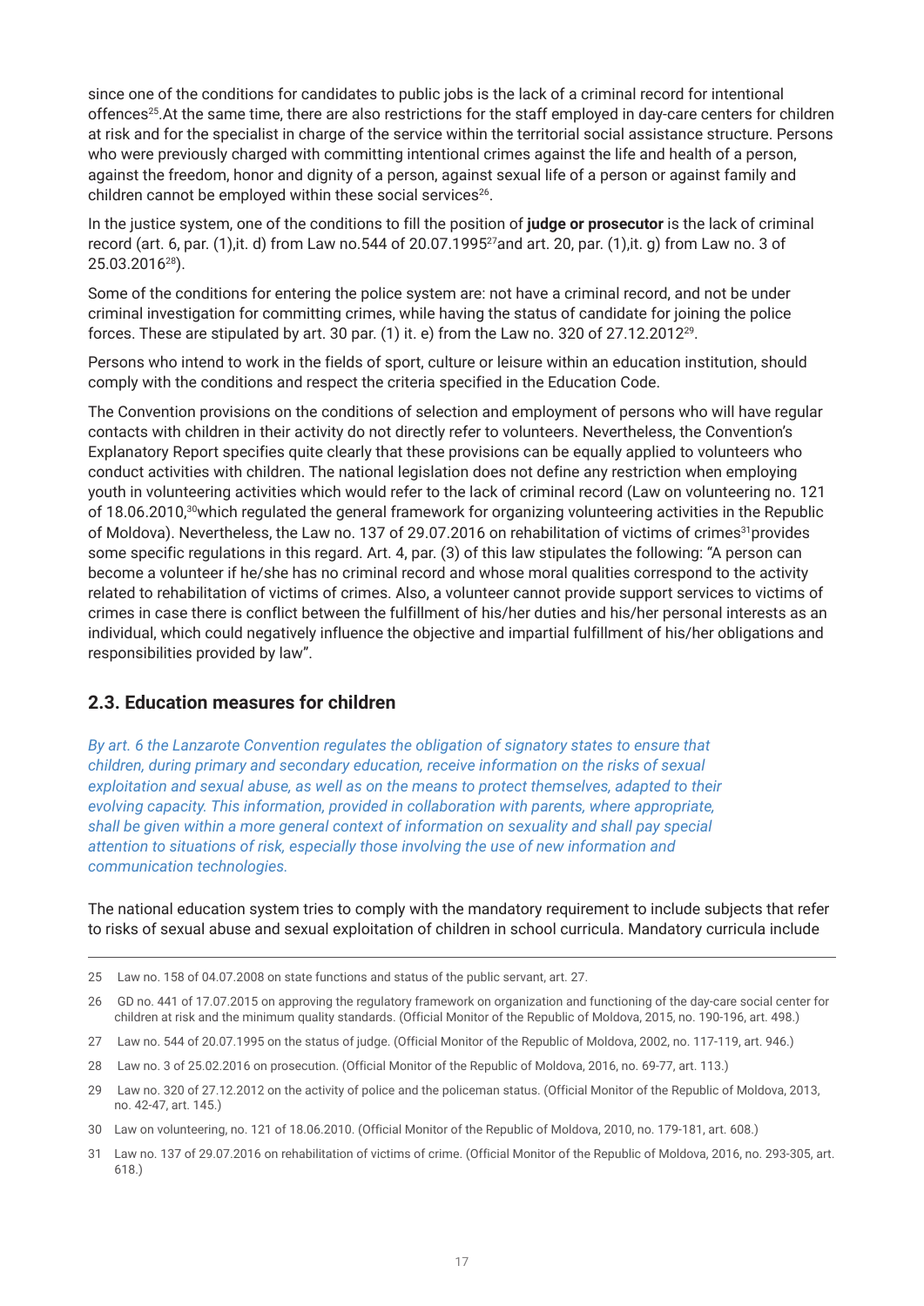since one of the conditions for candidates to public jobs is the lack of a criminal record for intentional offences[25].At the same time, there are also restrictions for the staff employed in day-care centers for children at risk and for the specialist in charge of the service within the territorial social assistance structure. Persons who were previously charged with committing intentional crimes against the life and health of a person, against the freedom, honor and dignity of a person, against sexual life of a person or against family and children cannot be employed within these social services[26].

In the justice system, one of the conditions to fill the position of **judge or prosecutor** is the lack of criminal record (art. 6, par. (1),it. d) from Law no.544 of 20.07.1995[27]and art. 20, par. (1),it. g) from Law no. 3 of 25.03.2016[28]).

Some of the conditions for entering the police system are: not have a criminal record, and not be under criminal investigation for committing crimes, while having the status of candidate for joining the police forces. These are stipulated by art. 30 par. (1) it. e) from the Law no. 320 of 27.12.2012[29].

Persons who intend to work in the fields of sport, culture or leisure within an education institution, should comply with the conditions and respect the criteria specified in the Education Code.

The Convention provisions on the conditions of selection and employment of persons who will have regular contacts with children in their activity do not directly refer to volunteers. Nevertheless, the Convention's Explanatory Report specifies quite clearly that these provisions can be equally applied to volunteers who conduct activities with children. The national legislation does not define any restriction when employing youth in volunteering activities which would refer to the lack of criminal record (Law on volunteering no. 121 of 18.06.2010,[30]which regulated the general framework for organizing volunteering activities in the Republic of Moldova). Nevertheless, the Law no. 137 of 29.07.2016 on rehabilitation of victims of crimes[31]provides some specific regulations in this regard. Art. 4, par. (3) of this law stipulates the following: "A person can become a volunteer if he/she has no criminal record and whose moral qualities correspond to the activity related to rehabilitation of victims of crimes. Also, a volunteer cannot provide support services to victims of crimes in case there is conflict between the fulfillment of his/her duties and his/her personal interests as an individual, which could negatively influence the objective and impartial fulfillment of his/her obligations and responsibilities provided by law".

## 2.3. Education measures for children

*By art. 6 the Lanzarote Convention regulates the obligation of signatory states to ensure that children, during primary and secondary education, receive information on the risks of sexual exploitation and sexual abuse, as well as on the means to protect themselves, adapted to their evolving capacity. This information, provided in collaboration with parents, where appropriate, shall be given within a more general context of information on sexuality and shall pay special attention to situations of risk, especially those involving the use of new information and communication technologies.*

The national education system tries to comply with the mandatory requirement to include subjects that refer to risks of sexual abuse and sexual exploitation of children in school curricula. Mandatory curricula include

---

25 Law no. 158 of 04.07.2008 on state functions and status of the public servant, art. 27.

26 GD no. 441 of 17.07.2015 on approving the regulatory framework on organization and functioning of the day-care social center for children at risk and the minimum quality standards. (Official Monitor of the Republic of Moldova, 2015, no. 190-196, art. 498.)

27 Law no. 544 of 20.07.1995 on the status of judge. (Official Monitor of the Republic of Moldova, 2002, no. 117-119, art. 946.)

28 Law no. 3 of 25.02.2016 on prosecution. (Official Monitor of the Republic of Moldova, 2016, no. 69-77, art. 113.)

29 Law no. 320 of 27.12.2012 on the activity of police and the policeman status. (Official Monitor of the Republic of Moldova, 2013, no. 42-47, art. 145.)

30 Law on volunteering, no. 121 of 18.06.2010. (Official Monitor of the Republic of Moldova, 2010, no. 179-181, art. 608.)

31 Law no. 137 of 29.07.2016 on rehabilitation of victims of crime. (Official Monitor of the Republic of Moldova, 2016, no. 293-305, art. 618.)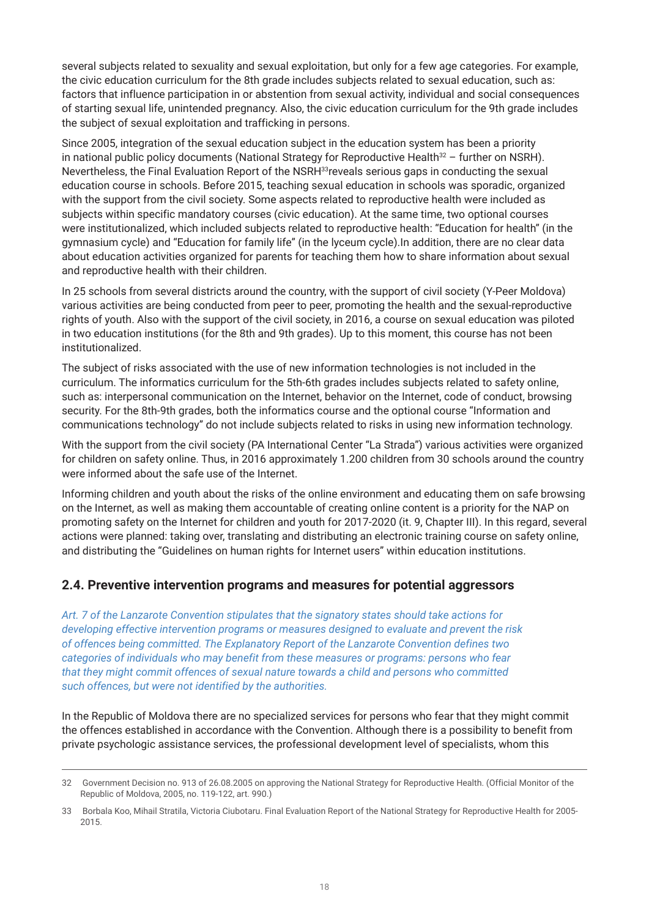several subjects related to sexuality and sexual exploitation, but only for a few age categories. For example, the civic education curriculum for the 8th grade includes subjects related to sexual education, such as: factors that influence participation in or abstention from sexual activity, individual and social consequences of starting sexual life, unintended pregnancy. Also, the civic education curriculum for the 9th grade includes the subject of sexual exploitation and trafficking in persons.

Since 2005, integration of the sexual education subject in the education system has been a priority in national public policy documents (National Strategy for Reproductive Health[32] – further on NSRH). Nevertheless, the Final Evaluation Report of the NSRH[33]reveals serious gaps in conducting the sexual education course in schools. Before 2015, teaching sexual education in schools was sporadic, organized with the support from the civil society. Some aspects related to reproductive health were included as subjects within specific mandatory courses (civic education). At the same time, two optional courses were institutionalized, which included subjects related to reproductive health: "Education for health" (in the gymnasium cycle) and "Education for family life" (in the lyceum cycle).In addition, there are no clear data about education activities organized for parents for teaching them how to share information about sexual and reproductive health with their children.

In 25 schools from several districts around the country, with the support of civil society (Y-Peer Moldova) various activities are being conducted from peer to peer, promoting the health and the sexual-reproductive rights of youth. Also with the support of the civil society, in 2016, a course on sexual education was piloted in two education institutions (for the 8th and 9th grades). Up to this moment, this course has not been institutionalized.

The subject of risks associated with the use of new information technologies is not included in the curriculum. The informatics curriculum for the 5th-6th grades includes subjects related to safety online, such as: interpersonal communication on the Internet, behavior on the Internet, code of conduct, browsing security. For the 8th-9th grades, both the informatics course and the optional course "Information and communications technology" do not include subjects related to risks in using new information technology.

With the support from the civil society (PA International Center "La Strada") various activities were organized for children on safety online. Thus, in 2016 approximately 1.200 children from 30 schools around the country were informed about the safe use of the Internet.

Informing children and youth about the risks of the online environment and educating them on safe browsing on the Internet, as well as making them accountable of creating online content is a priority for the NAP on promoting safety on the Internet for children and youth for 2017-2020 (it. 9, Chapter III). In this regard, several actions were planned: taking over, translating and distributing an electronic training course on safety online, and distributing the "Guidelines on human rights for Internet users" within education institutions.

## 2.4. Preventive intervention programs and measures for potential aggressors

*Art. 7 of the Lanzarote Convention stipulates that the signatory states should take actions for developing effective intervention programs or measures designed to evaluate and prevent the risk of offences being committed. The Explanatory Report of the Lanzarote Convention defines two categories of individuals who may benefit from these measures or programs: persons who fear that they might commit offences of sexual nature towards a child and persons who committed such offences, but were not identified by the authorities.*

In the Republic of Moldova there are no specialized services for persons who fear that they might commit the offences established in accordance with the Convention. Although there is a possibility to benefit from private psychologic assistance services, the professional development level of specialists, whom this

---

32 Government Decision no. 913 of 26.08.2005 on approving the National Strategy for Reproductive Health. (Official Monitor of the Republic of Moldova, 2005, no. 119-122, art. 990.)

33 Borbala Koo, Mihail Stratila, Victoria Ciubotaru. Final Evaluation Report of the National Strategy for Reproductive Health for 2005-2015.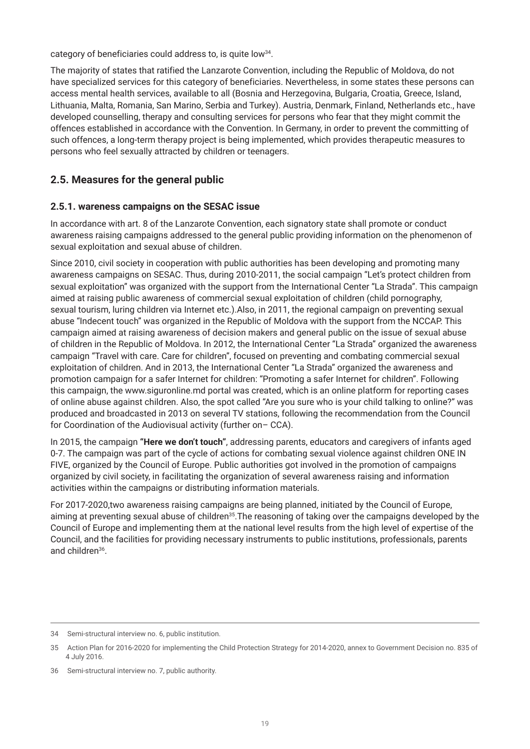category of beneficiaries could address to, is quite low[34].

The majority of states that ratified the Lanzarote Convention, including the Republic of Moldova, do not have specialized services for this category of beneficiaries. Nevertheless, in some states these persons can access mental health services, available to all (Bosnia and Herzegovina, Bulgaria, Croatia, Greece, Island, Lithuania, Malta, Romania, San Marino, Serbia and Turkey). Austria, Denmark, Finland, Netherlands etc., have developed counselling, therapy and consulting services for persons who fear that they might commit the offences established in accordance with the Convention. In Germany, in order to prevent the committing of such offences, a long-term therapy project is being implemented, which provides therapeutic measures to persons who feel sexually attracted by children or teenagers.

## 2.5. Measures for the general public

### 2.5.1. wareness campaigns on the SESAC issue

In accordance with art. 8 of the Lanzarote Convention, each signatory state shall promote or conduct awareness raising campaigns addressed to the general public providing information on the phenomenon of sexual exploitation and sexual abuse of children.

Since 2010, civil society in cooperation with public authorities has been developing and promoting many awareness campaigns on SESAC. Thus, during 2010-2011, the social campaign "Let's protect children from sexual exploitation" was organized with the support from the International Center "La Strada". This campaign aimed at raising public awareness of commercial sexual exploitation of children (child pornography, sexual tourism, luring children via Internet etc.).Also, in 2011, the regional campaign on preventing sexual abuse "Indecent touch" was organized in the Republic of Moldova with the support from the NCCAP. This campaign aimed at raising awareness of decision makers and general public on the issue of sexual abuse of children in the Republic of Moldova. In 2012, the International Center "La Strada" organized the awareness campaign "Travel with care. Care for children", focused on preventing and combating commercial sexual exploitation of children. And in 2013, the International Center "La Strada" organized the awareness and promotion campaign for a safer Internet for children: "Promoting a safer Internet for children". Following this campaign, the www.siguronline.md portal was created, which is an online platform for reporting cases of online abuse against children. Also, the spot called "Are you sure who is your child talking to online?" was produced and broadcasted in 2013 on several TV stations, following the recommendation from the Council for Coordination of the Audiovisual activity (further on– CCA).

In 2015, the campaign **"Here we don't touch"**, addressing parents, educators and caregivers of infants aged 0-7. The campaign was part of the cycle of actions for combating sexual violence against children ONE IN FIVE, organized by the Council of Europe. Public authorities got involved in the promotion of campaigns organized by civil society, in facilitating the organization of several awareness raising and information activities within the campaigns or distributing information materials.

For 2017-2020,two awareness raising campaigns are being planned, initiated by the Council of Europe, aiming at preventing sexual abuse of children[35].The reasoning of taking over the campaigns developed by the Council of Europe and implementing them at the national level results from the high level of expertise of the Council, and the facilities for providing necessary instruments to public institutions, professionals, parents and children[36].

---

34 Semi-structural interview no. 6, public institution.

35 Action Plan for 2016-2020 for implementing the Child Protection Strategy for 2014-2020, annex to Government Decision no. 835 of 4 July 2016.

36 Semi-structural interview no. 7, public authority.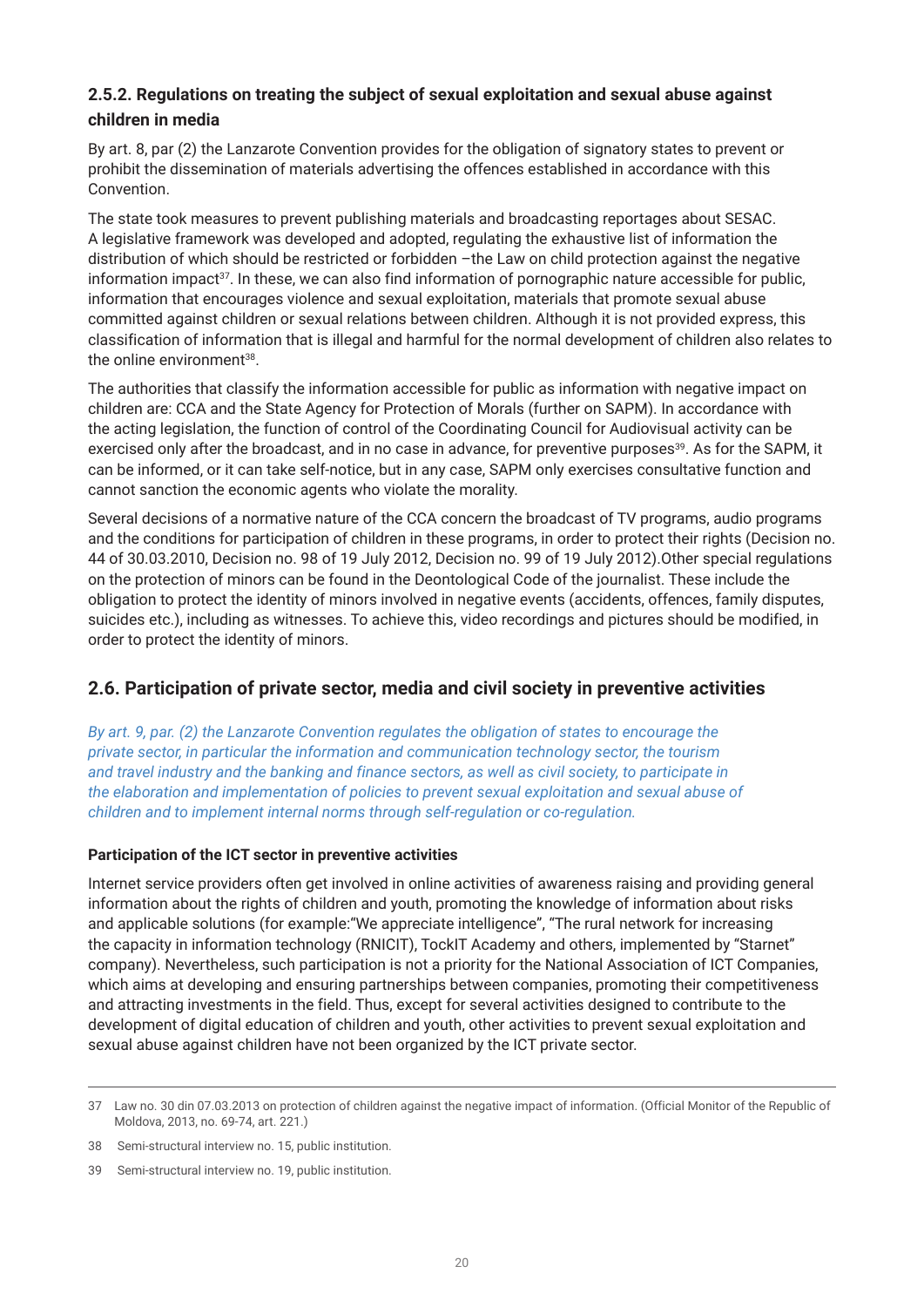### 2.5.2. Regulations on treating the subject of sexual exploitation and sexual abuse against children in media

By art. 8, par (2) the Lanzarote Convention provides for the obligation of signatory states to prevent or prohibit the dissemination of materials advertising the offences established in accordance with this Convention.

The state took measures to prevent publishing materials and broadcasting reportages about SESAC. A legislative framework was developed and adopted, regulating the exhaustive list of information the distribution of which should be restricted or forbidden –the Law on child protection against the negative information impact[37]. In these, we can also find information of pornographic nature accessible for public, information that encourages violence and sexual exploitation, materials that promote sexual abuse committed against children or sexual relations between children. Although it is not provided express, this classification of information that is illegal and harmful for the normal development of children also relates to the online environment[38].

The authorities that classify the information accessible for public as information with negative impact on children are: CCA and the State Agency for Protection of Morals (further on SAPM). In accordance with the acting legislation, the function of control of the Coordinating Council for Audiovisual activity can be exercised only after the broadcast, and in no case in advance, for preventive purposes[39]. As for the SAPM, it can be informed, or it can take self-notice, but in any case, SAPM only exercises consultative function and cannot sanction the economic agents who violate the morality.

Several decisions of a normative nature of the CCA concern the broadcast of TV programs, audio programs and the conditions for participation of children in these programs, in order to protect their rights (Decision no. 44 of 30.03.2010, Decision no. 98 of 19 July 2012, Decision no. 99 of 19 July 2012).Other special regulations on the protection of minors can be found in the Deontological Code of the journalist. These include the obligation to protect the identity of minors involved in negative events (accidents, offences, family disputes, suicides etc.), including as witnesses. To achieve this, video recordings and pictures should be modified, in order to protect the identity of minors.

## 2.6. Participation of private sector, media and civil society in preventive activities

*By art. 9, par. (2) the Lanzarote Convention regulates the obligation of states to encourage the private sector, in particular the information and communication technology sector, the tourism and travel industry and the banking and finance sectors, as well as civil society, to participate in the elaboration and implementation of policies to prevent sexual exploitation and sexual abuse of children and to implement internal norms through self-regulation or co-regulation.*

**Participation of the ICT sector in preventive activities**

Internet service providers often get involved in online activities of awareness raising and providing general information about the rights of children and youth, promoting the knowledge of information about risks and applicable solutions (for example:"We appreciate intelligence", "The rural network for increasing the capacity in information technology (RNICIT), TockIT Academy and others, implemented by "Starnet" company). Nevertheless, such participation is not a priority for the National Association of ICT Companies, which aims at developing and ensuring partnerships between companies, promoting their competitiveness and attracting investments in the field. Thus, except for several activities designed to contribute to the development of digital education of children and youth, other activities to prevent sexual exploitation and sexual abuse against children have not been organized by the ICT private sector.

---

37 Law no. 30 din 07.03.2013 on protection of children against the negative impact of information. (Official Monitor of the Republic of Moldova, 2013, no. 69-74, art. 221.)

38 Semi-structural interview no. 15, public institution.

39 Semi-structural interview no. 19, public institution.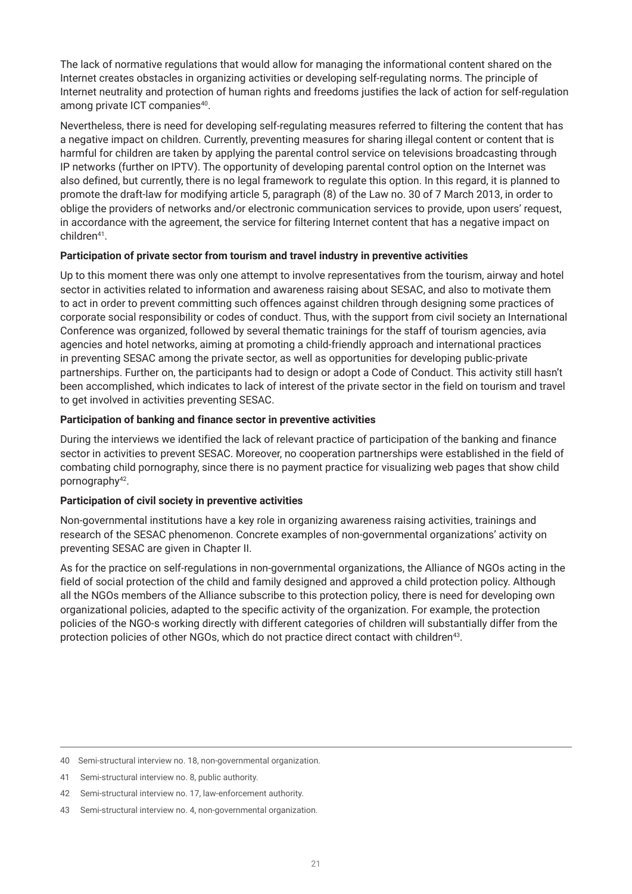The lack of normative regulations that would allow for managing the informational content shared on the Internet creates obstacles in organizing activities or developing self-regulating norms. The principle of Internet neutrality and protection of human rights and freedoms justifies the lack of action for self-regulation among private ICT companies[40].

Nevertheless, there is need for developing self-regulating measures referred to filtering the content that has a negative impact on children. Currently, preventing measures for sharing illegal content or content that is harmful for children are taken by applying the parental control service on televisions broadcasting through IP networks (further on IPTV). The opportunity of developing parental control option on the Internet was also defined, but currently, there is no legal framework to regulate this option. In this regard, it is planned to promote the draft-law for modifying article 5, paragraph (8) of the Law no. 30 of 7 March 2013, in order to oblige the providers of networks and/or electronic communication services to provide, upon users' request, in accordance with the agreement, the service for filtering Internet content that has a negative impact on children[41].

**Participation of private sector from tourism and travel industry in preventive activities**

Up to this moment there was only one attempt to involve representatives from the tourism, airway and hotel sector in activities related to information and awareness raising about SESAC, and also to motivate them to act in order to prevent committing such offences against children through designing some practices of corporate social responsibility or codes of conduct. Thus, with the support from civil society an International Conference was organized, followed by several thematic trainings for the staff of tourism agencies, avia agencies and hotel networks, aiming at promoting a child-friendly approach and international practices in preventing SESAC among the private sector, as well as opportunities for developing public-private partnerships. Further on, the participants had to design or adopt a Code of Conduct. This activity still hasn't been accomplished, which indicates to lack of interest of the private sector in the field on tourism and travel to get involved in activities preventing SESAC.

**Participation of banking and finance sector in preventive activities**

During the interviews we identified the lack of relevant practice of participation of the banking and finance sector in activities to prevent SESAC. Moreover, no cooperation partnerships were established in the field of combating child pornography, since there is no payment practice for visualizing web pages that show child pornography[42].

**Participation of civil society in preventive activities**

Non-governmental institutions have a key role in organizing awareness raising activities, trainings and research of the SESAC phenomenon. Concrete examples of non-governmental organizations' activity on preventing SESAC are given in Chapter II.

As for the practice on self-regulations in non-governmental organizations, the Alliance of NGOs acting in the field of social protection of the child and family designed and approved a child protection policy. Although all the NGOs members of the Alliance subscribe to this protection policy, there is need for developing own organizational policies, adapted to the specific activity of the organization. For example, the protection policies of the NGO-s working directly with different categories of children will substantially differ from the protection policies of other NGOs, which do not practice direct contact with children[43].

---

40 Semi-structural interview no. 18, non-governmental organization.

41 Semi-structural interview no. 8, public authority.

42 Semi-structural interview no. 17, law-enforcement authority.

43 Semi-structural interview no. 4, non-governmental organization.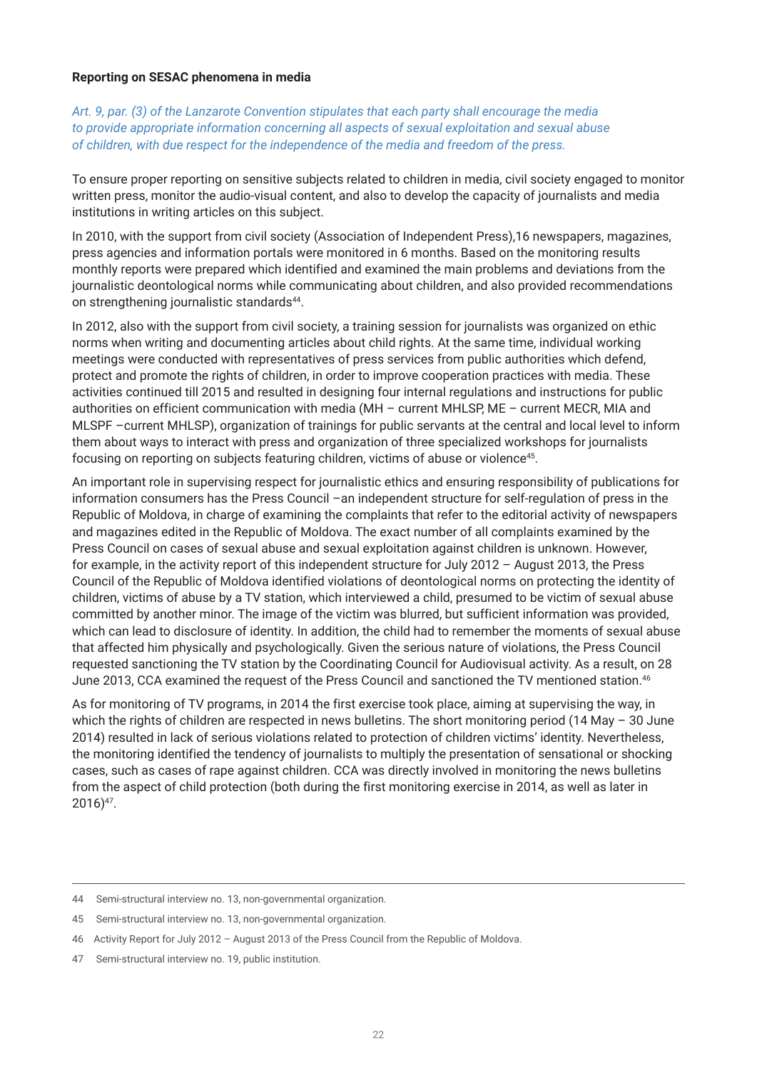**Reporting on SESAC phenomena in media**

*Art. 9, par. (3) of the Lanzarote Convention stipulates that each party shall encourage the media to provide appropriate information concerning all aspects of sexual exploitation and sexual abuse of children, with due respect for the independence of the media and freedom of the press.*

To ensure proper reporting on sensitive subjects related to children in media, civil society engaged to monitor written press, monitor the audio-visual content, and also to develop the capacity of journalists and media institutions in writing articles on this subject.

In 2010, with the support from civil society (Association of Independent Press),16 newspapers, magazines, press agencies and information portals were monitored in 6 months. Based on the monitoring results monthly reports were prepared which identified and examined the main problems and deviations from the journalistic deontological norms while communicating about children, and also provided recommendations on strengthening journalistic standards[44].

In 2012, also with the support from civil society, a training session for journalists was organized on ethic norms when writing and documenting articles about child rights. At the same time, individual working meetings were conducted with representatives of press services from public authorities which defend, protect and promote the rights of children, in order to improve cooperation practices with media. These activities continued till 2015 and resulted in designing four internal regulations and instructions for public authorities on efficient communication with media (MH – current MHLSP, ME – current MECR, MIA and MLSPF –current MHLSP), organization of trainings for public servants at the central and local level to inform them about ways to interact with press and organization of three specialized workshops for journalists focusing on reporting on subjects featuring children, victims of abuse or violence[45].

An important role in supervising respect for journalistic ethics and ensuring responsibility of publications for information consumers has the Press Council –an independent structure for self-regulation of press in the Republic of Moldova, in charge of examining the complaints that refer to the editorial activity of newspapers and magazines edited in the Republic of Moldova. The exact number of all complaints examined by the Press Council on cases of sexual abuse and sexual exploitation against children is unknown. However, for example, in the activity report of this independent structure for July 2012 – August 2013, the Press Council of the Republic of Moldova identified violations of deontological norms on protecting the identity of children, victims of abuse by a TV station, which interviewed a child, presumed to be victim of sexual abuse committed by another minor. The image of the victim was blurred, but sufficient information was provided, which can lead to disclosure of identity. In addition, the child had to remember the moments of sexual abuse that affected him physically and psychologically. Given the serious nature of violations, the Press Council requested sanctioning the TV station by the Coordinating Council for Audiovisual activity. As a result, on 28 June 2013, CCA examined the request of the Press Council and sanctioned the TV mentioned station.[46]

As for monitoring of TV programs, in 2014 the first exercise took place, aiming at supervising the way, in which the rights of children are respected in news bulletins. The short monitoring period (14 May – 30 June 2014) resulted in lack of serious violations related to protection of children victims' identity. Nevertheless, the monitoring identified the tendency of journalists to multiply the presentation of sensational or shocking cases, such as cases of rape against children. CCA was directly involved in monitoring the news bulletins from the aspect of child protection (both during the first monitoring exercise in 2014, as well as later in 2016)[47].

---

44 Semi-structural interview no. 13, non-governmental organization.

45 Semi-structural interview no. 13, non-governmental organization.

46 Activity Report for July 2012 – August 2013 of the Press Council from the Republic of Moldova.

47 Semi-structural interview no. 19, public institution.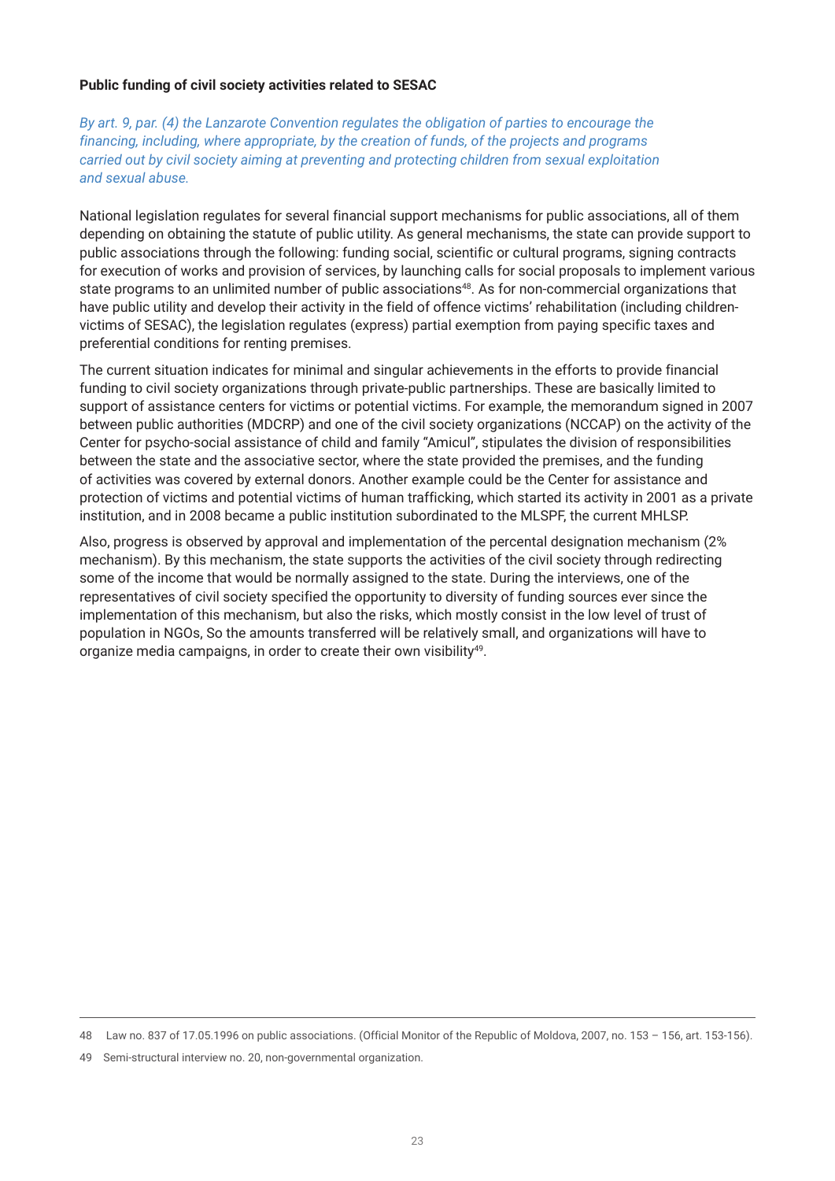**Public funding of civil society activities related to SESAC**

*By art. 9, par. (4) the Lanzarote Convention regulates the obligation of parties to encourage the financing, including, where appropriate, by the creation of funds, of the projects and programs carried out by civil society aiming at preventing and protecting children from sexual exploitation and sexual abuse.*

National legislation regulates for several financial support mechanisms for public associations, all of them depending on obtaining the statute of public utility. As general mechanisms, the state can provide support to public associations through the following: funding social, scientific or cultural programs, signing contracts for execution of works and provision of services, by launching calls for social proposals to implement various state programs to an unlimited number of public associations[48]. As for non-commercial organizations that have public utility and develop their activity in the field of offence victims' rehabilitation (including children-victims of SESAC), the legislation regulates (express) partial exemption from paying specific taxes and preferential conditions for renting premises.

The current situation indicates for minimal and singular achievements in the efforts to provide financial funding to civil society organizations through private-public partnerships. These are basically limited to support of assistance centers for victims or potential victims. For example, the memorandum signed in 2007 between public authorities (MDCRP) and one of the civil society organizations (NCCAP) on the activity of the Center for psycho-social assistance of child and family "Amicul", stipulates the division of responsibilities between the state and the associative sector, where the state provided the premises, and the funding of activities was covered by external donors. Another example could be the Center for assistance and protection of victims and potential victims of human trafficking, which started its activity in 2001 as a private institution, and in 2008 became a public institution subordinated to the MLSPF, the current MHLSP.

Also, progress is observed by approval and implementation of the percental designation mechanism (2% mechanism). By this mechanism, the state supports the activities of the civil society through redirecting some of the income that would be normally assigned to the state. During the interviews, one of the representatives of civil society specified the opportunity to diversity of funding sources ever since the implementation of this mechanism, but also the risks, which mostly consist in the low level of trust of population in NGOs, So the amounts transferred will be relatively small, and organizations will have to organize media campaigns, in order to create their own visibility[49].

---

48 Law no. 837 of 17.05.1996 on public associations. (Official Monitor of the Republic of Moldova, 2007, no. 153 – 156, art. 153-156).

49 Semi-structural interview no. 20, non-governmental organization.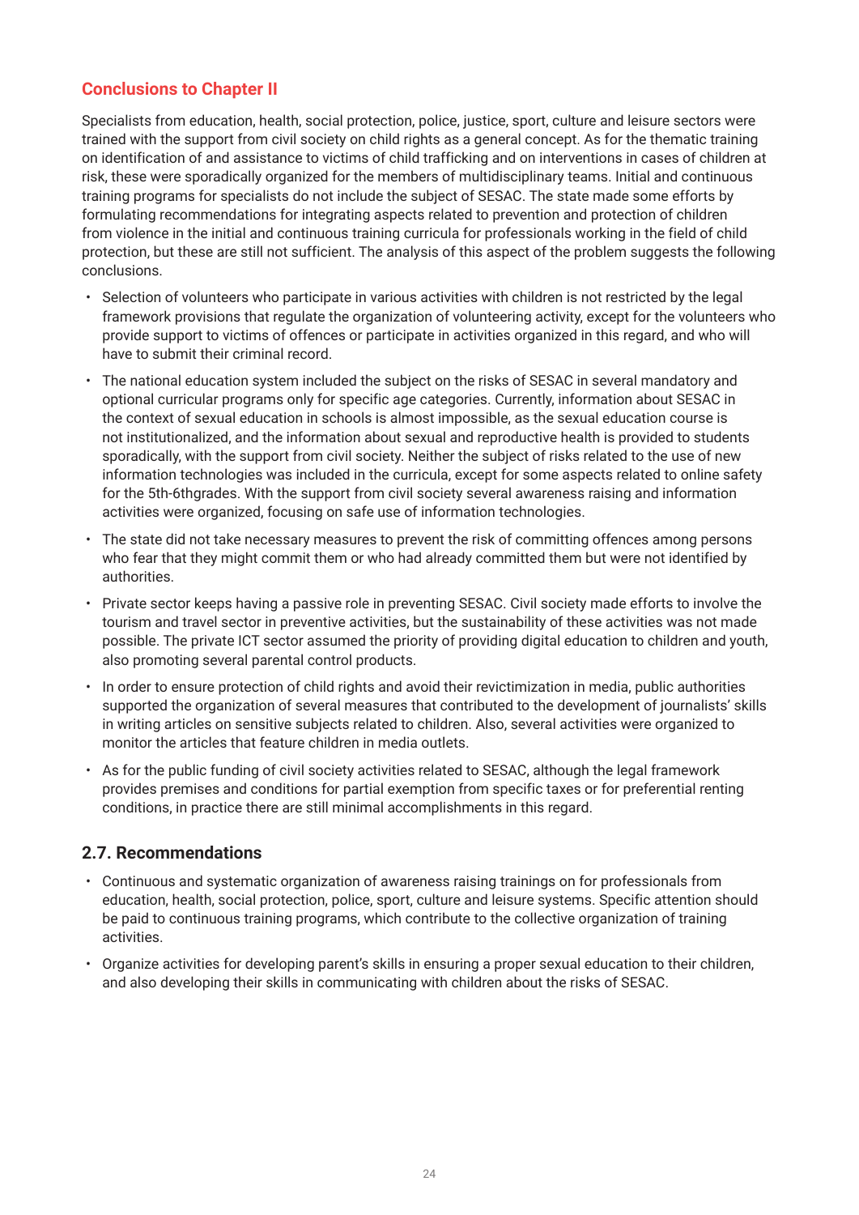## Conclusions to Chapter II

Specialists from education, health, social protection, police, justice, sport, culture and leisure sectors were trained with the support from civil society on child rights as a general concept. As for the thematic training on identification of and assistance to victims of child trafficking and on interventions in cases of children at risk, these were sporadically organized for the members of multidisciplinary teams. Initial and continuous training programs for specialists do not include the subject of SESAC. The state made some efforts by formulating recommendations for integrating aspects related to prevention and protection of children from violence in the initial and continuous training curricula for professionals working in the field of child protection, but these are still not sufficient. The analysis of this aspect of the problem suggests the following conclusions.

- Selection of volunteers who participate in various activities with children is not restricted by the legal framework provisions that regulate the organization of volunteering activity, except for the volunteers who provide support to victims of offences or participate in activities organized in this regard, and who will have to submit their criminal record.
- The national education system included the subject on the risks of SESAC in several mandatory and optional curricular programs only for specific age categories. Currently, information about SESAC in the context of sexual education in schools is almost impossible, as the sexual education course is not institutionalized, and the information about sexual and reproductive health is provided to students sporadically, with the support from civil society. Neither the subject of risks related to the use of new information technologies was included in the curricula, except for some aspects related to online safety for the 5th-6thgrades. With the support from civil society several awareness raising and information activities were organized, focusing on safe use of information technologies.
- The state did not take necessary measures to prevent the risk of committing offences among persons who fear that they might commit them or who had already committed them but were not identified by authorities.
- Private sector keeps having a passive role in preventing SESAC. Civil society made efforts to involve the tourism and travel sector in preventive activities, but the sustainability of these activities was not made possible. The private ICT sector assumed the priority of providing digital education to children and youth, also promoting several parental control products.
- In order to ensure protection of child rights and avoid their revictimization in media, public authorities supported the organization of several measures that contributed to the development of journalists' skills in writing articles on sensitive subjects related to children. Also, several activities were organized to monitor the articles that feature children in media outlets.
- As for the public funding of civil society activities related to SESAC, although the legal framework provides premises and conditions for partial exemption from specific taxes or for preferential renting conditions, in practice there are still minimal accomplishments in this regard.

## 2.7. Recommendations

- Continuous and systematic organization of awareness raising trainings on for professionals from education, health, social protection, police, sport, culture and leisure systems. Specific attention should be paid to continuous training programs, which contribute to the collective organization of training activities.
- Organize activities for developing parent's skills in ensuring a proper sexual education to their children, and also developing their skills in communicating with children about the risks of SESAC.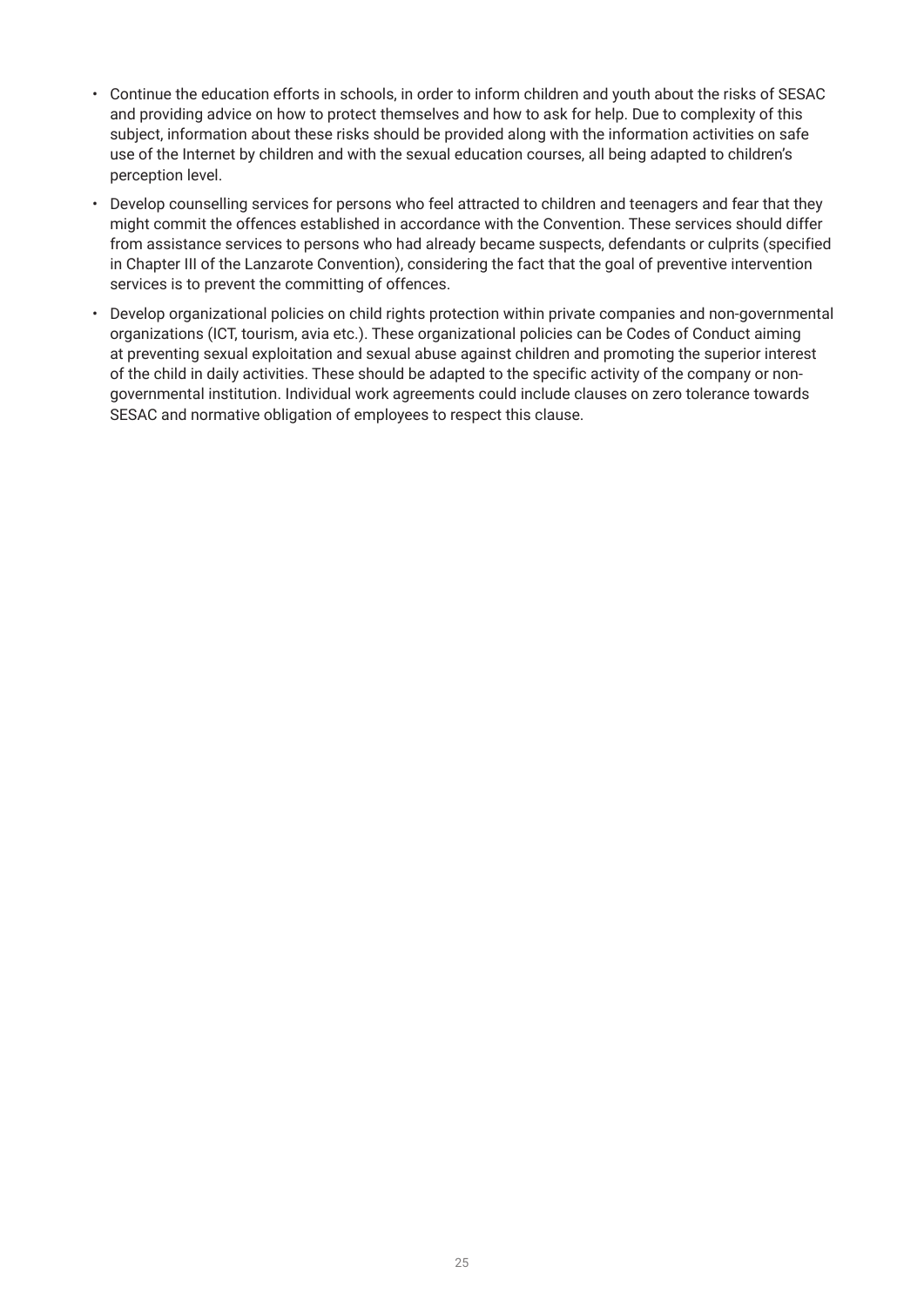- Continue the education efforts in schools, in order to inform children and youth about the risks of SESAC and providing advice on how to protect themselves and how to ask for help. Due to complexity of this subject, information about these risks should be provided along with the information activities on safe use of the Internet by children and with the sexual education courses, all being adapted to children's perception level.
- Develop counselling services for persons who feel attracted to children and teenagers and fear that they might commit the offences established in accordance with the Convention. These services should differ from assistance services to persons who had already became suspects, defendants or culprits (specified in Chapter III of the Lanzarote Convention), considering the fact that the goal of preventive intervention services is to prevent the committing of offences.
- Develop organizational policies on child rights protection within private companies and non-governmental organizations (ICT, tourism, avia etc.). These organizational policies can be Codes of Conduct aiming at preventing sexual exploitation and sexual abuse against children and promoting the superior interest of the child in daily activities. These should be adapted to the specific activity of the company or non-governmental institution. Individual work agreements could include clauses on zero tolerance towards SESAC and normative obligation of employees to respect this clause.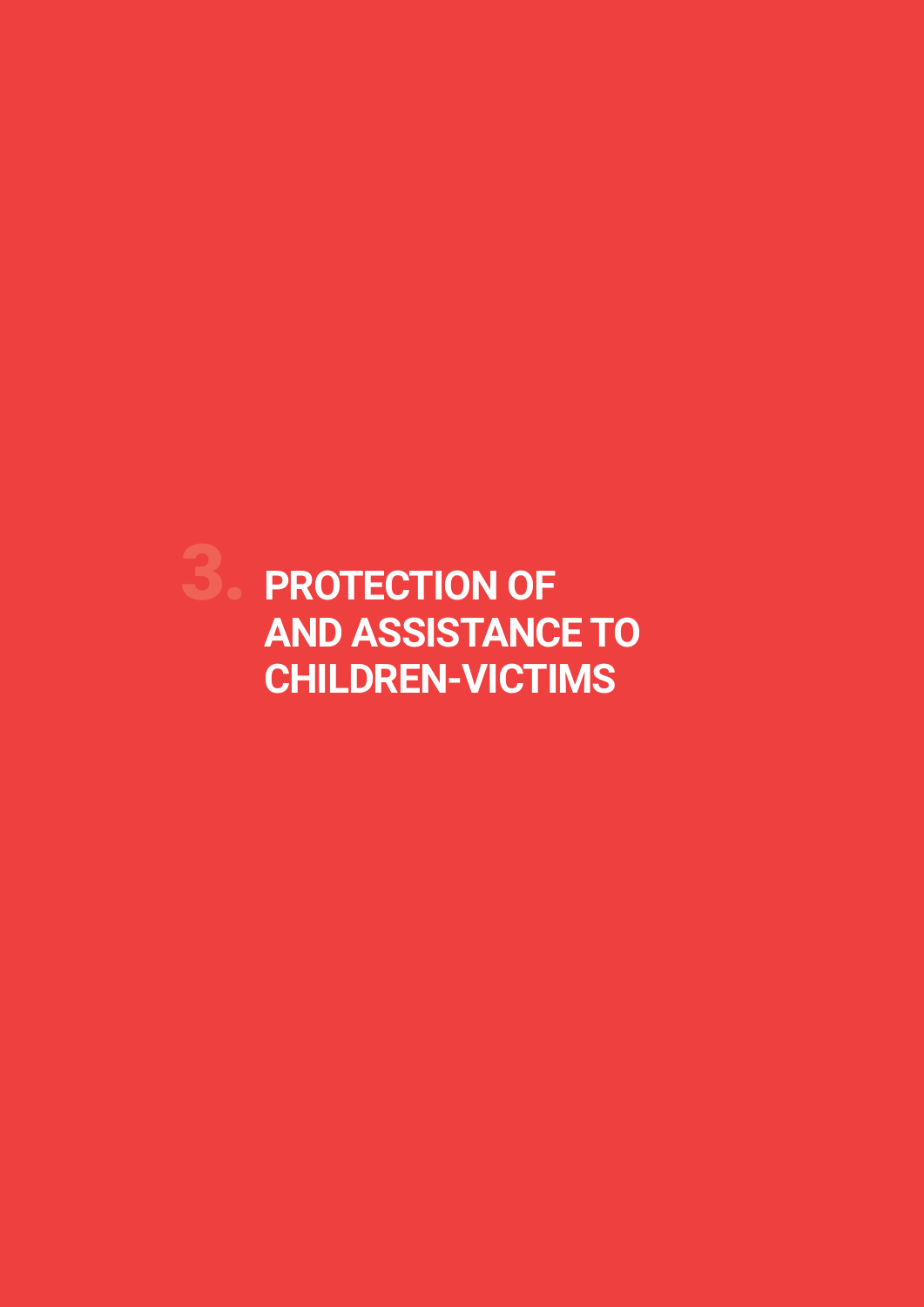# 3. PROTECTION OF AND ASSISTANCE TO CHILDREN-VICTIMS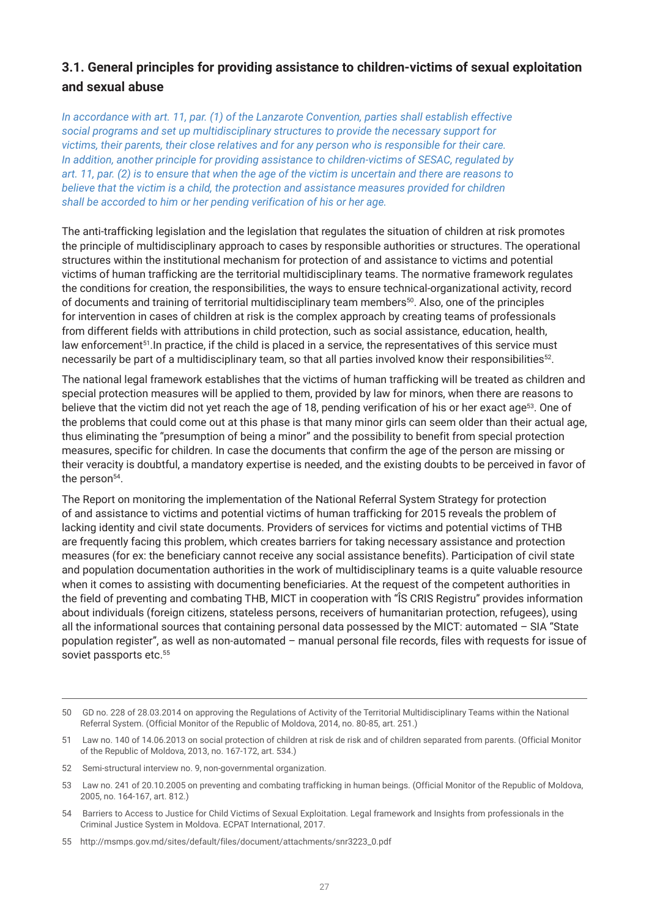### 3.1. General principles for providing assistance to children-victims of sexual exploitation and sexual abuse

*In accordance with art. 11, par. (1) of the Lanzarote Convention, parties shall establish effective social programs and set up multidisciplinary structures to provide the necessary support for victims, their parents, their close relatives and for any person who is responsible for their care. In addition, another principle for providing assistance to children-victims of SESAC, regulated by art. 11, par. (2) is to ensure that when the age of the victim is uncertain and there are reasons to believe that the victim is a child, the protection and assistance measures provided for children shall be accorded to him or her pending verification of his or her age.*

The anti-trafficking legislation and the legislation that regulates the situation of children at risk promotes the principle of multidisciplinary approach to cases by responsible authorities or structures. The operational structures within the institutional mechanism for protection of and assistance to victims and potential victims of human trafficking are the territorial multidisciplinary teams. The normative framework regulates the conditions for creation, the responsibilities, the ways to ensure technical-organizational activity, record of documents and training of territorial multidisciplinary team members[50]. Also, one of the principles for intervention in cases of children at risk is the complex approach by creating teams of professionals from different fields with attributions in child protection, such as social assistance, education, health, law enforcement[51].In practice, if the child is placed in a service, the representatives of this service must necessarily be part of a multidisciplinary team, so that all parties involved know their responsibilities[52].

The national legal framework establishes that the victims of human trafficking will be treated as children and special protection measures will be applied to them, provided by law for minors, when there are reasons to believe that the victim did not yet reach the age of 18, pending verification of his or her exact age[53]. One of the problems that could come out at this phase is that many minor girls can seem older than their actual age, thus eliminating the "presumption of being a minor" and the possibility to benefit from special protection measures, specific for children. In case the documents that confirm the age of the person are missing or their veracity is doubtful, a mandatory expertise is needed, and the existing doubts to be perceived in favor of the person[54].

The Report on monitoring the implementation of the National Referral System Strategy for protection of and assistance to victims and potential victims of human trafficking for 2015 reveals the problem of lacking identity and civil state documents. Providers of services for victims and potential victims of THB are frequently facing this problem, which creates barriers for taking necessary assistance and protection measures (for ex: the beneficiary cannot receive any social assistance benefits). Participation of civil state and population documentation authorities in the work of multidisciplinary teams is a quite valuable resource when it comes to assisting with documenting beneficiaries. At the request of the competent authorities in the field of preventing and combating THB, MICT in cooperation with "ÎS CRIS Registru" provides information about individuals (foreign citizens, stateless persons, receivers of humanitarian protection, refugees), using all the informational sources that containing personal data possessed by the MICT: automated – SIA "State population register", as well as non-automated – manual personal file records, files with requests for issue of soviet passports etc.[55]

---

50 GD no. 228 of 28.03.2014 on approving the Regulations of Activity of the Territorial Multidisciplinary Teams within the National Referral System. (Official Monitor of the Republic of Moldova, 2014, no. 80-85, art. 251.)

51 Law no. 140 of 14.06.2013 on social protection of children at risk de risk and of children separated from parents. (Official Monitor of the Republic of Moldova, 2013, no. 167-172, art. 534.)

52 Semi-structural interview no. 9, non-governmental organization.

53 Law no. 241 of 20.10.2005 on preventing and combating trafficking in human beings. (Official Monitor of the Republic of Moldova, 2005, no. 164-167, art. 812.)

54 Barriers to Access to Justice for Child Victims of Sexual Exploitation. Legal framework and Insights from professionals in the Criminal Justice System in Moldova. ECPAT International, 2017.

55 http://msmps.gov.md/sites/default/files/document/attachments/snr3223_0.pdf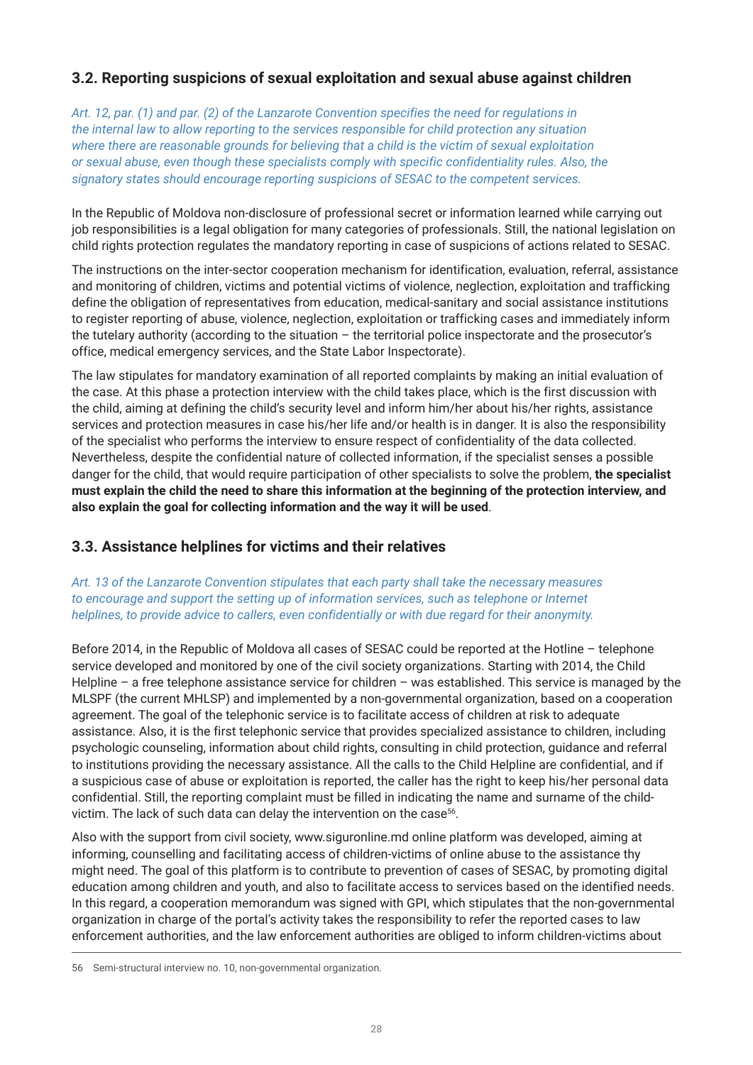## 3.2. Reporting suspicions of sexual exploitation and sexual abuse against children

*Art. 12, par. (1) and par. (2) of the Lanzarote Convention specifies the need for regulations in the internal law to allow reporting to the services responsible for child protection any situation where there are reasonable grounds for believing that a child is the victim of sexual exploitation or sexual abuse, even though these specialists comply with specific confidentiality rules. Also, the signatory states should encourage reporting suspicions of SESAC to the competent services.*

In the Republic of Moldova non-disclosure of professional secret or information learned while carrying out job responsibilities is a legal obligation for many categories of professionals. Still, the national legislation on child rights protection regulates the mandatory reporting in case of suspicions of actions related to SESAC.

The instructions on the inter-sector cooperation mechanism for identification, evaluation, referral, assistance and monitoring of children, victims and potential victims of violence, neglection, exploitation and trafficking define the obligation of representatives from education, medical-sanitary and social assistance institutions to register reporting of abuse, violence, neglection, exploitation or trafficking cases and immediately inform the tutelary authority (according to the situation – the territorial police inspectorate and the prosecutor's office, medical emergency services, and the State Labor Inspectorate).

The law stipulates for mandatory examination of all reported complaints by making an initial evaluation of the case. At this phase a protection interview with the child takes place, which is the first discussion with the child, aiming at defining the child's security level and inform him/her about his/her rights, assistance services and protection measures in case his/her life and/or health is in danger. It is also the responsibility of the specialist who performs the interview to ensure respect of confidentiality of the data collected. Nevertheless, despite the confidential nature of collected information, if the specialist senses a possible danger for the child, that would require participation of other specialists to solve the problem, **the specialist must explain the child the need to share this information at the beginning of the protection interview, and also explain the goal for collecting information and the way it will be used**.

## 3.3. Assistance helplines for victims and their relatives

*Art. 13 of the Lanzarote Convention stipulates that each party shall take the necessary measures to encourage and support the setting up of information services, such as telephone or Internet helplines, to provide advice to callers, even confidentially or with due regard for their anonymity.*

Before 2014, in the Republic of Moldova all cases of SESAC could be reported at the Hotline – telephone service developed and monitored by one of the civil society organizations. Starting with 2014, the Child Helpline – a free telephone assistance service for children – was established. This service is managed by the MLSPF (the current MHLSP) and implemented by a non-governmental organization, based on a cooperation agreement. The goal of the telephonic service is to facilitate access of children at risk to adequate assistance. Also, it is the first telephonic service that provides specialized assistance to children, including psychologic counseling, information about child rights, consulting in child protection, guidance and referral to institutions providing the necessary assistance. All the calls to the Child Helpline are confidential, and if a suspicious case of abuse or exploitation is reported, the caller has the right to keep his/her personal data confidential. Still, the reporting complaint must be filled in indicating the name and surname of the child-victim. The lack of such data can delay the intervention on the case[56].

Also with the support from civil society, www.siguronline.md online platform was developed, aiming at informing, counselling and facilitating access of children-victims of online abuse to the assistance thy might need. The goal of this platform is to contribute to prevention of cases of SESAC, by promoting digital education among children and youth, and also to facilitate access to services based on the identified needs. In this regard, a cooperation memorandum was signed with GPI, which stipulates that the non-governmental organization in charge of the portal's activity takes the responsibility to refer the reported cases to law enforcement authorities, and the law enforcement authorities are obliged to inform children-victims about

56 Semi-structural interview no. 10, non-governmental organization.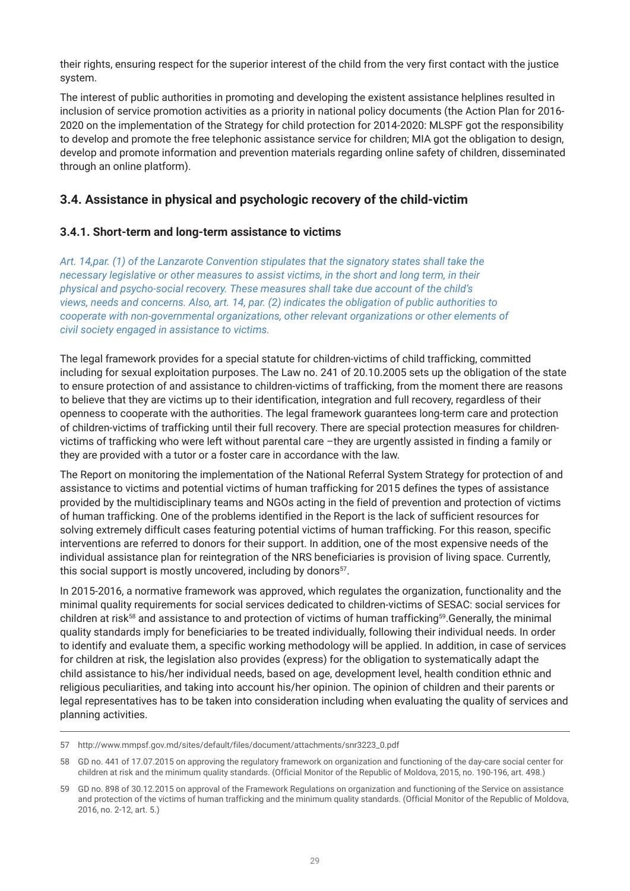their rights, ensuring respect for the superior interest of the child from the very first contact with the justice system.

The interest of public authorities in promoting and developing the existent assistance helplines resulted in inclusion of service promotion activities as a priority in national policy documents (the Action Plan for 2016-2020 on the implementation of the Strategy for child protection for 2014-2020: MLSPF got the responsibility to develop and promote the free telephonic assistance service for children; MIA got the obligation to design, develop and promote information and prevention materials regarding online safety of children, disseminated through an online platform).

## 3.4. Assistance in physical and psychologic recovery of the child-victim

### 3.4.1. Short-term and long-term assistance to victims

*Art. 14,par. (1) of the Lanzarote Convention stipulates that the signatory states shall take the necessary legislative or other measures to assist victims, in the short and long term, in their physical and psycho-social recovery. These measures shall take due account of the child's views, needs and concerns. Also, art. 14, par. (2) indicates the obligation of public authorities to cooperate with non-governmental organizations, other relevant organizations or other elements of civil society engaged in assistance to victims.*

The legal framework provides for a special statute for children-victims of child trafficking, committed including for sexual exploitation purposes. The Law no. 241 of 20.10.2005 sets up the obligation of the state to ensure protection of and assistance to children-victims of trafficking, from the moment there are reasons to believe that they are victims up to their identification, integration and full recovery, regardless of their openness to cooperate with the authorities. The legal framework guarantees long-term care and protection of children-victims of trafficking until their full recovery. There are special protection measures for children-victims of trafficking who were left without parental care –they are urgently assisted in finding a family or they are provided with a tutor or a foster care in accordance with the law.

The Report on monitoring the implementation of the National Referral System Strategy for protection of and assistance to victims and potential victims of human trafficking for 2015 defines the types of assistance provided by the multidisciplinary teams and NGOs acting in the field of prevention and protection of victims of human trafficking. One of the problems identified in the Report is the lack of sufficient resources for solving extremely difficult cases featuring potential victims of human trafficking. For this reason, specific interventions are referred to donors for their support. In addition, one of the most expensive needs of the individual assistance plan for reintegration of the NRS beneficiaries is provision of living space. Currently, this social support is mostly uncovered, including by donors[57].

In 2015-2016, a normative framework was approved, which regulates the organization, functionality and the minimal quality requirements for social services dedicated to children-victims of SESAC: social services for children at risk[58] and assistance to and protection of victims of human trafficking[59].Generally, the minimal quality standards imply for beneficiaries to be treated individually, following their individual needs. In order to identify and evaluate them, a specific working methodology will be applied. In addition, in case of services for children at risk, the legislation also provides (express) for the obligation to systematically adapt the child assistance to his/her individual needs, based on age, development level, health condition ethnic and religious peculiarities, and taking into account his/her opinion. The opinion of children and their parents or legal representatives has to be taken into consideration including when evaluating the quality of services and planning activities.

---

57 http://www.mmpsf.gov.md/sites/default/files/document/attachments/snr3223_0.pdf

58 GD no. 441 of 17.07.2015 on approving the regulatory framework on organization and functioning of the day-care social center for children at risk and the minimum quality standards. (Official Monitor of the Republic of Moldova, 2015, no. 190-196, art. 498.)

59 GD no. 898 of 30.12.2015 on approval of the Framework Regulations on organization and functioning of the Service on assistance and protection of the victims of human trafficking and the minimum quality standards. (Official Monitor of the Republic of Moldova, 2016, no. 2-12, art. 5.)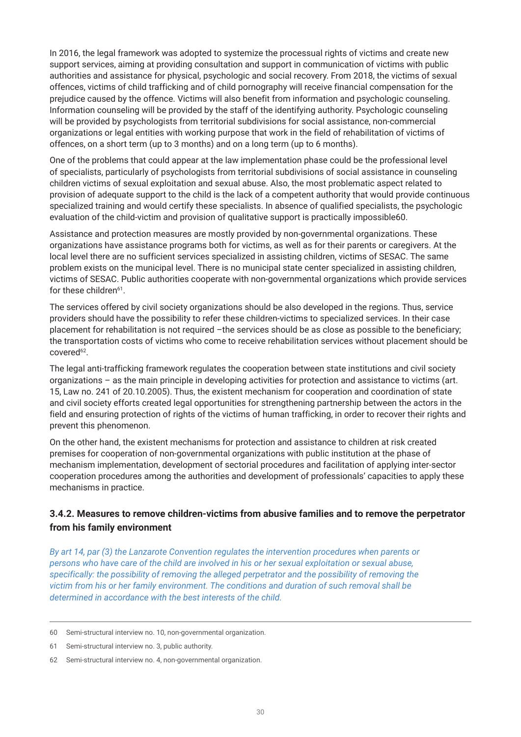In 2016, the legal framework was adopted to systemize the processual rights of victims and create new support services, aiming at providing consultation and support in communication of victims with public authorities and assistance for physical, psychologic and social recovery. From 2018, the victims of sexual offences, victims of child trafficking and of child pornography will receive financial compensation for the prejudice caused by the offence. Victims will also benefit from information and psychologic counseling. Information counseling will be provided by the staff of the identifying authority. Psychologic counseling will be provided by psychologists from territorial subdivisions for social assistance, non-commercial organizations or legal entities with working purpose that work in the field of rehabilitation of victims of offences, on a short term (up to 3 months) and on a long term (up to 6 months).

One of the problems that could appear at the law implementation phase could be the professional level of specialists, particularly of psychologists from territorial subdivisions of social assistance in counseling children victims of sexual exploitation and sexual abuse. Also, the most problematic aspect related to provision of adequate support to the child is the lack of a competent authority that would provide continuous specialized training and would certify these specialists. In absence of qualified specialists, the psychologic evaluation of the child-victim and provision of qualitative support is practically impossible60.

Assistance and protection measures are mostly provided by non-governmental organizations. These organizations have assistance programs both for victims, as well as for their parents or caregivers. At the local level there are no sufficient services specialized in assisting children, victims of SESAC. The same problem exists on the municipal level. There is no municipal state center specialized in assisting children, victims of SESAC. Public authorities cooperate with non-governmental organizations which provide services for these children[61].

The services offered by civil society organizations should be also developed in the regions. Thus, service providers should have the possibility to refer these children-victims to specialized services. In their case placement for rehabilitation is not required –the services should be as close as possible to the beneficiary; the transportation costs of victims who come to receive rehabilitation services without placement should be covered[62].

The legal anti-trafficking framework regulates the cooperation between state institutions and civil society organizations – as the main principle in developing activities for protection and assistance to victims (art. 15, Law no. 241 of 20.10.2005). Thus, the existent mechanism for cooperation and coordination of state and civil society efforts created legal opportunities for strengthening partnership between the actors in the field and ensuring protection of rights of the victims of human trafficking, in order to recover their rights and prevent this phenomenon.

On the other hand, the existent mechanisms for protection and assistance to children at risk created premises for cooperation of non-governmental organizations with public institution at the phase of mechanism implementation, development of sectorial procedures and facilitation of applying inter-sector cooperation procedures among the authorities and development of professionals' capacities to apply these mechanisms in practice.

### 3.4.2. Measures to remove children-victims from abusive families and to remove the perpetrator from his family environment

*By art 14, par (3) the Lanzarote Convention regulates the intervention procedures when parents or persons who have care of the child are involved in his or her sexual exploitation or sexual abuse, specifically: the possibility of removing the alleged perpetrator and the possibility of removing the victim from his or her family environment. The conditions and duration of such removal shall be determined in accordance with the best interests of the child.*

---

60 Semi-structural interview no. 10, non-governmental organization.

61 Semi-structural interview no. 3, public authority.

62 Semi-structural interview no. 4, non-governmental organization.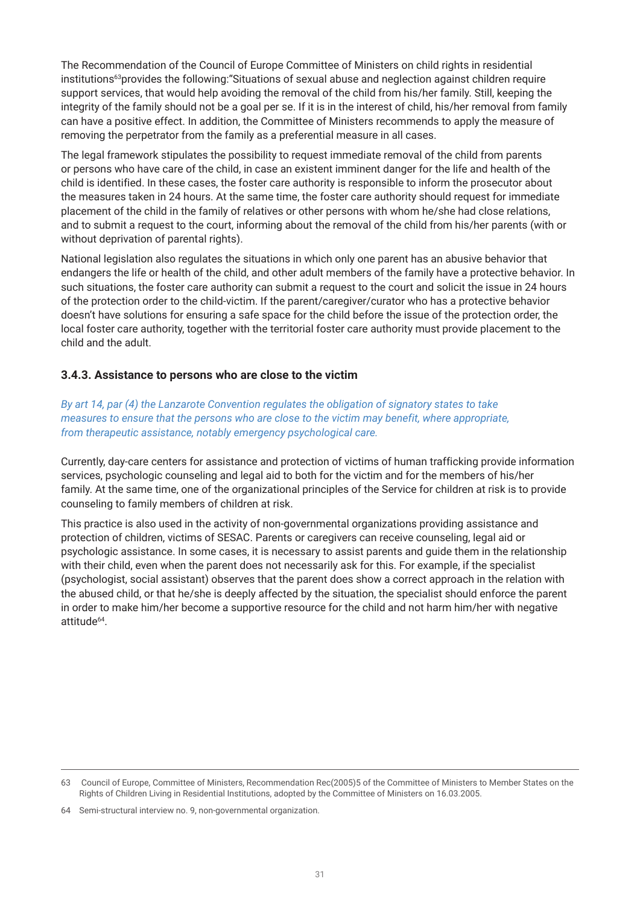The Recommendation of the Council of Europe Committee of Ministers on child rights in residential institutions[63]provides the following:"Situations of sexual abuse and neglection against children require support services, that would help avoiding the removal of the child from his/her family. Still, keeping the integrity of the family should not be a goal per se. If it is in the interest of child, his/her removal from family can have a positive effect. In addition, the Committee of Ministers recommends to apply the measure of removing the perpetrator from the family as a preferential measure in all cases.

The legal framework stipulates the possibility to request immediate removal of the child from parents or persons who have care of the child, in case an existent imminent danger for the life and health of the child is identified. In these cases, the foster care authority is responsible to inform the prosecutor about the measures taken in 24 hours. At the same time, the foster care authority should request for immediate placement of the child in the family of relatives or other persons with whom he/she had close relations, and to submit a request to the court, informing about the removal of the child from his/her parents (with or without deprivation of parental rights).

National legislation also regulates the situations in which only one parent has an abusive behavior that endangers the life or health of the child, and other adult members of the family have a protective behavior. In such situations, the foster care authority can submit a request to the court and solicit the issue in 24 hours of the protection order to the child-victim. If the parent/caregiver/curator who has a protective behavior doesn't have solutions for ensuring a safe space for the child before the issue of the protection order, the local foster care authority, together with the territorial foster care authority must provide placement to the child and the adult.

### 3.4.3. Assistance to persons who are close to the victim

*By art 14, par (4) the Lanzarote Convention regulates the obligation of signatory states to take measures to ensure that the persons who are close to the victim may benefit, where appropriate, from therapeutic assistance, notably emergency psychological care.*

Currently, day-care centers for assistance and protection of victims of human trafficking provide information services, psychologic counseling and legal aid to both for the victim and for the members of his/her family. At the same time, one of the organizational principles of the Service for children at risk is to provide counseling to family members of children at risk.

This practice is also used in the activity of non-governmental organizations providing assistance and protection of children, victims of SESAC. Parents or caregivers can receive counseling, legal aid or psychologic assistance. In some cases, it is necessary to assist parents and guide them in the relationship with their child, even when the parent does not necessarily ask for this. For example, if the specialist (psychologist, social assistant) observes that the parent does show a correct approach in the relation with the abused child, or that he/she is deeply affected by the situation, the specialist should enforce the parent in order to make him/her become a supportive resource for the child and not harm him/her with negative attitude[64].

---

63 Council of Europe, Committee of Ministers, Recommendation Rec(2005)5 of the Committee of Ministers to Member States on the Rights of Children Living in Residential Institutions, adopted by the Committee of Ministers on 16.03.2005.

64 Semi-structural interview no. 9, non-governmental organization.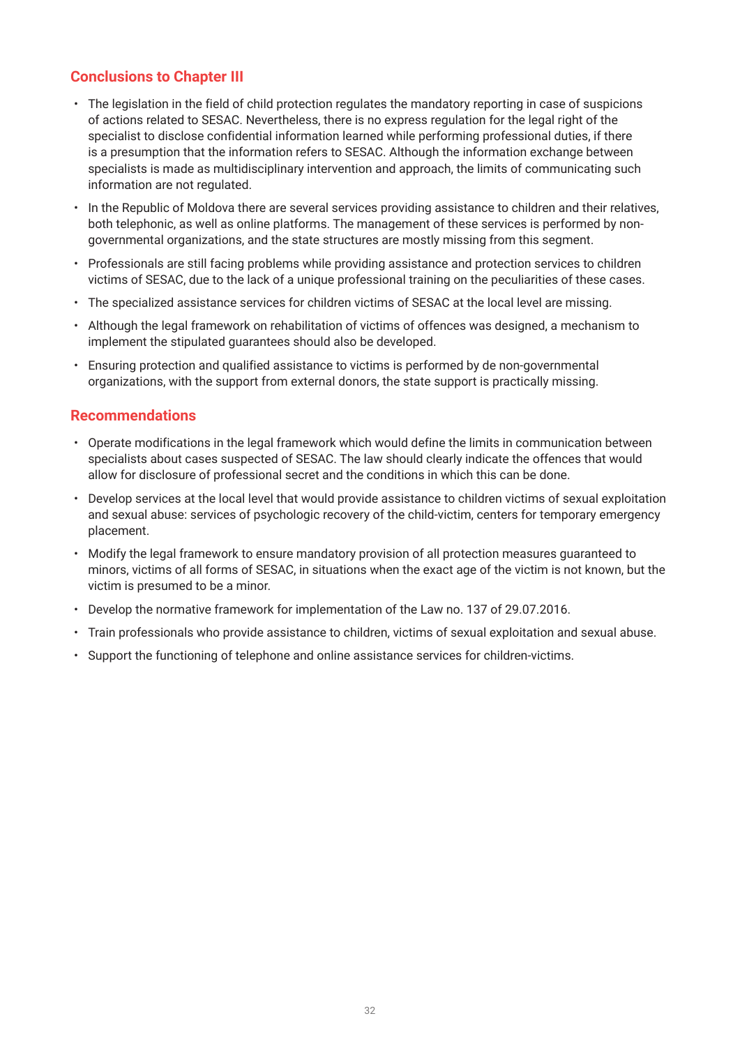## Conclusions to Chapter III

- The legislation in the field of child protection regulates the mandatory reporting in case of suspicions of actions related to SESAC. Nevertheless, there is no express regulation for the legal right of the specialist to disclose confidential information learned while performing professional duties, if there is a presumption that the information refers to SESAC. Although the information exchange between specialists is made as multidisciplinary intervention and approach, the limits of communicating such information are not regulated.
- In the Republic of Moldova there are several services providing assistance to children and their relatives, both telephonic, as well as online platforms. The management of these services is performed by non-governmental organizations, and the state structures are mostly missing from this segment.
- Professionals are still facing problems while providing assistance and protection services to children victims of SESAC, due to the lack of a unique professional training on the peculiarities of these cases.
- The specialized assistance services for children victims of SESAC at the local level are missing.
- Although the legal framework on rehabilitation of victims of offences was designed, a mechanism to implement the stipulated guarantees should also be developed.
- Ensuring protection and qualified assistance to victims is performed by de non-governmental organizations, with the support from external donors, the state support is practically missing.

## Recommendations

- Operate modifications in the legal framework which would define the limits in communication between specialists about cases suspected of SESAC. The law should clearly indicate the offences that would allow for disclosure of professional secret and the conditions in which this can be done.
- Develop services at the local level that would provide assistance to children victims of sexual exploitation and sexual abuse: services of psychologic recovery of the child-victim, centers for temporary emergency placement.
- Modify the legal framework to ensure mandatory provision of all protection measures guaranteed to minors, victims of all forms of SESAC, in situations when the exact age of the victim is not known, but the victim is presumed to be a minor.
- Develop the normative framework for implementation of the Law no. 137 of 29.07.2016.
- Train professionals who provide assistance to children, victims of sexual exploitation and sexual abuse.
- Support the functioning of telephone and online assistance services for children-victims.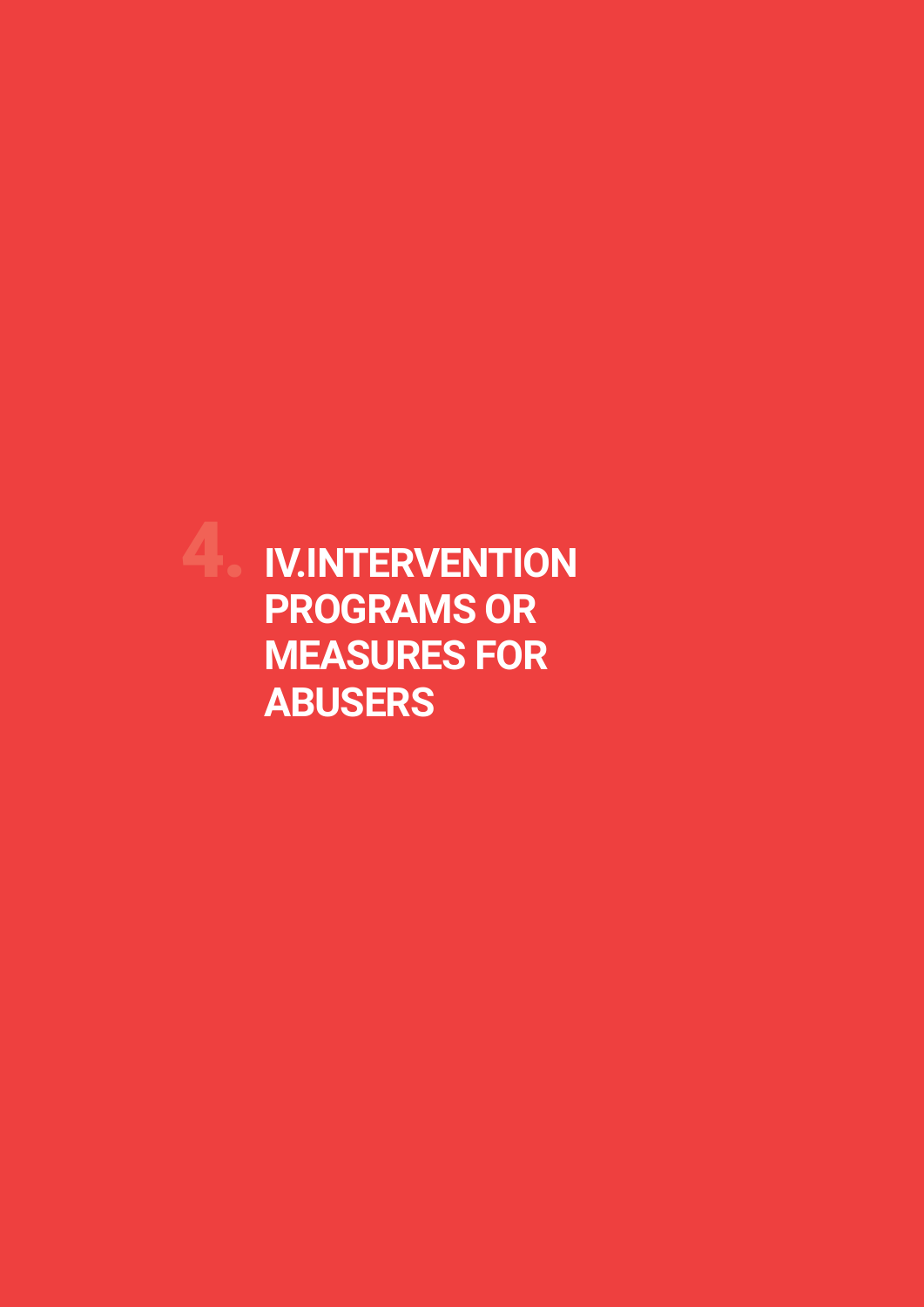# 4. IV.INTERVENTION PROGRAMS OR MEASURES FOR ABUSERS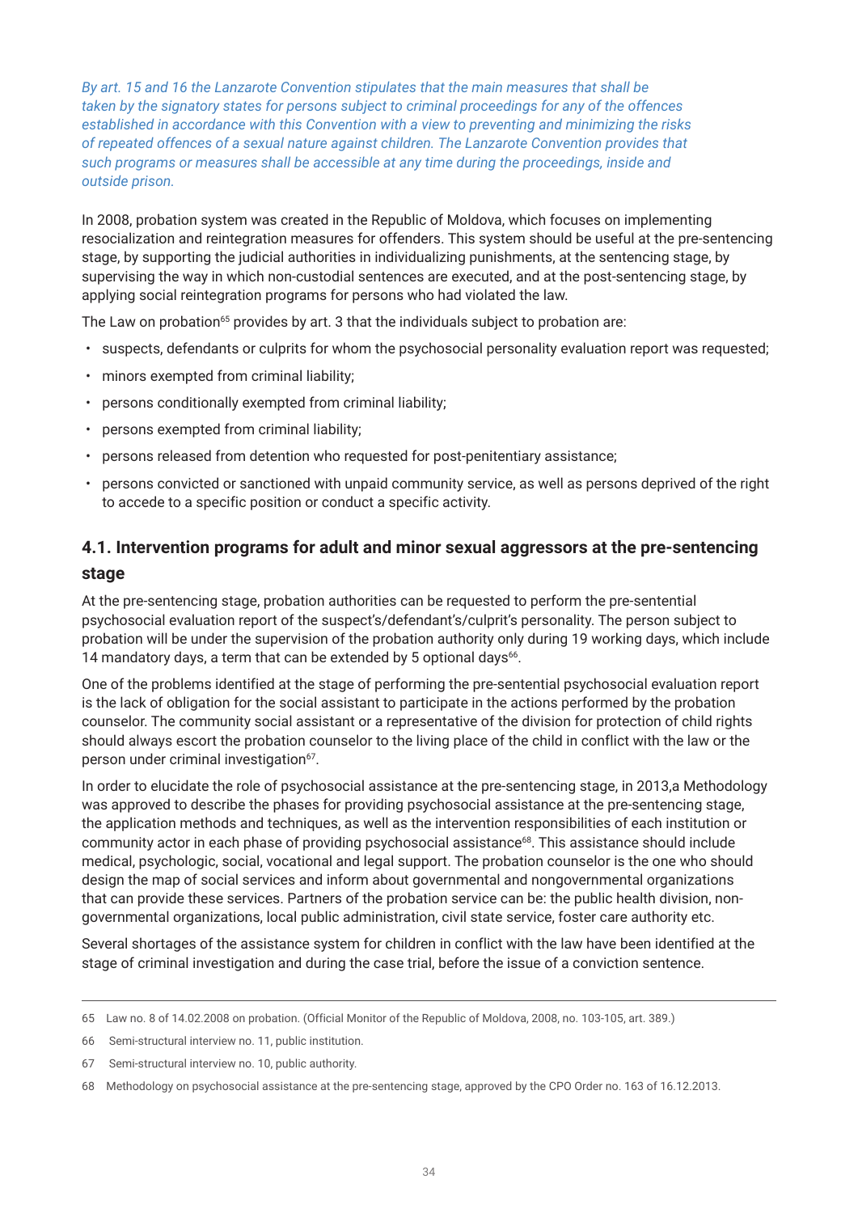*By art. 15 and 16 the Lanzarote Convention stipulates that the main measures that shall be taken by the signatory states for persons subject to criminal proceedings for any of the offences established in accordance with this Convention with a view to preventing and minimizing the risks of repeated offences of a sexual nature against children. The Lanzarote Convention provides that such programs or measures shall be accessible at any time during the proceedings, inside and outside prison.*

In 2008, probation system was created in the Republic of Moldova, which focuses on implementing resocialization and reintegration measures for offenders. This system should be useful at the pre-sentencing stage, by supporting the judicial authorities in individualizing punishments, at the sentencing stage, by supervising the way in which non-custodial sentences are executed, and at the post-sentencing stage, by applying social reintegration programs for persons who had violated the law.

The Law on probation[65] provides by art. 3 that the individuals subject to probation are:

- suspects, defendants or culprits for whom the psychosocial personality evaluation report was requested;
- minors exempted from criminal liability;
- persons conditionally exempted from criminal liability;
- persons exempted from criminal liability;
- persons released from detention who requested for post-penitentiary assistance;
- persons convicted or sanctioned with unpaid community service, as well as persons deprived of the right to accede to a specific position or conduct a specific activity.

## 4.1. Intervention programs for adult and minor sexual aggressors at the pre-sentencing stage

At the pre-sentencing stage, probation authorities can be requested to perform the pre-sentential psychosocial evaluation report of the suspect's/defendant's/culprit's personality. The person subject to probation will be under the supervision of the probation authority only during 19 working days, which include 14 mandatory days, a term that can be extended by 5 optional days[66].

One of the problems identified at the stage of performing the pre-sentential psychosocial evaluation report is the lack of obligation for the social assistant to participate in the actions performed by the probation counselor. The community social assistant or a representative of the division for protection of child rights should always escort the probation counselor to the living place of the child in conflict with the law or the person under criminal investigation[67].

In order to elucidate the role of psychosocial assistance at the pre-sentencing stage, in 2013,a Methodology was approved to describe the phases for providing psychosocial assistance at the pre-sentencing stage, the application methods and techniques, as well as the intervention responsibilities of each institution or community actor in each phase of providing psychosocial assistance[68]. This assistance should include medical, psychologic, social, vocational and legal support. The probation counselor is the one who should design the map of social services and inform about governmental and nongovernmental organizations that can provide these services. Partners of the probation service can be: the public health division, non-governmental organizations, local public administration, civil state service, foster care authority etc.

Several shortages of the assistance system for children in conflict with the law have been identified at the stage of criminal investigation and during the case trial, before the issue of a conviction sentence.

---

65 Law no. 8 of 14.02.2008 on probation. (Official Monitor of the Republic of Moldova, 2008, no. 103-105, art. 389.)

66 Semi-structural interview no. 11, public institution.

67 Semi-structural interview no. 10, public authority.

68 Methodology on psychosocial assistance at the pre-sentencing stage, approved by the CPO Order no. 163 of 16.12.2013.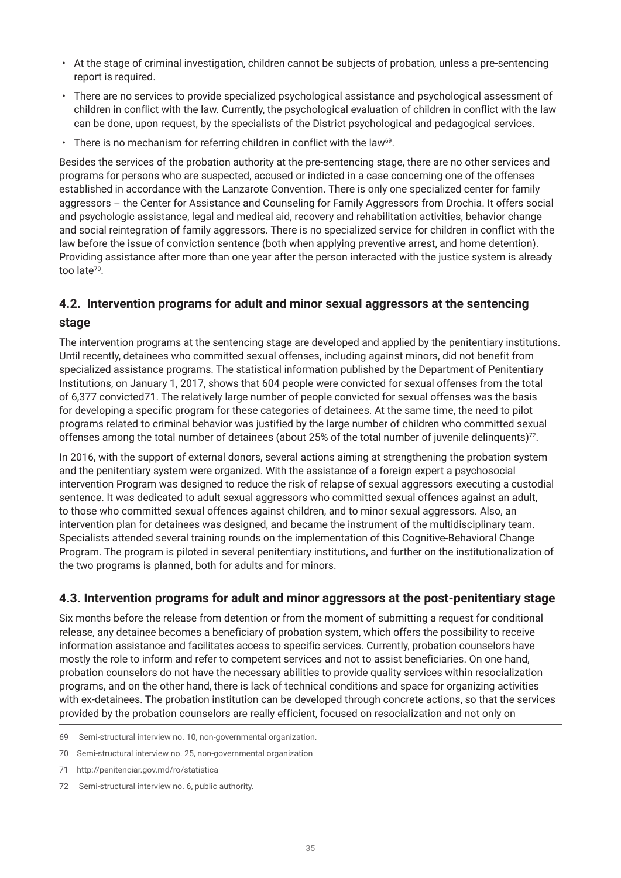- At the stage of criminal investigation, children cannot be subjects of probation, unless a pre-sentencing report is required.
- There are no services to provide specialized psychological assistance and psychological assessment of children in conflict with the law. Currently, the psychological evaluation of children in conflict with the law can be done, upon request, by the specialists of the District psychological and pedagogical services.
- There is no mechanism for referring children in conflict with the law[69].

Besides the services of the probation authority at the pre-sentencing stage, there are no other services and programs for persons who are suspected, accused or indicted in a case concerning one of the offenses established in accordance with the Lanzarote Convention. There is only one specialized center for family aggressors – the Center for Assistance and Counseling for Family Aggressors from Drochia. It offers social and psychologic assistance, legal and medical aid, recovery and rehabilitation activities, behavior change and social reintegration of family aggressors. There is no specialized service for children in conflict with the law before the issue of conviction sentence (both when applying preventive arrest, and home detention). Providing assistance after more than one year after the person interacted with the justice system is already too late[70].

### 4.2. Intervention programs for adult and minor sexual aggressors at the sentencing stage

The intervention programs at the sentencing stage are developed and applied by the penitentiary institutions. Until recently, detainees who committed sexual offenses, including against minors, did not benefit from specialized assistance programs. The statistical information published by the Department of Penitentiary Institutions, on January 1, 2017, shows that 604 people were convicted for sexual offenses from the total of 6,377 convicted71. The relatively large number of people convicted for sexual offenses was the basis for developing a specific program for these categories of detainees. At the same time, the need to pilot programs related to criminal behavior was justified by the large number of children who committed sexual offenses among the total number of detainees (about 25% of the total number of juvenile delinquents)[72].

In 2016, with the support of external donors, several actions aiming at strengthening the probation system and the penitentiary system were organized. With the assistance of a foreign expert a psychosocial intervention Program was designed to reduce the risk of relapse of sexual aggressors executing a custodial sentence. It was dedicated to adult sexual aggressors who committed sexual offences against an adult, to those who committed sexual offences against children, and to minor sexual aggressors. Also, an intervention plan for detainees was designed, and became the instrument of the multidisciplinary team. Specialists attended several training rounds on the implementation of this Cognitive-Behavioral Change Program. The program is piloted in several penitentiary institutions, and further on the institutionalization of the two programs is planned, both for adults and for minors.

### 4.3. Intervention programs for adult and minor aggressors at the post-penitentiary stage

Six months before the release from detention or from the moment of submitting a request for conditional release, any detainee becomes a beneficiary of probation system, which offers the possibility to receive information assistance and facilitates access to specific services. Currently, probation counselors have mostly the role to inform and refer to competent services and not to assist beneficiaries. On one hand, probation counselors do not have the necessary abilities to provide quality services within resocialization programs, and on the other hand, there is lack of technical conditions and space for organizing activities with ex-detainees. The probation institution can be developed through concrete actions, so that the services provided by the probation counselors are really efficient, focused on resocialization and not only on

---

69 Semi-structural interview no. 10, non-governmental organization.

70 Semi-structural interview no. 25, non-governmental organization

71 http://penitenciar.gov.md/ro/statistica

72 Semi-structural interview no. 6, public authority.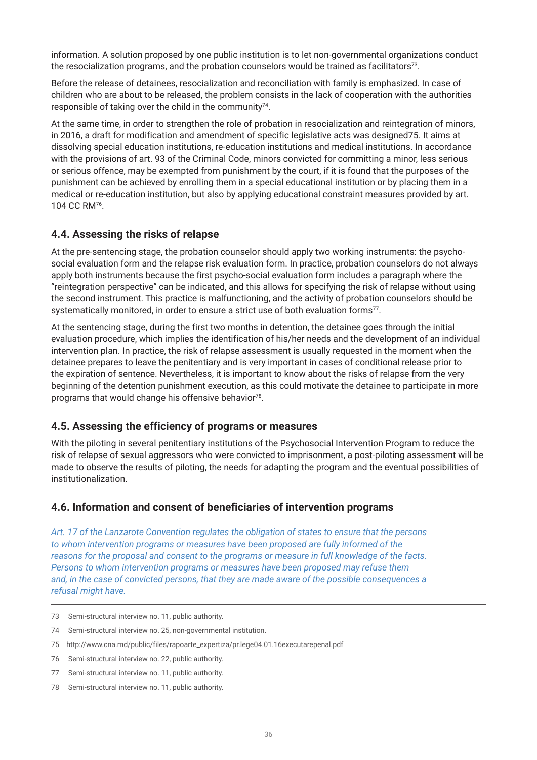information. A solution proposed by one public institution is to let non-governmental organizations conduct the resocialization programs, and the probation counselors would be trained as facilitators[73].

Before the release of detainees, resocialization and reconciliation with family is emphasized. In case of children who are about to be released, the problem consists in the lack of cooperation with the authorities responsible of taking over the child in the community[74].

At the same time, in order to strengthen the role of probation in resocialization and reintegration of minors, in 2016, a draft for modification and amendment of specific legislative acts was designed75. It aims at dissolving special education institutions, re-education institutions and medical institutions. In accordance with the provisions of art. 93 of the Criminal Code, minors convicted for committing a minor, less serious or serious offence, may be exempted from punishment by the court, if it is found that the purposes of the punishment can be achieved by enrolling them in a special educational institution or by placing them in a medical or re-education institution, but also by applying educational constraint measures provided by art. 104 CC RM[76].

## 4.4. Assessing the risks of relapse

At the pre-sentencing stage, the probation counselor should apply two working instruments: the psycho-social evaluation form and the relapse risk evaluation form. In practice, probation counselors do not always apply both instruments because the first psycho-social evaluation form includes a paragraph where the "reintegration perspective" can be indicated, and this allows for specifying the risk of relapse without using the second instrument. This practice is malfunctioning, and the activity of probation counselors should be systematically monitored, in order to ensure a strict use of both evaluation forms[77].

At the sentencing stage, during the first two months in detention, the detainee goes through the initial evaluation procedure, which implies the identification of his/her needs and the development of an individual intervention plan. In practice, the risk of relapse assessment is usually requested in the moment when the detainee prepares to leave the penitentiary and is very important in cases of conditional release prior to the expiration of sentence. Nevertheless, it is important to know about the risks of relapse from the very beginning of the detention punishment execution, as this could motivate the detainee to participate in more programs that would change his offensive behavior[78].

## 4.5. Assessing the efficiency of programs or measures

With the piloting in several penitentiary institutions of the Psychosocial Intervention Program to reduce the risk of relapse of sexual aggressors who were convicted to imprisonment, a post-piloting assessment will be made to observe the results of piloting, the needs for adapting the program and the eventual possibilities of institutionalization.

## 4.6. Information and consent of beneficiaries of intervention programs

*Art. 17 of the Lanzarote Convention regulates the obligation of states to ensure that the persons to whom intervention programs or measures have been proposed are fully informed of the reasons for the proposal and consent to the programs or measure in full knowledge of the facts. Persons to whom intervention programs or measures have been proposed may refuse them and, in the case of convicted persons, that they are made aware of the possible consequences a refusal might have.*

---

73 Semi-structural interview no. 11, public authority.

74 Semi-structural interview no. 25, non-governmental institution.

75 http://www.cna.md/public/files/rapoarte_expertiza/pr.lege04.01.16executarepenal.pdf

76 Semi-structural interview no. 22, public authority.

77 Semi-structural interview no. 11, public authority.

78 Semi-structural interview no. 11, public authority.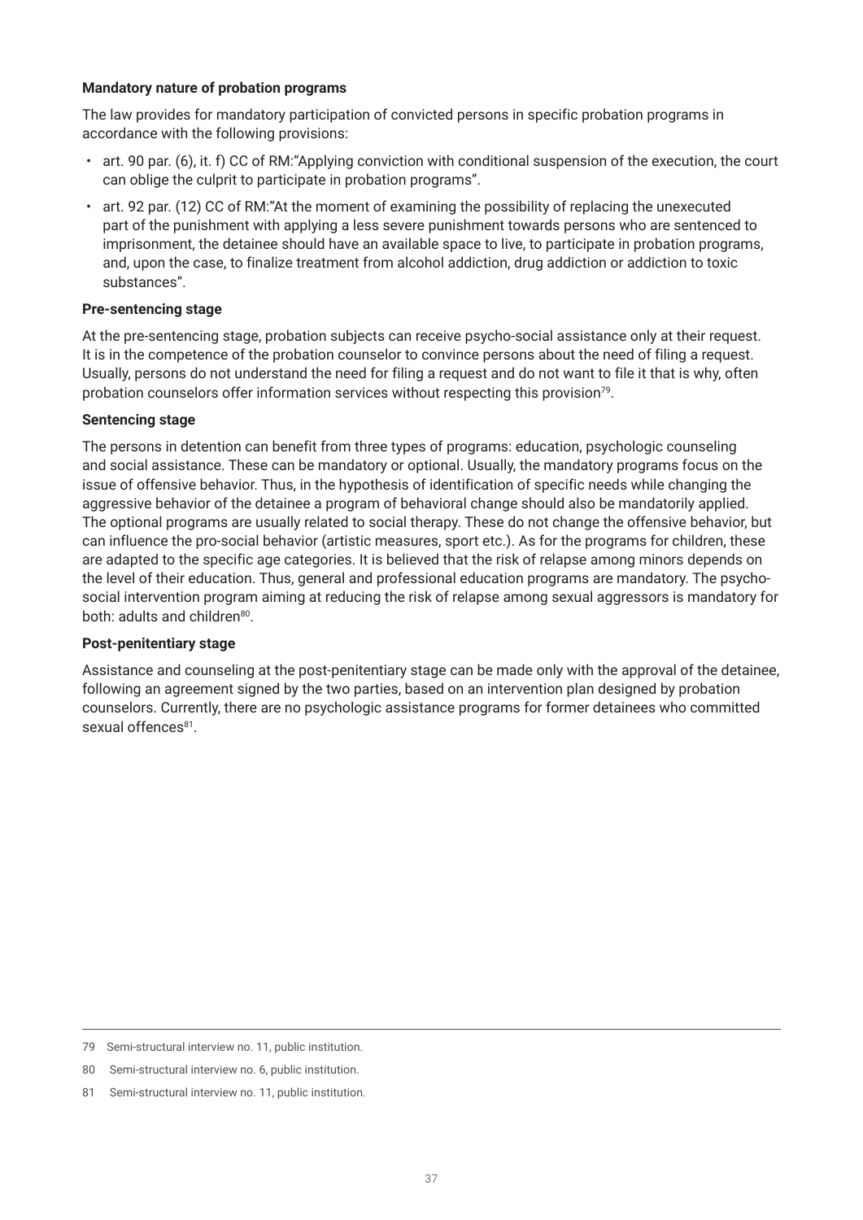**Mandatory nature of probation programs**

The law provides for mandatory participation of convicted persons in specific probation programs in accordance with the following provisions:

- art. 90 par. (6), it. f) CC of RM:"Applying conviction with conditional suspension of the execution, the court can oblige the culprit to participate in probation programs".
- art. 92 par. (12) CC of RM:"At the moment of examining the possibility of replacing the unexecuted part of the punishment with applying a less severe punishment towards persons who are sentenced to imprisonment, the detainee should have an available space to live, to participate in probation programs, and, upon the case, to finalize treatment from alcohol addiction, drug addiction or addiction to toxic substances".

**Pre-sentencing stage**

At the pre-sentencing stage, probation subjects can receive psycho-social assistance only at their request. It is in the competence of the probation counselor to convince persons about the need of filing a request. Usually, persons do not understand the need for filing a request and do not want to file it that is why, often probation counselors offer information services without respecting this provision[79].

**Sentencing stage**

The persons in detention can benefit from three types of programs: education, psychologic counseling and social assistance. These can be mandatory or optional. Usually, the mandatory programs focus on the issue of offensive behavior. Thus, in the hypothesis of identification of specific needs while changing the aggressive behavior of the detainee a program of behavioral change should also be mandatorily applied. The optional programs are usually related to social therapy. These do not change the offensive behavior, but can influence the pro-social behavior (artistic measures, sport etc.). As for the programs for children, these are adapted to the specific age categories. It is believed that the risk of relapse among minors depends on the level of their education. Thus, general and professional education programs are mandatory. The psycho-social intervention program aiming at reducing the risk of relapse among sexual aggressors is mandatory for both: adults and children[80].

**Post-penitentiary stage**

Assistance and counseling at the post-penitentiary stage can be made only with the approval of the detainee, following an agreement signed by the two parties, based on an intervention plan designed by probation counselors. Currently, there are no psychologic assistance programs for former detainees who committed sexual offences[81].

---

79 Semi-structural interview no. 11, public institution.

80 Semi-structural interview no. 6, public institution.

81 Semi-structural interview no. 11, public institution.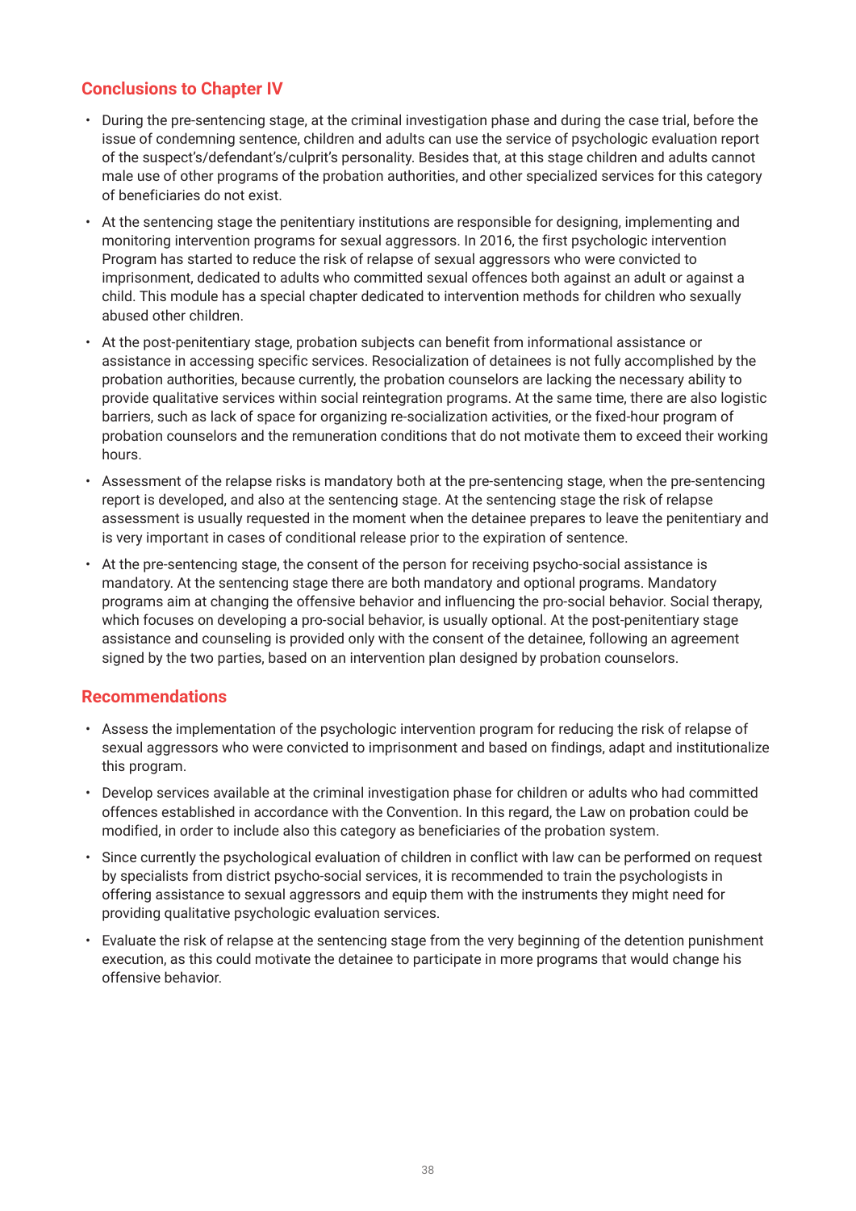## Conclusions to Chapter IV

- During the pre-sentencing stage, at the criminal investigation phase and during the case trial, before the issue of condemning sentence, children and adults can use the service of psychologic evaluation report of the suspect's/defendant's/culprit's personality. Besides that, at this stage children and adults cannot male use of other programs of the probation authorities, and other specialized services for this category of beneficiaries do not exist.
- At the sentencing stage the penitentiary institutions are responsible for designing, implementing and monitoring intervention programs for sexual aggressors. In 2016, the first psychologic intervention Program has started to reduce the risk of relapse of sexual aggressors who were convicted to imprisonment, dedicated to adults who committed sexual offences both against an adult or against a child. This module has a special chapter dedicated to intervention methods for children who sexually abused other children.
- At the post-penitentiary stage, probation subjects can benefit from informational assistance or assistance in accessing specific services. Resocialization of detainees is not fully accomplished by the probation authorities, because currently, the probation counselors are lacking the necessary ability to provide qualitative services within social reintegration programs. At the same time, there are also logistic barriers, such as lack of space for organizing re-socialization activities, or the fixed-hour program of probation counselors and the remuneration conditions that do not motivate them to exceed their working hours.
- Assessment of the relapse risks is mandatory both at the pre-sentencing stage, when the pre-sentencing report is developed, and also at the sentencing stage. At the sentencing stage the risk of relapse assessment is usually requested in the moment when the detainee prepares to leave the penitentiary and is very important in cases of conditional release prior to the expiration of sentence.
- At the pre-sentencing stage, the consent of the person for receiving psycho-social assistance is mandatory. At the sentencing stage there are both mandatory and optional programs. Mandatory programs aim at changing the offensive behavior and influencing the pro-social behavior. Social therapy, which focuses on developing a pro-social behavior, is usually optional. At the post-penitentiary stage assistance and counseling is provided only with the consent of the detainee, following an agreement signed by the two parties, based on an intervention plan designed by probation counselors.

## Recommendations

- Assess the implementation of the psychologic intervention program for reducing the risk of relapse of sexual aggressors who were convicted to imprisonment and based on findings, adapt and institutionalize this program.
- Develop services available at the criminal investigation phase for children or adults who had committed offences established in accordance with the Convention. In this regard, the Law on probation could be modified, in order to include also this category as beneficiaries of the probation system.
- Since currently the psychological evaluation of children in conflict with law can be performed on request by specialists from district psycho-social services, it is recommended to train the psychologists in offering assistance to sexual aggressors and equip them with the instruments they might need for providing qualitative psychologic evaluation services.
- Evaluate the risk of relapse at the sentencing stage from the very beginning of the detention punishment execution, as this could motivate the detainee to participate in more programs that would change his offensive behavior.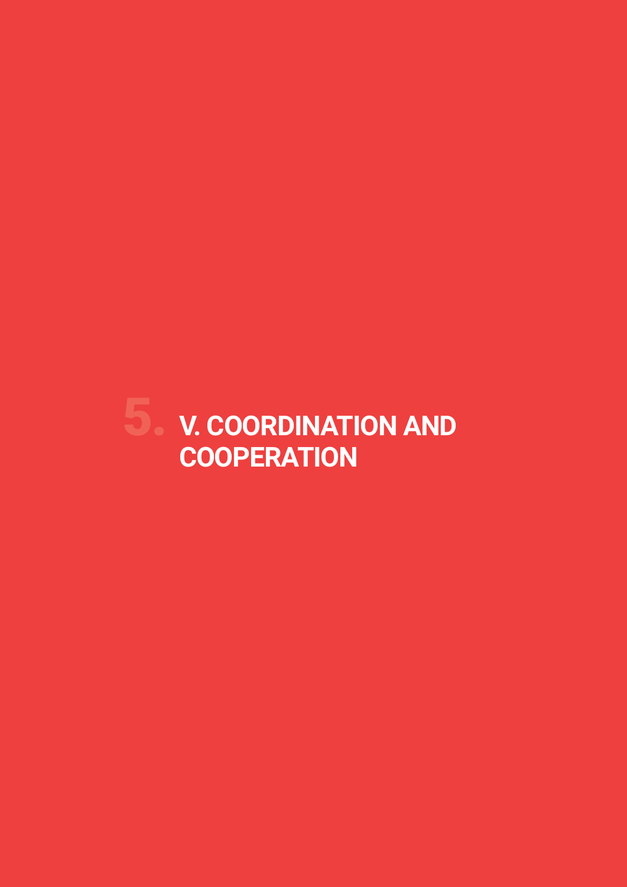# 5. V. COORDINATION AND COOPERATION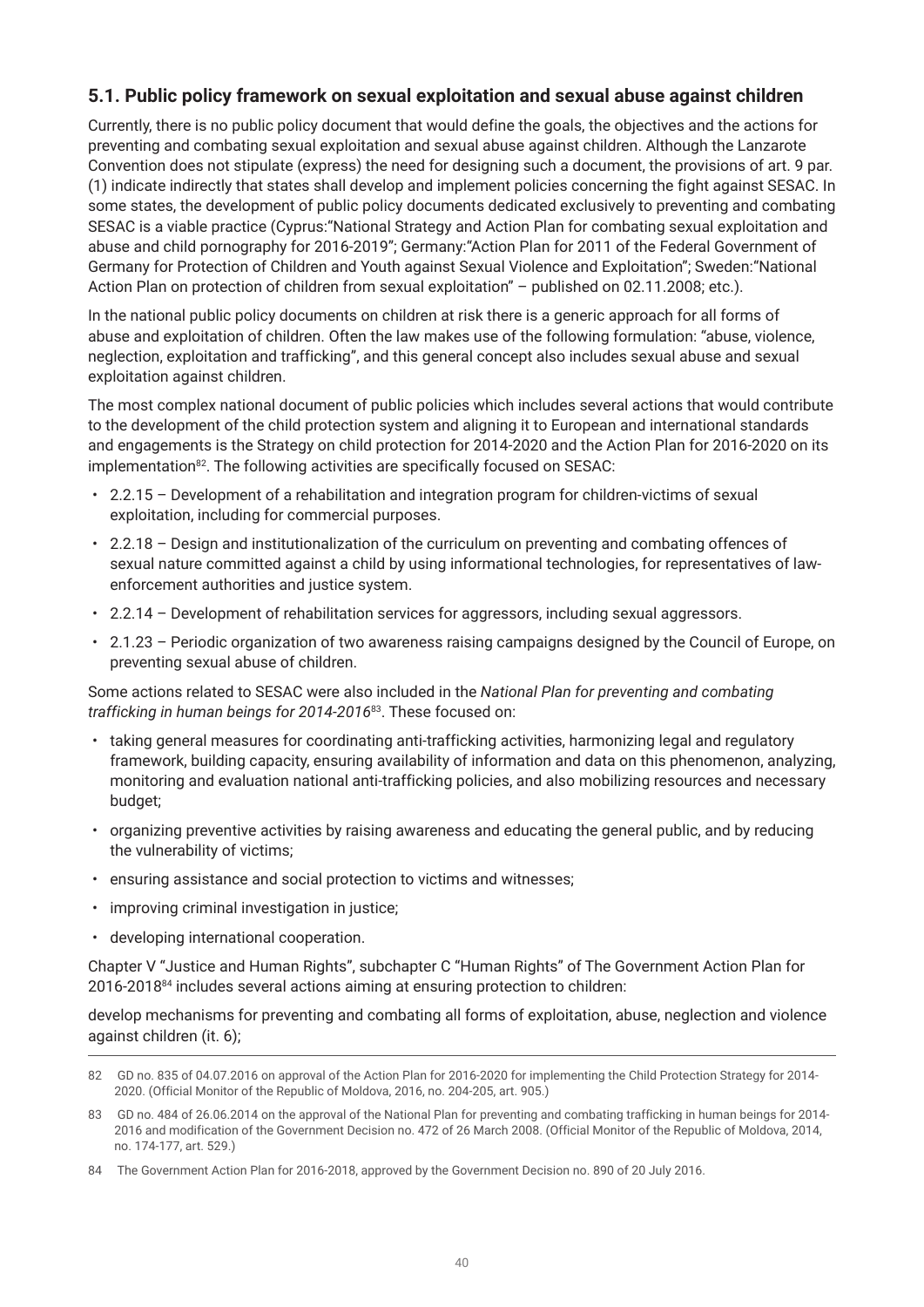## 5.1. Public policy framework on sexual exploitation and sexual abuse against children

Currently, there is no public policy document that would define the goals, the objectives and the actions for preventing and combating sexual exploitation and sexual abuse against children. Although the Lanzarote Convention does not stipulate (express) the need for designing such a document, the provisions of art. 9 par. (1) indicate indirectly that states shall develop and implement policies concerning the fight against SESAC. In some states, the development of public policy documents dedicated exclusively to preventing and combating SESAC is a viable practice (Cyprus:"National Strategy and Action Plan for combating sexual exploitation and abuse and child pornography for 2016-2019"; Germany:"Action Plan for 2011 of the Federal Government of Germany for Protection of Children and Youth against Sexual Violence and Exploitation"; Sweden:"National Action Plan on protection of children from sexual exploitation" – published on 02.11.2008; etc.).

In the national public policy documents on children at risk there is a generic approach for all forms of abuse and exploitation of children. Often the law makes use of the following formulation: "abuse, violence, neglection, exploitation and trafficking", and this general concept also includes sexual abuse and sexual exploitation against children.

The most complex national document of public policies which includes several actions that would contribute to the development of the child protection system and aligning it to European and international standards and engagements is the Strategy on child protection for 2014-2020 and the Action Plan for 2016-2020 on its implementation[82]. The following activities are specifically focused on SESAC:

- 2.2.15 – Development of a rehabilitation and integration program for children-victims of sexual exploitation, including for commercial purposes.
- 2.2.18 – Design and institutionalization of the curriculum on preventing and combating offences of sexual nature committed against a child by using informational technologies, for representatives of law-enforcement authorities and justice system.
- 2.2.14 – Development of rehabilitation services for aggressors, including sexual aggressors.
- 2.1.23 – Periodic organization of two awareness raising campaigns designed by the Council of Europe, on preventing sexual abuse of children.

Some actions related to SESAC were also included in the *National Plan for preventing and combating trafficking in human beings for 2014-2016*[83]. These focused on:

- taking general measures for coordinating anti-trafficking activities, harmonizing legal and regulatory framework, building capacity, ensuring availability of information and data on this phenomenon, analyzing, monitoring and evaluation national anti-trafficking policies, and also mobilizing resources and necessary budget;
- organizing preventive activities by raising awareness and educating the general public, and by reducing the vulnerability of victims;
- ensuring assistance and social protection to victims and witnesses;
- improving criminal investigation in justice;
- developing international cooperation.

Chapter V "Justice and Human Rights", subchapter C "Human Rights" of The Government Action Plan for 2016-2018[84] includes several actions aiming at ensuring protection to children:

develop mechanisms for preventing and combating all forms of exploitation, abuse, neglection and violence against children (it. 6);

---

82 GD no. 835 of 04.07.2016 on approval of the Action Plan for 2016-2020 for implementing the Child Protection Strategy for 2014-2020. (Official Monitor of the Republic of Moldova, 2016, no. 204-205, art. 905.)

83 GD no. 484 of 26.06.2014 on the approval of the National Plan for preventing and combating trafficking in human beings for 2014-2016 and modification of the Government Decision no. 472 of 26 March 2008. (Official Monitor of the Republic of Moldova, 2014, no. 174-177, art. 529.)

84 The Government Action Plan for 2016-2018, approved by the Government Decision no. 890 of 20 July 2016.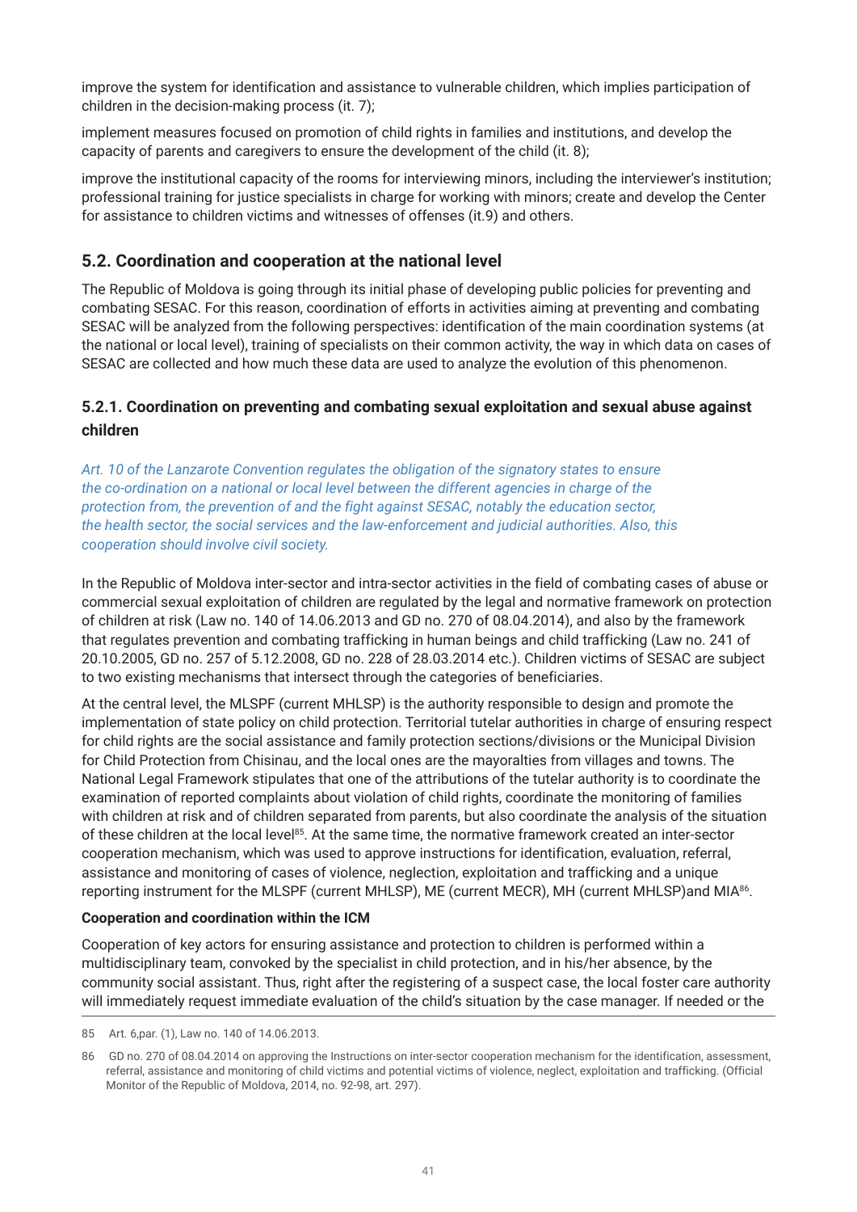improve the system for identification and assistance to vulnerable children, which implies participation of children in the decision-making process (it. 7);

implement measures focused on promotion of child rights in families and institutions, and develop the capacity of parents and caregivers to ensure the development of the child (it. 8);

improve the institutional capacity of the rooms for interviewing minors, including the interviewer's institution; professional training for justice specialists in charge for working with minors; create and develop the Center for assistance to children victims and witnesses of offenses (it.9) and others.

## 5.2. Coordination and cooperation at the national level

The Republic of Moldova is going through its initial phase of developing public policies for preventing and combating SESAC. For this reason, coordination of efforts in activities aiming at preventing and combating SESAC will be analyzed from the following perspectives: identification of the main coordination systems (at the national or local level), training of specialists on their common activity, the way in which data on cases of SESAC are collected and how much these data are used to analyze the evolution of this phenomenon.

### 5.2.1. Coordination on preventing and combating sexual exploitation and sexual abuse against children

*Art. 10 of the Lanzarote Convention regulates the obligation of the signatory states to ensure the co-ordination on a national or local level between the different agencies in charge of the protection from, the prevention of and the fight against SESAC, notably the education sector, the health sector, the social services and the law-enforcement and judicial authorities. Also, this cooperation should involve civil society.*

In the Republic of Moldova inter-sector and intra-sector activities in the field of combating cases of abuse or commercial sexual exploitation of children are regulated by the legal and normative framework on protection of children at risk (Law no. 140 of 14.06.2013 and GD no. 270 of 08.04.2014), and also by the framework that regulates prevention and combating trafficking in human beings and child trafficking (Law no. 241 of 20.10.2005, GD no. 257 of 5.12.2008, GD no. 228 of 28.03.2014 etc.). Children victims of SESAC are subject to two existing mechanisms that intersect through the categories of beneficiaries.

At the central level, the MLSPF (current MHLSP) is the authority responsible to design and promote the implementation of state policy on child protection. Territorial tutelar authorities in charge of ensuring respect for child rights are the social assistance and family protection sections/divisions or the Municipal Division for Child Protection from Chisinau, and the local ones are the mayoralties from villages and towns. The National Legal Framework stipulates that one of the attributions of the tutelar authority is to coordinate the examination of reported complaints about violation of child rights, coordinate the monitoring of families with children at risk and of children separated from parents, but also coordinate the analysis of the situation of these children at the local level[85]. At the same time, the normative framework created an inter-sector cooperation mechanism, which was used to approve instructions for identification, evaluation, referral, assistance and monitoring of cases of violence, neglection, exploitation and trafficking and a unique reporting instrument for the MLSPF (current MHLSP), ME (current MECR), MH (current MHLSP)and MIA[86].

**Cooperation and coordination within the ICM**

Cooperation of key actors for ensuring assistance and protection to children is performed within a multidisciplinary team, convoked by the specialist in child protection, and in his/her absence, by the community social assistant. Thus, right after the registering of a suspect case, the local foster care authority will immediately request immediate evaluation of the child's situation by the case manager. If needed or the

---

85 Art. 6,par. (1), Law no. 140 of 14.06.2013.

86 GD no. 270 of 08.04.2014 on approving the Instructions on inter-sector cooperation mechanism for the identification, assessment, referral, assistance and monitoring of child victims and potential victims of violence, neglect, exploitation and trafficking. (Official Monitor of the Republic of Moldova, 2014, no. 92-98, art. 297).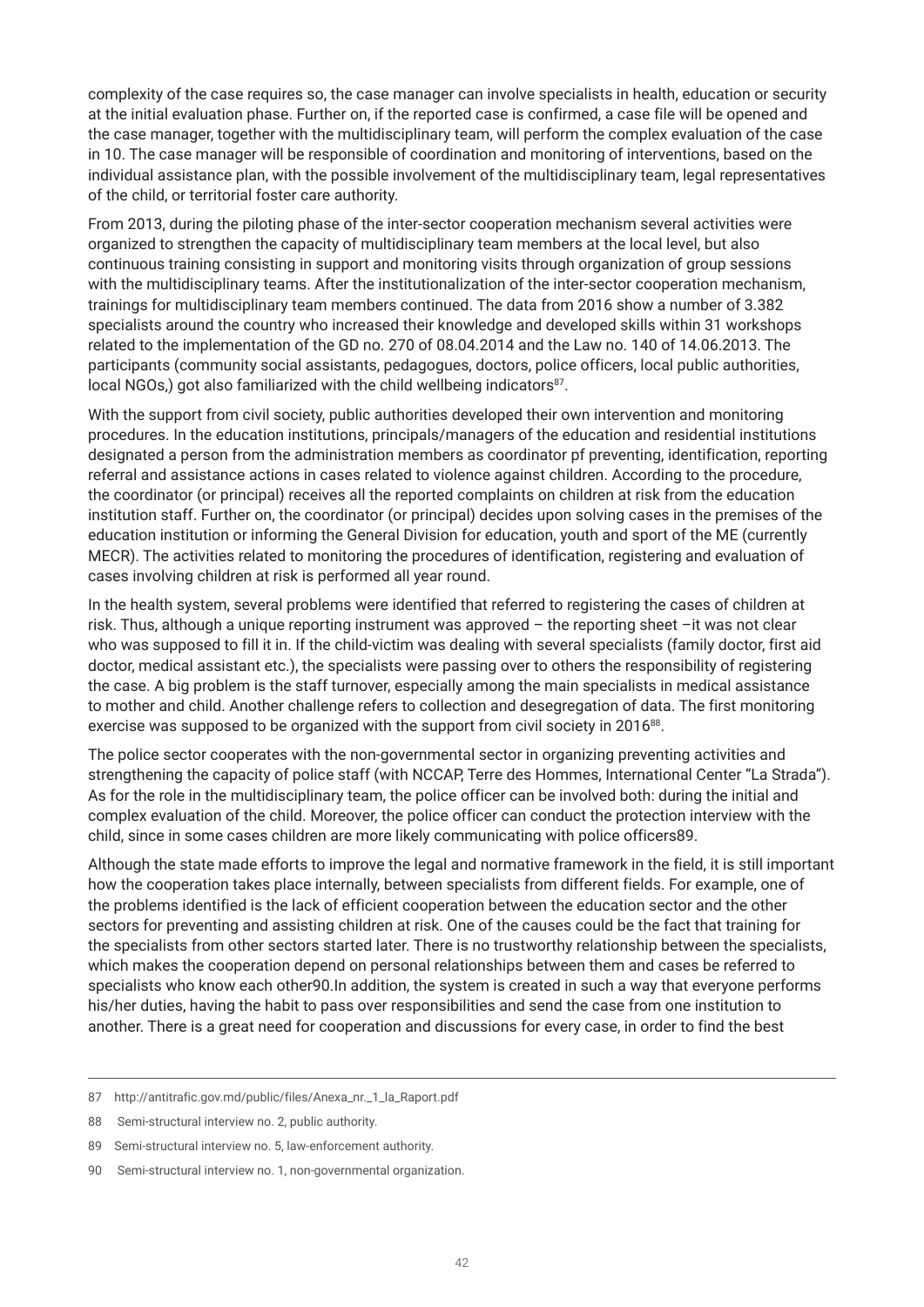complexity of the case requires so, the case manager can involve specialists in health, education or security at the initial evaluation phase. Further on, if the reported case is confirmed, a case file will be opened and the case manager, together with the multidisciplinary team, will perform the complex evaluation of the case in 10. The case manager will be responsible of coordination and monitoring of interventions, based on the individual assistance plan, with the possible involvement of the multidisciplinary team, legal representatives of the child, or territorial foster care authority.

From 2013, during the piloting phase of the inter-sector cooperation mechanism several activities were organized to strengthen the capacity of multidisciplinary team members at the local level, but also continuous training consisting in support and monitoring visits through organization of group sessions with the multidisciplinary teams. After the institutionalization of the inter-sector cooperation mechanism, trainings for multidisciplinary team members continued. The data from 2016 show a number of 3.382 specialists around the country who increased their knowledge and developed skills within 31 workshops related to the implementation of the GD no. 270 of 08.04.2014 and the Law no. 140 of 14.06.2013. The participants (community social assistants, pedagogues, doctors, police officers, local public authorities, local NGOs,) got also familiarized with the child wellbeing indicators[87].

With the support from civil society, public authorities developed their own intervention and monitoring procedures. In the education institutions, principals/managers of the education and residential institutions designated a person from the administration members as coordinator pf preventing, identification, reporting referral and assistance actions in cases related to violence against children. According to the procedure, the coordinator (or principal) receives all the reported complaints on children at risk from the education institution staff. Further on, the coordinator (or principal) decides upon solving cases in the premises of the education institution or informing the General Division for education, youth and sport of the ME (currently MECR). The activities related to monitoring the procedures of identification, registering and evaluation of cases involving children at risk is performed all year round.

In the health system, several problems were identified that referred to registering the cases of children at risk. Thus, although a unique reporting instrument was approved – the reporting sheet –it was not clear who was supposed to fill it in. If the child-victim was dealing with several specialists (family doctor, first aid doctor, medical assistant etc.), the specialists were passing over to others the responsibility of registering the case. A big problem is the staff turnover, especially among the main specialists in medical assistance to mother and child. Another challenge refers to collection and desegregation of data. The first monitoring exercise was supposed to be organized with the support from civil society in 2016[88].

The police sector cooperates with the non-governmental sector in organizing preventing activities and strengthening the capacity of police staff (with NCCAP, Terre des Hommes, International Center "La Strada"). As for the role in the multidisciplinary team, the police officer can be involved both: during the initial and complex evaluation of the child. Moreover, the police officer can conduct the protection interview with the child, since in some cases children are more likely communicating with police officers89.

Although the state made efforts to improve the legal and normative framework in the field, it is still important how the cooperation takes place internally, between specialists from different fields. For example, one of the problems identified is the lack of efficient cooperation between the education sector and the other sectors for preventing and assisting children at risk. One of the causes could be the fact that training for the specialists from other sectors started later. There is no trustworthy relationship between the specialists, which makes the cooperation depend on personal relationships between them and cases be referred to specialists who know each other90.In addition, the system is created in such a way that everyone performs his/her duties, having the habit to pass over responsibilities and send the case from one institution to another. There is a great need for cooperation and discussions for every case, in order to find the best

---

87 http://antitrafic.gov.md/public/files/Anexa_nr._1_la_Raport.pdf

88 Semi-structural interview no. 2, public authority.

89 Semi-structural interview no. 5, law-enforcement authority.

90 Semi-structural interview no. 1, non-governmental organization.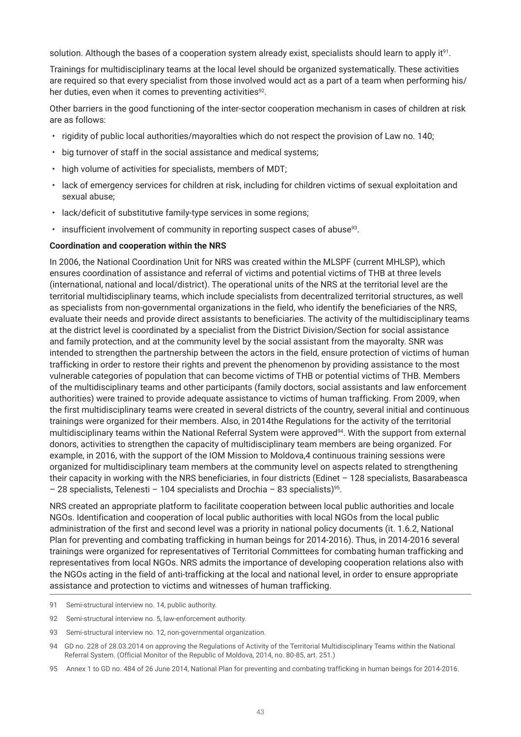solution. Although the bases of a cooperation system already exist, specialists should learn to apply it[91].

Trainings for multidisciplinary teams at the local level should be organized systematically. These activities are required so that every specialist from those involved would act as a part of a team when performing his/her duties, even when it comes to preventing activities[92].

Other barriers in the good functioning of the inter-sector cooperation mechanism in cases of children at risk are as follows:

- rigidity of public local authorities/mayoralties which do not respect the provision of Law no. 140;
- big turnover of staff in the social assistance and medical systems;
- high volume of activities for specialists, members of MDT;
- lack of emergency services for children at risk, including for children victims of sexual exploitation and sexual abuse;
- lack/deficit of substitutive family-type services in some regions;
- insufficient involvement of community in reporting suspect cases of abuse[93].

**Coordination and cooperation within the NRS**

In 2006, the National Coordination Unit for NRS was created within the MLSPF (current MHLSP), which ensures coordination of assistance and referral of victims and potential victims of THB at three levels (international, national and local/district). The operational units of the NRS at the territorial level are the territorial multidisciplinary teams, which include specialists from decentralized territorial structures, as well as specialists from non-governmental organizations in the field, who identify the beneficiaries of the NRS, evaluate their needs and provide direct assistants to beneficiaries. The activity of the multidisciplinary teams at the district level is coordinated by a specialist from the District Division/Section for social assistance and family protection, and at the community level by the social assistant from the mayoralty. SNR was intended to strengthen the partnership between the actors in the field, ensure protection of victims of human trafficking in order to restore their rights and prevent the phenomenon by providing assistance to the most vulnerable categories of population that can become victims of THB or potential victims of THB. Members of the multidisciplinary teams and other participants (family doctors, social assistants and law enforcement authorities) were trained to provide adequate assistance to victims of human trafficking. From 2009, when the first multidisciplinary teams were created in several districts of the country, several initial and continuous trainings were organized for their members. Also, in 2014the Regulations for the activity of the territorial multidisciplinary teams within the National Referral System were approved[94]. With the support from external donors, activities to strengthen the capacity of multidisciplinary team members are being organized. For example, in 2016, with the support of the IOM Mission to Moldova,4 continuous training sessions were organized for multidisciplinary team members at the community level on aspects related to strengthening their capacity in working with the NRS beneficiaries, in four districts (Edinet – 128 specialists, Basarabeasca – 28 specialists, Telenesti – 104 specialists and Drochia – 83 specialists)[95].

NRS created an appropriate platform to facilitate cooperation between local public authorities and locale NGOs. Identification and cooperation of local public authorities with local NGOs from the local public administration of the first and second level was a priority in national policy documents (it. 1.6.2, National Plan for preventing and combating trafficking in human beings for 2014-2016). Thus, in 2014-2016 several trainings were organized for representatives of Territorial Committees for combating human trafficking and representatives from local NGOs. NRS admits the importance of developing cooperation relations also with the NGOs acting in the field of anti-trafficking at the local and national level, in order to ensure appropriate assistance and protection to victims and witnesses of human trafficking.

---

91 Semi-structural interview no. 14, public authority.

92 Semi-structural interview no. 5, law-enforcement authority.

93 Semi-structural interview no. 12, non-governmental organization.

94 GD no. 228 of 28.03.2014 on approving the Regulations of Activity of the Territorial Multidisciplinary Teams within the National Referral System. (Official Monitor of the Republic of Moldova, 2014, no. 80-85, art. 251.)

95 Annex 1 to GD no. 484 of 26 June 2014, National Plan for preventing and combating trafficking in human beings for 2014-2016.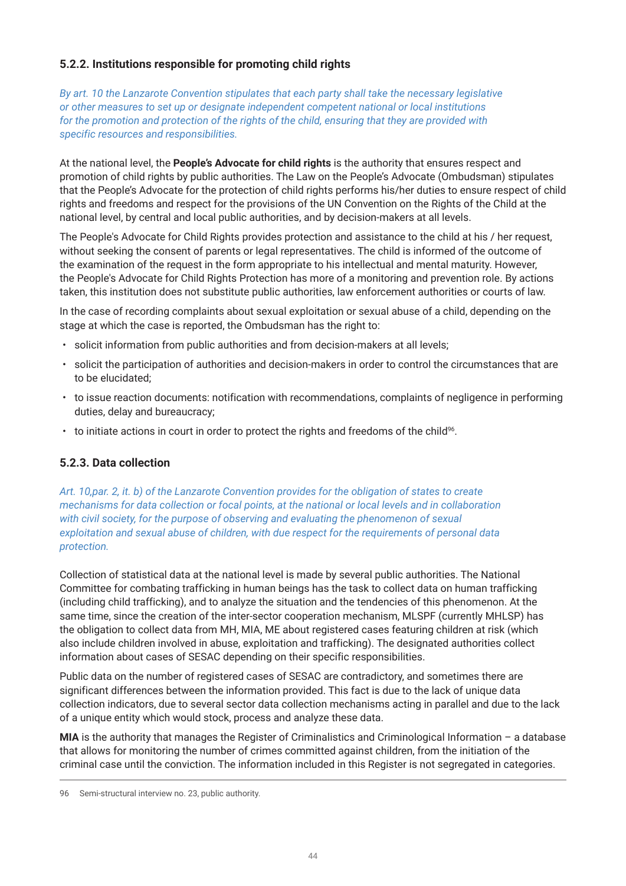### 5.2.2. Institutions responsible for promoting child rights

*By art. 10 the Lanzarote Convention stipulates that each party shall take the necessary legislative or other measures to set up or designate independent competent national or local institutions for the promotion and protection of the rights of the child, ensuring that they are provided with specific resources and responsibilities.*

At the national level, the **People's Advocate for child rights** is the authority that ensures respect and promotion of child rights by public authorities. The Law on the People's Advocate (Ombudsman) stipulates that the People's Advocate for the protection of child rights performs his/her duties to ensure respect of child rights and freedoms and respect for the provisions of the UN Convention on the Rights of the Child at the national level, by central and local public authorities, and by decision-makers at all levels.

The People's Advocate for Child Rights provides protection and assistance to the child at his / her request, without seeking the consent of parents or legal representatives. The child is informed of the outcome of the examination of the request in the form appropriate to his intellectual and mental maturity. However, the People's Advocate for Child Rights Protection has more of a monitoring and prevention role. By actions taken, this institution does not substitute public authorities, law enforcement authorities or courts of law.

In the case of recording complaints about sexual exploitation or sexual abuse of a child, depending on the stage at which the case is reported, the Ombudsman has the right to:

- solicit information from public authorities and from decision-makers at all levels;
- solicit the participation of authorities and decision-makers in order to control the circumstances that are to be elucidated;
- to issue reaction documents: notification with recommendations, complaints of negligence in performing duties, delay and bureaucracy;
- to initiate actions in court in order to protect the rights and freedoms of the child[96].

### 5.2.3. Data collection

*Art. 10,par. 2, it. b) of the Lanzarote Convention provides for the obligation of states to create mechanisms for data collection or focal points, at the national or local levels and in collaboration with civil society, for the purpose of observing and evaluating the phenomenon of sexual exploitation and sexual abuse of children, with due respect for the requirements of personal data protection.*

Collection of statistical data at the national level is made by several public authorities. The National Committee for combating trafficking in human beings has the task to collect data on human trafficking (including child trafficking), and to analyze the situation and the tendencies of this phenomenon. At the same time, since the creation of the inter-sector cooperation mechanism, MLSPF (currently MHLSP) has the obligation to collect data from MH, MIA, ME about registered cases featuring children at risk (which also include children involved in abuse, exploitation and trafficking). The designated authorities collect information about cases of SESAC depending on their specific responsibilities.

Public data on the number of registered cases of SESAC are contradictory, and sometimes there are significant differences between the information provided. This fact is due to the lack of unique data collection indicators, due to several sector data collection mechanisms acting in parallel and due to the lack of a unique entity which would stock, process and analyze these data.

**MIA** is the authority that manages the Register of Criminalistics and Criminological Information – a database that allows for monitoring the number of crimes committed against children, from the initiation of the criminal case until the conviction. The information included in this Register is not segregated in categories.

96 Semi-structural interview no. 23, public authority.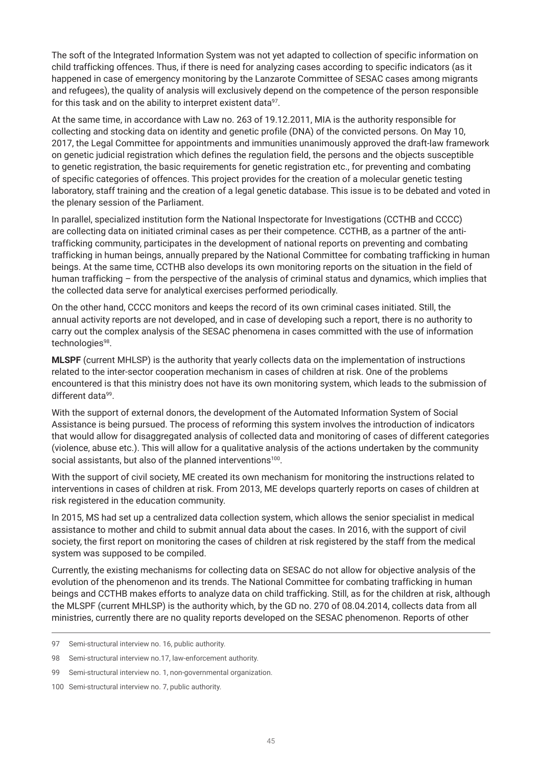The soft of the Integrated Information System was not yet adapted to collection of specific information on child trafficking offences. Thus, if there is need for analyzing cases according to specific indicators (as it happened in case of emergency monitoring by the Lanzarote Committee of SESAC cases among migrants and refugees), the quality of analysis will exclusively depend on the competence of the person responsible for this task and on the ability to interpret existent data[97].

At the same time, in accordance with Law no. 263 of 19.12.2011, MIA is the authority responsible for collecting and stocking data on identity and genetic profile (DNA) of the convicted persons. On May 10, 2017, the Legal Committee for appointments and immunities unanimously approved the draft-law framework on genetic judicial registration which defines the regulation field, the persons and the objects susceptible to genetic registration, the basic requirements for genetic registration etc., for preventing and combating of specific categories of offences. This project provides for the creation of a molecular genetic testing laboratory, staff training and the creation of a legal genetic database. This issue is to be debated and voted in the plenary session of the Parliament.

In parallel, specialized institution form the National Inspectorate for Investigations (CCTHB and CCCC) are collecting data on initiated criminal cases as per their competence. CCTHB, as a partner of the anti-trafficking community, participates in the development of national reports on preventing and combating trafficking in human beings, annually prepared by the National Committee for combating trafficking in human beings. At the same time, CCTHB also develops its own monitoring reports on the situation in the field of human trafficking – from the perspective of the analysis of criminal status and dynamics, which implies that the collected data serve for analytical exercises performed periodically.

On the other hand, CCCC monitors and keeps the record of its own criminal cases initiated. Still, the annual activity reports are not developed, and in case of developing such a report, there is no authority to carry out the complex analysis of the SESAC phenomena in cases committed with the use of information technologies[98].

**MLSPF** (current MHLSP) is the authority that yearly collects data on the implementation of instructions related to the inter-sector cooperation mechanism in cases of children at risk. One of the problems encountered is that this ministry does not have its own monitoring system, which leads to the submission of different data[99].

With the support of external donors, the development of the Automated Information System of Social Assistance is being pursued. The process of reforming this system involves the introduction of indicators that would allow for disaggregated analysis of collected data and monitoring of cases of different categories (violence, abuse etc.). This will allow for a qualitative analysis of the actions undertaken by the community social assistants, but also of the planned interventions[100].

With the support of civil society, ME created its own mechanism for monitoring the instructions related to interventions in cases of children at risk. From 2013, ME develops quarterly reports on cases of children at risk registered in the education community.

In 2015, MS had set up a centralized data collection system, which allows the senior specialist in medical assistance to mother and child to submit annual data about the cases. In 2016, with the support of civil society, the first report on monitoring the cases of children at risk registered by the staff from the medical system was supposed to be compiled.

Currently, the existing mechanisms for collecting data on SESAC do not allow for objective analysis of the evolution of the phenomenon and its trends. The National Committee for combating trafficking in human beings and CCTHB makes efforts to analyze data on child trafficking. Still, as for the children at risk, although the MLSPF (current MHLSP) is the authority which, by the GD no. 270 of 08.04.2014, collects data from all ministries, currently there are no quality reports developed on the SESAC phenomenon. Reports of other

---

97 Semi-structural interview no. 16, public authority.

98 Semi-structural interview no.17, law-enforcement authority.

99 Semi-structural interview no. 1, non-governmental organization.

100 Semi-structural interview no. 7, public authority.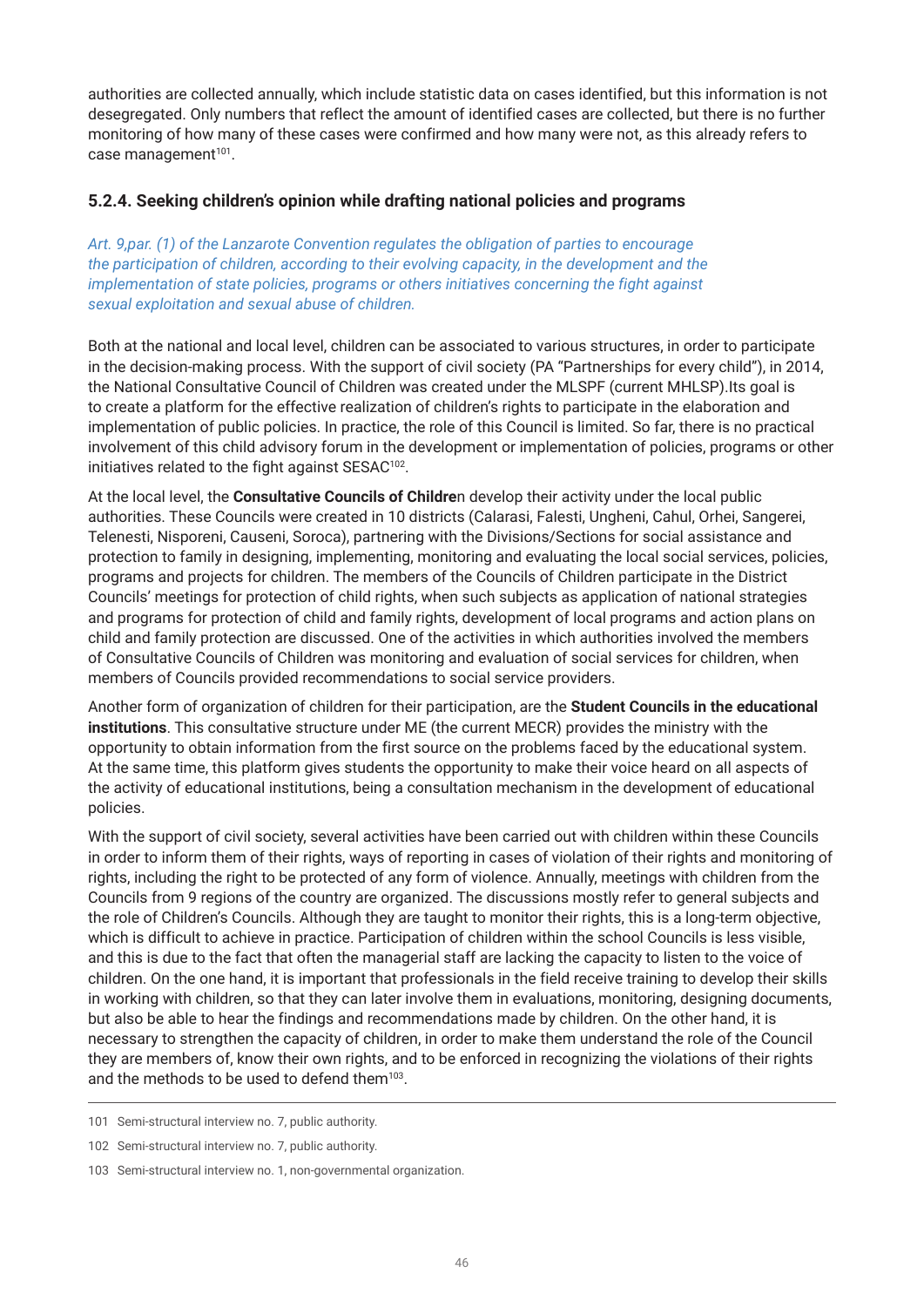authorities are collected annually, which include statistic data on cases identified, but this information is not desegregated. Only numbers that reflect the amount of identified cases are collected, but there is no further monitoring of how many of these cases were confirmed and how many were not, as this already refers to case management[101].

### 5.2.4. Seeking children's opinion while drafting national policies and programs

*Art. 9,par. (1) of the Lanzarote Convention regulates the obligation of parties to encourage the participation of children, according to their evolving capacity, in the development and the implementation of state policies, programs or others initiatives concerning the fight against sexual exploitation and sexual abuse of children.*

Both at the national and local level, children can be associated to various structures, in order to participate in the decision-making process. With the support of civil society (PA "Partnerships for every child"), in 2014, the National Consultative Council of Children was created under the MLSPF (current MHLSP).Its goal is to create a platform for the effective realization of children's rights to participate in the elaboration and implementation of public policies. In practice, the role of this Council is limited. So far, there is no practical involvement of this child advisory forum in the development or implementation of policies, programs or other initiatives related to the fight against SESAC[102].

At the local level, the **Consultative Councils of Childre**n develop their activity under the local public authorities. These Councils were created in 10 districts (Calarasi, Falesti, Ungheni, Cahul, Orhei, Sangerei, Telenesti, Nisporeni, Causeni, Soroca), partnering with the Divisions/Sections for social assistance and protection to family in designing, implementing, monitoring and evaluating the local social services, policies, programs and projects for children. The members of the Councils of Children participate in the District Councils' meetings for protection of child rights, when such subjects as application of national strategies and programs for protection of child and family rights, development of local programs and action plans on child and family protection are discussed. One of the activities in which authorities involved the members of Consultative Councils of Children was monitoring and evaluation of social services for children, when members of Councils provided recommendations to social service providers.

Another form of organization of children for their participation, are the **Student Councils in the educational institutions**. This consultative structure under ME (the current MECR) provides the ministry with the opportunity to obtain information from the first source on the problems faced by the educational system. At the same time, this platform gives students the opportunity to make their voice heard on all aspects of the activity of educational institutions, being a consultation mechanism in the development of educational policies.

With the support of civil society, several activities have been carried out with children within these Councils in order to inform them of their rights, ways of reporting in cases of violation of their rights and monitoring of rights, including the right to be protected of any form of violence. Annually, meetings with children from the Councils from 9 regions of the country are organized. The discussions mostly refer to general subjects and the role of Children's Councils. Although they are taught to monitor their rights, this is a long-term objective, which is difficult to achieve in practice. Participation of children within the school Councils is less visible, and this is due to the fact that often the managerial staff are lacking the capacity to listen to the voice of children. On the one hand, it is important that professionals in the field receive training to develop their skills in working with children, so that they can later involve them in evaluations, monitoring, designing documents, but also be able to hear the findings and recommendations made by children. On the other hand, it is necessary to strengthen the capacity of children, in order to make them understand the role of the Council they are members of, know their own rights, and to be enforced in recognizing the violations of their rights and the methods to be used to defend them[103].

---

101 Semi-structural interview no. 7, public authority.

102 Semi-structural interview no. 7, public authority.

103 Semi-structural interview no. 1, non-governmental organization.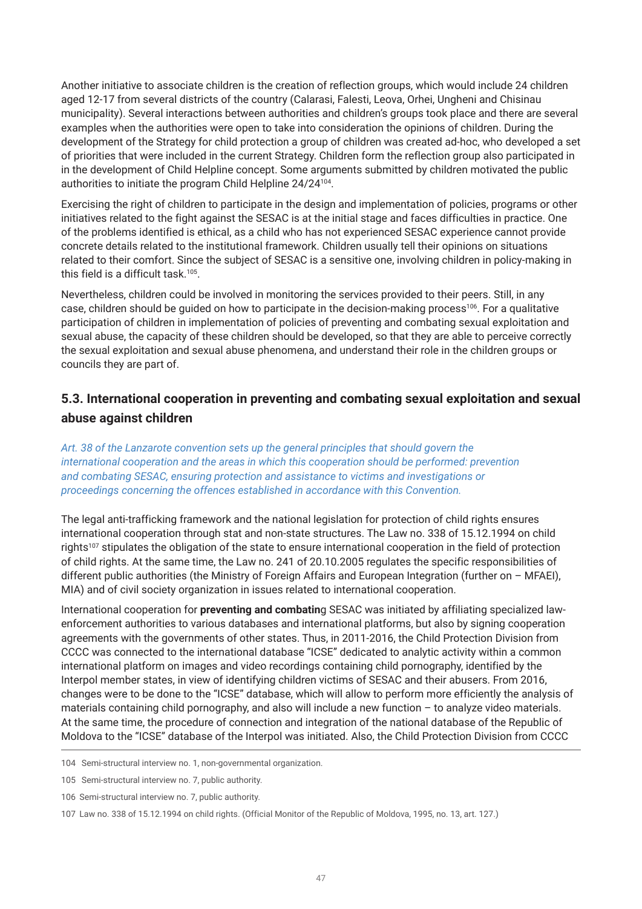Another initiative to associate children is the creation of reflection groups, which would include 24 children aged 12-17 from several districts of the country (Calarasi, Falesti, Leova, Orhei, Ungheni and Chisinau municipality). Several interactions between authorities and children's groups took place and there are several examples when the authorities were open to take into consideration the opinions of children. During the development of the Strategy for child protection a group of children was created ad-hoc, who developed a set of priorities that were included in the current Strategy. Children form the reflection group also participated in in the development of Child Helpline concept. Some arguments submitted by children motivated the public authorities to initiate the program Child Helpline 24/24[104].

Exercising the right of children to participate in the design and implementation of policies, programs or other initiatives related to the fight against the SESAC is at the initial stage and faces difficulties in practice. One of the problems identified is ethical, as a child who has not experienced SESAC experience cannot provide concrete details related to the institutional framework. Children usually tell their opinions on situations related to their comfort. Since the subject of SESAC is a sensitive one, involving children in policy-making in this field is a difficult task.[105].

Nevertheless, children could be involved in monitoring the services provided to their peers. Still, in any case, children should be guided on how to participate in the decision-making process[106]. For a qualitative participation of children in implementation of policies of preventing and combating sexual exploitation and sexual abuse, the capacity of these children should be developed, so that they are able to perceive correctly the sexual exploitation and sexual abuse phenomena, and understand their role in the children groups or councils they are part of.

## 5.3. International cooperation in preventing and combating sexual exploitation and sexual abuse against children

*Art. 38 of the Lanzarote convention sets up the general principles that should govern the international cooperation and the areas in which this cooperation should be performed: prevention and combating SESAC, ensuring protection and assistance to victims and investigations or proceedings concerning the offences established in accordance with this Convention.*

The legal anti-trafficking framework and the national legislation for protection of child rights ensures international cooperation through stat and non-state structures. The Law no. 338 of 15.12.1994 on child rights[107] stipulates the obligation of the state to ensure international cooperation in the field of protection of child rights. At the same time, the Law no. 241 of 20.10.2005 regulates the specific responsibilities of different public authorities (the Ministry of Foreign Affairs and European Integration (further on – MFAEI), MIA) and of civil society organization in issues related to international cooperation.

International cooperation for **preventing and combatin**g SESAC was initiated by affiliating specialized law-enforcement authorities to various databases and international platforms, but also by signing cooperation agreements with the governments of other states. Thus, in 2011-2016, the Child Protection Division from CCCC was connected to the international database "ICSE" dedicated to analytic activity within a common international platform on images and video recordings containing child pornography, identified by the Interpol member states, in view of identifying children victims of SESAC and their abusers. From 2016, changes were to be done to the "ICSE" database, which will allow to perform more efficiently the analysis of materials containing child pornography, and also will include a new function – to analyze video materials. At the same time, the procedure of connection and integration of the national database of the Republic of Moldova to the "ICSE" database of the Interpol was initiated. Also, the Child Protection Division from CCCC

---

104 Semi-structural interview no. 1, non-governmental organization.

105 Semi-structural interview no. 7, public authority.

106 Semi-structural interview no. 7, public authority.

107 Law no. 338 of 15.12.1994 on child rights. (Official Monitor of the Republic of Moldova, 1995, no. 13, art. 127.)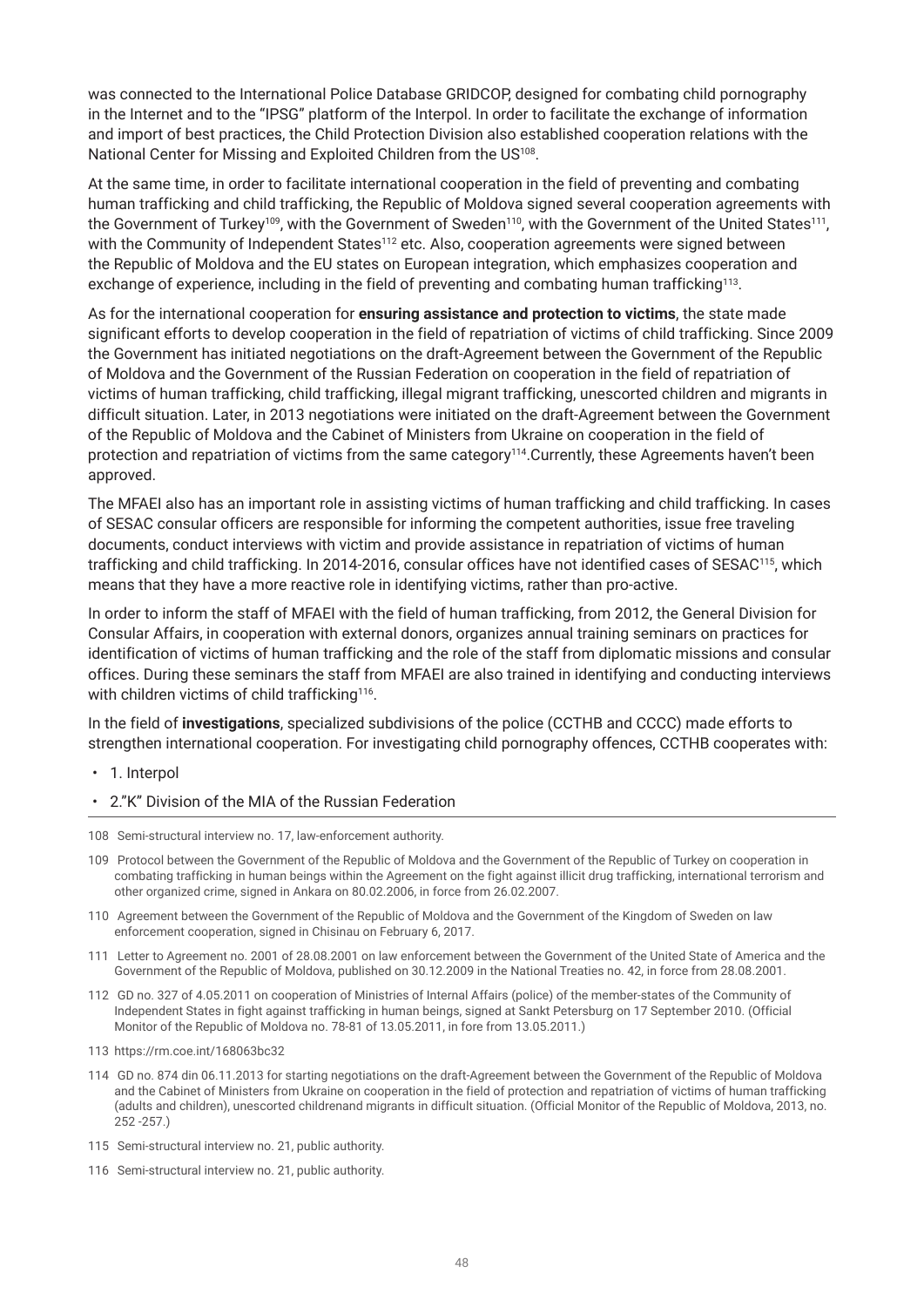was connected to the International Police Database GRIDCOP, designed for combating child pornography in the Internet and to the "IPSG" platform of the Interpol. In order to facilitate the exchange of information and import of best practices, the Child Protection Division also established cooperation relations with the National Center for Missing and Exploited Children from the US[108].

At the same time, in order to facilitate international cooperation in the field of preventing and combating human trafficking and child trafficking, the Republic of Moldova signed several cooperation agreements with the Government of Turkey[109], with the Government of Sweden[110], with the Government of the United States[111], with the Community of Independent States[112] etc. Also, cooperation agreements were signed between the Republic of Moldova and the EU states on European integration, which emphasizes cooperation and exchange of experience, including in the field of preventing and combating human trafficking[113].

As for the international cooperation for **ensuring assistance and protection to victims**, the state made significant efforts to develop cooperation in the field of repatriation of victims of child trafficking. Since 2009 the Government has initiated negotiations on the draft-Agreement between the Government of the Republic of Moldova and the Government of the Russian Federation on cooperation in the field of repatriation of victims of human trafficking, child trafficking, illegal migrant trafficking, unescorted children and migrants in difficult situation. Later, in 2013 negotiations were initiated on the draft-Agreement between the Government of the Republic of Moldova and the Cabinet of Ministers from Ukraine on cooperation in the field of protection and repatriation of victims from the same category[114].Currently, these Agreements haven't been approved.

The MFAEI also has an important role in assisting victims of human trafficking and child trafficking. In cases of SESAC consular officers are responsible for informing the competent authorities, issue free traveling documents, conduct interviews with victim and provide assistance in repatriation of victims of human trafficking and child trafficking. In 2014-2016, consular offices have not identified cases of SESAC[115], which means that they have a more reactive role in identifying victims, rather than pro-active.

In order to inform the staff of MFAEI with the field of human trafficking, from 2012, the General Division for Consular Affairs, in cooperation with external donors, organizes annual training seminars on practices for identification of victims of human trafficking and the role of the staff from diplomatic missions and consular offices. During these seminars the staff from MFAEI are also trained in identifying and conducting interviews with children victims of child trafficking[116].

In the field of **investigations**, specialized subdivisions of the police (CCTHB and CCCC) made efforts to strengthen international cooperation. For investigating child pornography offences, CCTHB cooperates with:

- 1. Interpol
- 2."K" Division of the MIA of the Russian Federation

---

108 Semi-structural interview no. 17, law-enforcement authority.

109 Protocol between the Government of the Republic of Moldova and the Government of the Republic of Turkey on cooperation in combating trafficking in human beings within the Agreement on the fight against illicit drug trafficking, international terrorism and other organized crime, signed in Ankara on 80.02.2006, in force from 26.02.2007.

110 Agreement between the Government of the Republic of Moldova and the Government of the Kingdom of Sweden on law enforcement cooperation, signed in Chisinau on February 6, 2017.

111 Letter to Agreement no. 2001 of 28.08.2001 on law enforcement between the Government of the United State of America and the Government of the Republic of Moldova, published on 30.12.2009 in the National Treaties no. 42, in force from 28.08.2001.

112 GD no. 327 of 4.05.2011 on cooperation of Ministries of Internal Affairs (police) of the member-states of the Community of Independent States in fight against trafficking in human beings, signed at Sankt Petersburg on 17 September 2010. (Official Monitor of the Republic of Moldova no. 78-81 of 13.05.2011, in fore from 13.05.2011.)

113 https://rm.coe.int/168063bc32

114 GD no. 874 din 06.11.2013 for starting negotiations on the draft-Agreement between the Government of the Republic of Moldova and the Cabinet of Ministers from Ukraine on cooperation in the field of protection and repatriation of victims of human trafficking (adults and children), unescorted childrenand migrants in difficult situation. (Official Monitor of the Republic of Moldova, 2013, no. 252 -257.)

115 Semi-structural interview no. 21, public authority.

116 Semi-structural interview no. 21, public authority.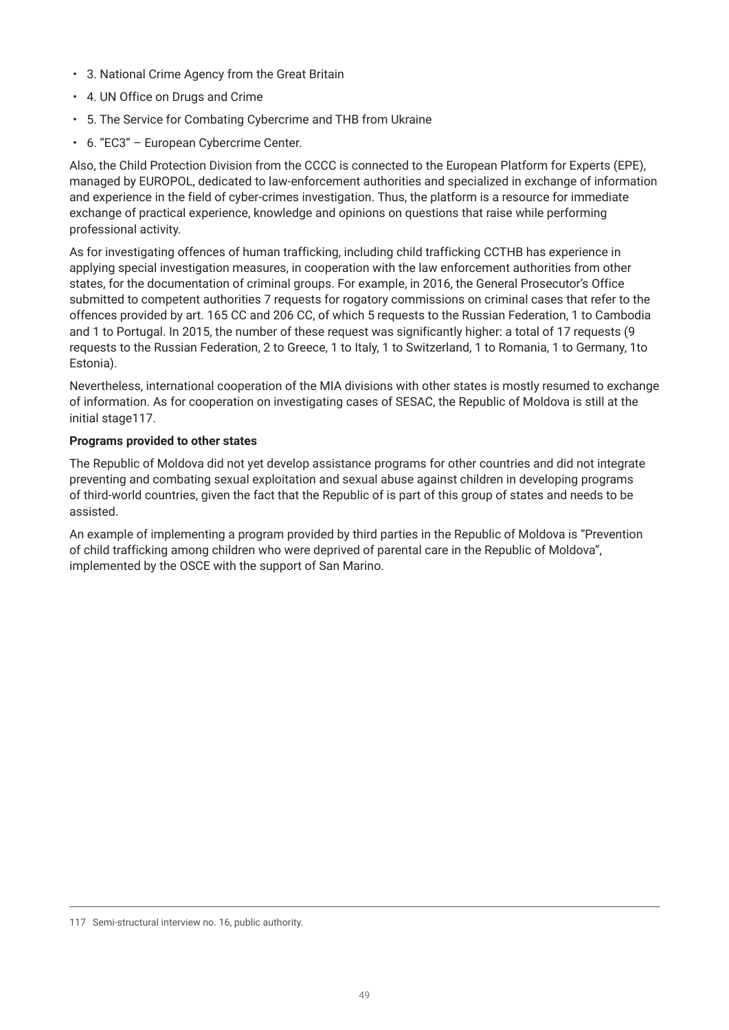- 3. National Crime Agency from the Great Britain
- 4. UN Office on Drugs and Crime
- 5. The Service for Combating Cybercrime and THB from Ukraine
- 6. "EC3" – European Cybercrime Center.

Also, the Child Protection Division from the CCCC is connected to the European Platform for Experts (EPE), managed by EUROPOL, dedicated to law-enforcement authorities and specialized in exchange of information and experience in the field of cyber-crimes investigation. Thus, the platform is a resource for immediate exchange of practical experience, knowledge and opinions on questions that raise while performing professional activity.

As for investigating offences of human trafficking, including child trafficking CCTHB has experience in applying special investigation measures, in cooperation with the law enforcement authorities from other states, for the documentation of criminal groups. For example, in 2016, the General Prosecutor's Office submitted to competent authorities 7 requests for rogatory commissions on criminal cases that refer to the offences provided by art. 165 CC and 206 CC, of which 5 requests to the Russian Federation, 1 to Cambodia and 1 to Portugal. In 2015, the number of these request was significantly higher: a total of 17 requests (9 requests to the Russian Federation, 2 to Greece, 1 to Italy, 1 to Switzerland, 1 to Romania, 1 to Germany, 1to Estonia).

Nevertheless, international cooperation of the MIA divisions with other states is mostly resumed to exchange of information. As for cooperation on investigating cases of SESAC, the Republic of Moldova is still at the initial stage[117].

**Programs provided to other states**

The Republic of Moldova did not yet develop assistance programs for other countries and did not integrate preventing and combating sexual exploitation and sexual abuse against children in developing programs of third-world countries, given the fact that the Republic of is part of this group of states and needs to be assisted.

An example of implementing a program provided by third parties in the Republic of Moldova is "Prevention of child trafficking among children who were deprived of parental care in the Republic of Moldova", implemented by the OSCE with the support of San Marino.

---

117 Semi-structural interview no. 16, public authority.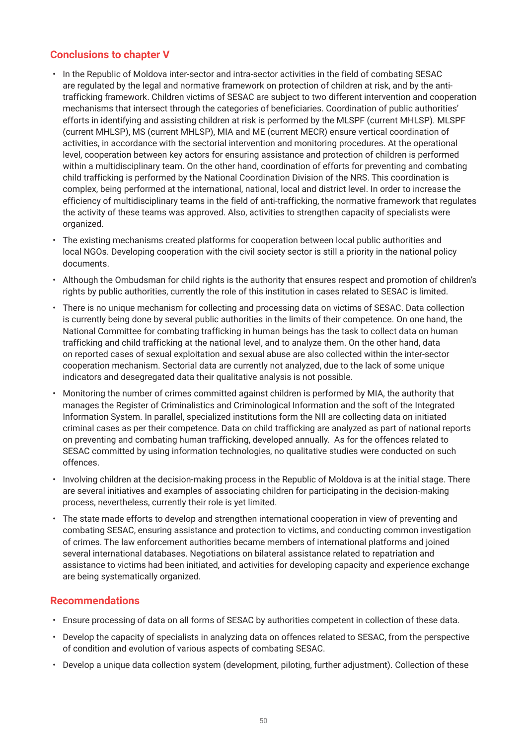## Conclusions to chapter V

- In the Republic of Moldova inter-sector and intra-sector activities in the field of combating SESAC are regulated by the legal and normative framework on protection of children at risk, and by the anti-trafficking framework. Children victims of SESAC are subject to two different intervention and cooperation mechanisms that intersect through the categories of beneficiaries. Coordination of public authorities' efforts in identifying and assisting children at risk is performed by the MLSPF (current MHLSP). MLSPF (current MHLSP), MS (current MHLSP), MIA and ME (current MECR) ensure vertical coordination of activities, in accordance with the sectorial intervention and monitoring procedures. At the operational level, cooperation between key actors for ensuring assistance and protection of children is performed within a multidisciplinary team. On the other hand, coordination of efforts for preventing and combating child trafficking is performed by the National Coordination Division of the NRS. This coordination is complex, being performed at the international, national, local and district level. In order to increase the efficiency of multidisciplinary teams in the field of anti-trafficking, the normative framework that regulates the activity of these teams was approved. Also, activities to strengthen capacity of specialists were organized.
- The existing mechanisms created platforms for cooperation between local public authorities and local NGOs. Developing cooperation with the civil society sector is still a priority in the national policy documents.
- Although the Ombudsman for child rights is the authority that ensures respect and promotion of children's rights by public authorities, currently the role of this institution in cases related to SESAC is limited.
- There is no unique mechanism for collecting and processing data on victims of SESAC. Data collection is currently being done by several public authorities in the limits of their competence. On one hand, the National Committee for combating trafficking in human beings has the task to collect data on human trafficking and child trafficking at the national level, and to analyze them. On the other hand, data on reported cases of sexual exploitation and sexual abuse are also collected within the inter-sector cooperation mechanism. Sectorial data are currently not analyzed, due to the lack of some unique indicators and desegregated data their qualitative analysis is not possible.
- Monitoring the number of crimes committed against children is performed by MIA, the authority that manages the Register of Criminalistics and Criminological Information and the soft of the Integrated Information System. In parallel, specialized institutions form the NII are collecting data on initiated criminal cases as per their competence. Data on child trafficking are analyzed as part of national reports on preventing and combating human trafficking, developed annually. As for the offences related to SESAC committed by using information technologies, no qualitative studies were conducted on such offences.
- Involving children at the decision-making process in the Republic of Moldova is at the initial stage. There are several initiatives and examples of associating children for participating in the decision-making process, nevertheless, currently their role is yet limited.
- The state made efforts to develop and strengthen international cooperation in view of preventing and combating SESAC, ensuring assistance and protection to victims, and conducting common investigation of crimes. The law enforcement authorities became members of international platforms and joined several international databases. Negotiations on bilateral assistance related to repatriation and assistance to victims had been initiated, and activities for developing capacity and experience exchange are being systematically organized.

## Recommendations

- Ensure processing of data on all forms of SESAC by authorities competent in collection of these data.
- Develop the capacity of specialists in analyzing data on offences related to SESAC, from the perspective of condition and evolution of various aspects of combating SESAC.
- Develop a unique data collection system (development, piloting, further adjustment). Collection of these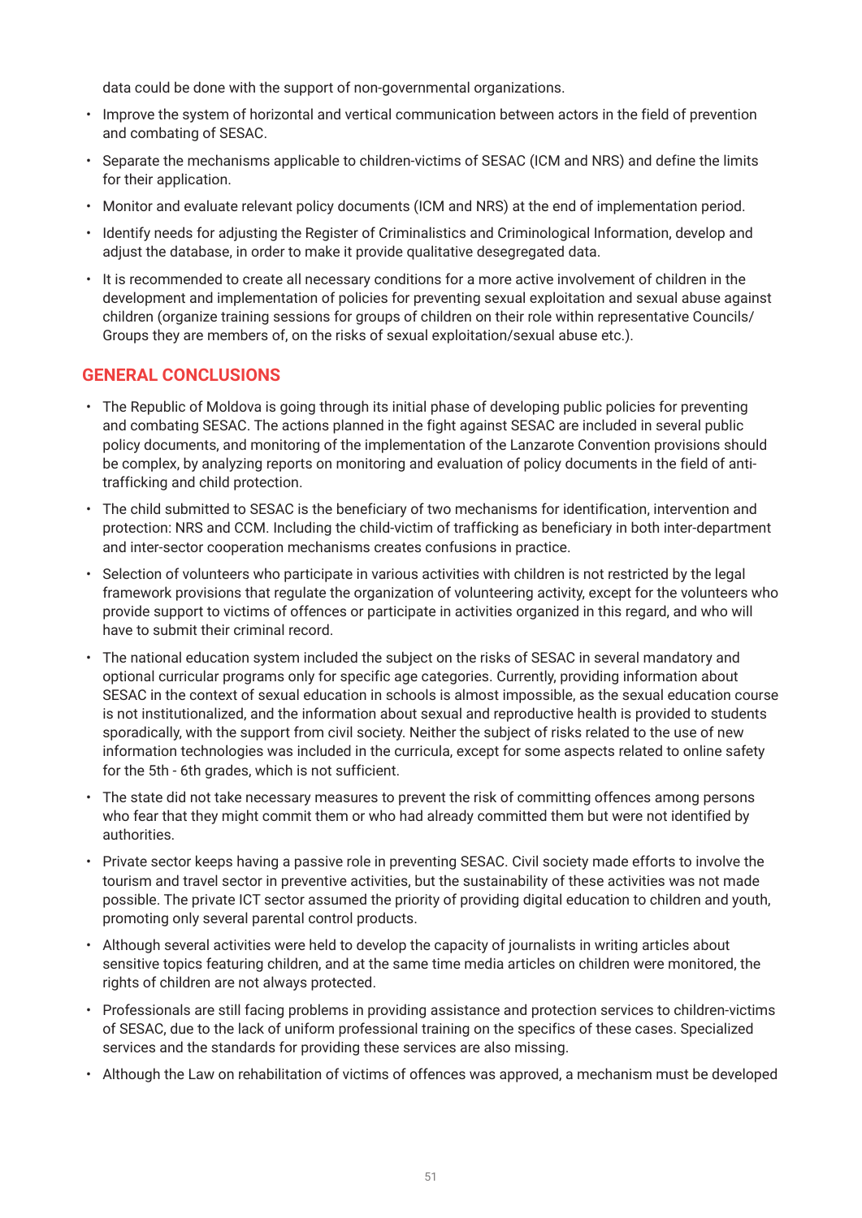data could be done with the support of non-governmental organizations.

- Improve the system of horizontal and vertical communication between actors in the field of prevention and combating of SESAC.
- Separate the mechanisms applicable to children-victims of SESAC (ICM and NRS) and define the limits for their application.
- Monitor and evaluate relevant policy documents (ICM and NRS) at the end of implementation period.
- Identify needs for adjusting the Register of Criminalistics and Criminological Information, develop and adjust the database, in order to make it provide qualitative desegregated data.
- It is recommended to create all necessary conditions for a more active involvement of children in the development and implementation of policies for preventing sexual exploitation and sexual abuse against children (organize training sessions for groups of children on their role within representative Councils/Groups they are members of, on the risks of sexual exploitation/sexual abuse etc.).

## GENERAL CONCLUSIONS

- The Republic of Moldova is going through its initial phase of developing public policies for preventing and combating SESAC. The actions planned in the fight against SESAC are included in several public policy documents, and monitoring of the implementation of the Lanzarote Convention provisions should be complex, by analyzing reports on monitoring and evaluation of policy documents in the field of anti-trafficking and child protection.
- The child submitted to SESAC is the beneficiary of two mechanisms for identification, intervention and protection: NRS and CCM. Including the child-victim of trafficking as beneficiary in both inter-department and inter-sector cooperation mechanisms creates confusions in practice.
- Selection of volunteers who participate in various activities with children is not restricted by the legal framework provisions that regulate the organization of volunteering activity, except for the volunteers who provide support to victims of offences or participate in activities organized in this regard, and who will have to submit their criminal record.
- The national education system included the subject on the risks of SESAC in several mandatory and optional curricular programs only for specific age categories. Currently, providing information about SESAC in the context of sexual education in schools is almost impossible, as the sexual education course is not institutionalized, and the information about sexual and reproductive health is provided to students sporadically, with the support from civil society. Neither the subject of risks related to the use of new information technologies was included in the curricula, except for some aspects related to online safety for the 5th - 6th grades, which is not sufficient.
- The state did not take necessary measures to prevent the risk of committing offences among persons who fear that they might commit them or who had already committed them but were not identified by authorities.
- Private sector keeps having a passive role in preventing SESAC. Civil society made efforts to involve the tourism and travel sector in preventive activities, but the sustainability of these activities was not made possible. The private ICT sector assumed the priority of providing digital education to children and youth, promoting only several parental control products.
- Although several activities were held to develop the capacity of journalists in writing articles about sensitive topics featuring children, and at the same time media articles on children were monitored, the rights of children are not always protected.
- Professionals are still facing problems in providing assistance and protection services to children-victims of SESAC, due to the lack of uniform professional training on the specifics of these cases. Specialized services and the standards for providing these services are also missing.
- Although the Law on rehabilitation of victims of offences was approved, a mechanism must be developed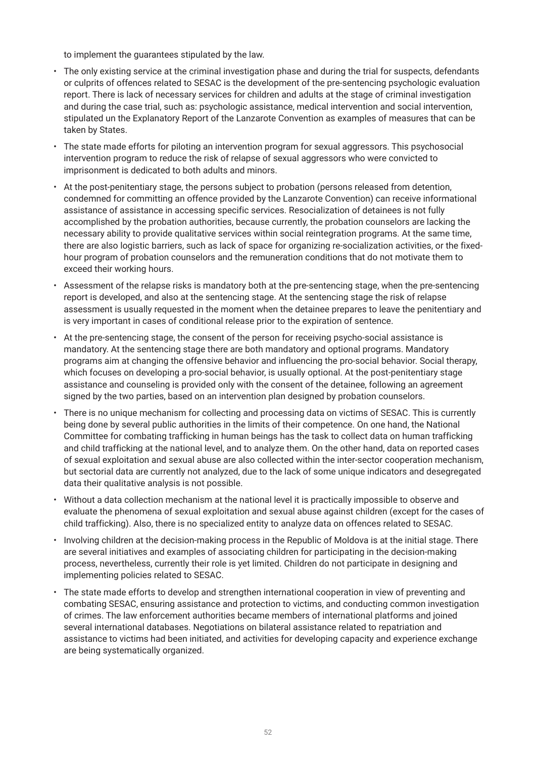to implement the guarantees stipulated by the law.

- The only existing service at the criminal investigation phase and during the trial for suspects, defendants or culprits of offences related to SESAC is the development of the pre-sentencing psychologic evaluation report. There is lack of necessary services for children and adults at the stage of criminal investigation and during the case trial, such as: psychologic assistance, medical intervention and social intervention, stipulated un the Explanatory Report of the Lanzarote Convention as examples of measures that can be taken by States.
- The state made efforts for piloting an intervention program for sexual aggressors. This psychosocial intervention program to reduce the risk of relapse of sexual aggressors who were convicted to imprisonment is dedicated to both adults and minors.
- At the post-penitentiary stage, the persons subject to probation (persons released from detention, condemned for committing an offence provided by the Lanzarote Convention) can receive informational assistance of assistance in accessing specific services. Resocialization of detainees is not fully accomplished by the probation authorities, because currently, the probation counselors are lacking the necessary ability to provide qualitative services within social reintegration programs. At the same time, there are also logistic barriers, such as lack of space for organizing re-socialization activities, or the fixed-hour program of probation counselors and the remuneration conditions that do not motivate them to exceed their working hours.
- Assessment of the relapse risks is mandatory both at the pre-sentencing stage, when the pre-sentencing report is developed, and also at the sentencing stage. At the sentencing stage the risk of relapse assessment is usually requested in the moment when the detainee prepares to leave the penitentiary and is very important in cases of conditional release prior to the expiration of sentence.
- At the pre-sentencing stage, the consent of the person for receiving psycho-social assistance is mandatory. At the sentencing stage there are both mandatory and optional programs. Mandatory programs aim at changing the offensive behavior and influencing the pro-social behavior. Social therapy, which focuses on developing a pro-social behavior, is usually optional. At the post-penitentiary stage assistance and counseling is provided only with the consent of the detainee, following an agreement signed by the two parties, based on an intervention plan designed by probation counselors.
- There is no unique mechanism for collecting and processing data on victims of SESAC. This is currently being done by several public authorities in the limits of their competence. On one hand, the National Committee for combating trafficking in human beings has the task to collect data on human trafficking and child trafficking at the national level, and to analyze them. On the other hand, data on reported cases of sexual exploitation and sexual abuse are also collected within the inter-sector cooperation mechanism, but sectorial data are currently not analyzed, due to the lack of some unique indicators and desegregated data their qualitative analysis is not possible.
- Without a data collection mechanism at the national level it is practically impossible to observe and evaluate the phenomena of sexual exploitation and sexual abuse against children (except for the cases of child trafficking). Also, there is no specialized entity to analyze data on offences related to SESAC.
- Involving children at the decision-making process in the Republic of Moldova is at the initial stage. There are several initiatives and examples of associating children for participating in the decision-making process, nevertheless, currently their role is yet limited. Children do not participate in designing and implementing policies related to SESAC.
- The state made efforts to develop and strengthen international cooperation in view of preventing and combating SESAC, ensuring assistance and protection to victims, and conducting common investigation of crimes. The law enforcement authorities became members of international platforms and joined several international databases. Negotiations on bilateral assistance related to repatriation and assistance to victims had been initiated, and activities for developing capacity and experience exchange are being systematically organized.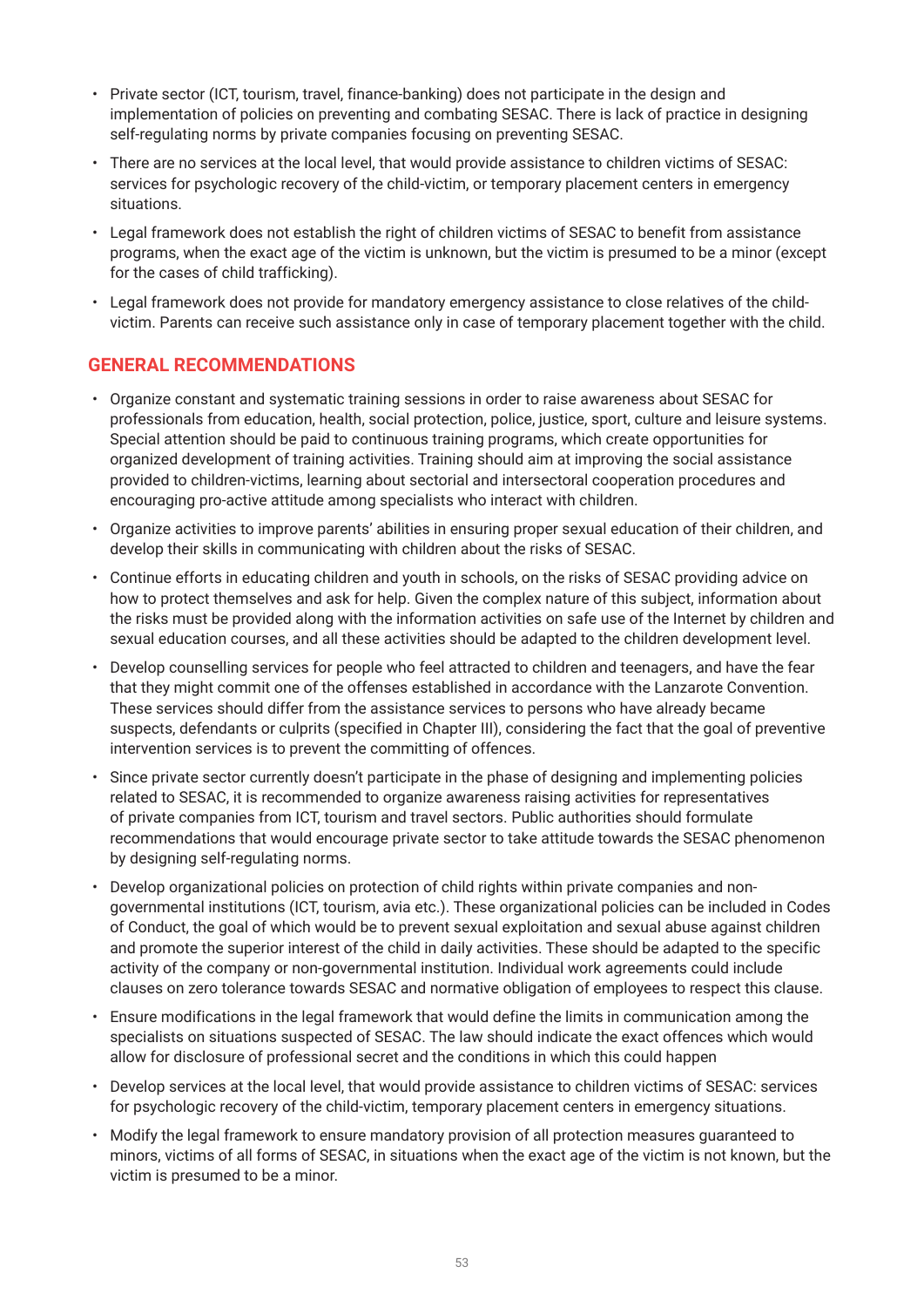- Private sector (ICT, tourism, travel, finance-banking) does not participate in the design and implementation of policies on preventing and combating SESAC. There is lack of practice in designing self-regulating norms by private companies focusing on preventing SESAC.
- There are no services at the local level, that would provide assistance to children victims of SESAC: services for psychologic recovery of the child-victim, or temporary placement centers in emergency situations.
- Legal framework does not establish the right of children victims of SESAC to benefit from assistance programs, when the exact age of the victim is unknown, but the victim is presumed to be a minor (except for the cases of child trafficking).
- Legal framework does not provide for mandatory emergency assistance to close relatives of the child-victim. Parents can receive such assistance only in case of temporary placement together with the child.

## GENERAL RECOMMENDATIONS

- Organize constant and systematic training sessions in order to raise awareness about SESAC for professionals from education, health, social protection, police, justice, sport, culture and leisure systems. Special attention should be paid to continuous training programs, which create opportunities for organized development of training activities. Training should aim at improving the social assistance provided to children-victims, learning about sectorial and intersectoral cooperation procedures and encouraging pro-active attitude among specialists who interact with children.
- Organize activities to improve parents' abilities in ensuring proper sexual education of their children, and develop their skills in communicating with children about the risks of SESAC.
- Continue efforts in educating children and youth in schools, on the risks of SESAC providing advice on how to protect themselves and ask for help. Given the complex nature of this subject, information about the risks must be provided along with the information activities on safe use of the Internet by children and sexual education courses, and all these activities should be adapted to the children development level.
- Develop counselling services for people who feel attracted to children and teenagers, and have the fear that they might commit one of the offenses established in accordance with the Lanzarote Convention. These services should differ from the assistance services to persons who have already became suspects, defendants or culprits (specified in Chapter III), considering the fact that the goal of preventive intervention services is to prevent the committing of offences.
- Since private sector currently doesn't participate in the phase of designing and implementing policies related to SESAC, it is recommended to organize awareness raising activities for representatives of private companies from ICT, tourism and travel sectors. Public authorities should formulate recommendations that would encourage private sector to take attitude towards the SESAC phenomenon by designing self-regulating norms.
- Develop organizational policies on protection of child rights within private companies and non-governmental institutions (ICT, tourism, avia etc.). These organizational policies can be included in Codes of Conduct, the goal of which would be to prevent sexual exploitation and sexual abuse against children and promote the superior interest of the child in daily activities. These should be adapted to the specific activity of the company or non-governmental institution. Individual work agreements could include clauses on zero tolerance towards SESAC and normative obligation of employees to respect this clause.
- Ensure modifications in the legal framework that would define the limits in communication among the specialists on situations suspected of SESAC. The law should indicate the exact offences which would allow for disclosure of professional secret and the conditions in which this could happen
- Develop services at the local level, that would provide assistance to children victims of SESAC: services for psychologic recovery of the child-victim, temporary placement centers in emergency situations.
- Modify the legal framework to ensure mandatory provision of all protection measures guaranteed to minors, victims of all forms of SESAC, in situations when the exact age of the victim is not known, but the victim is presumed to be a minor.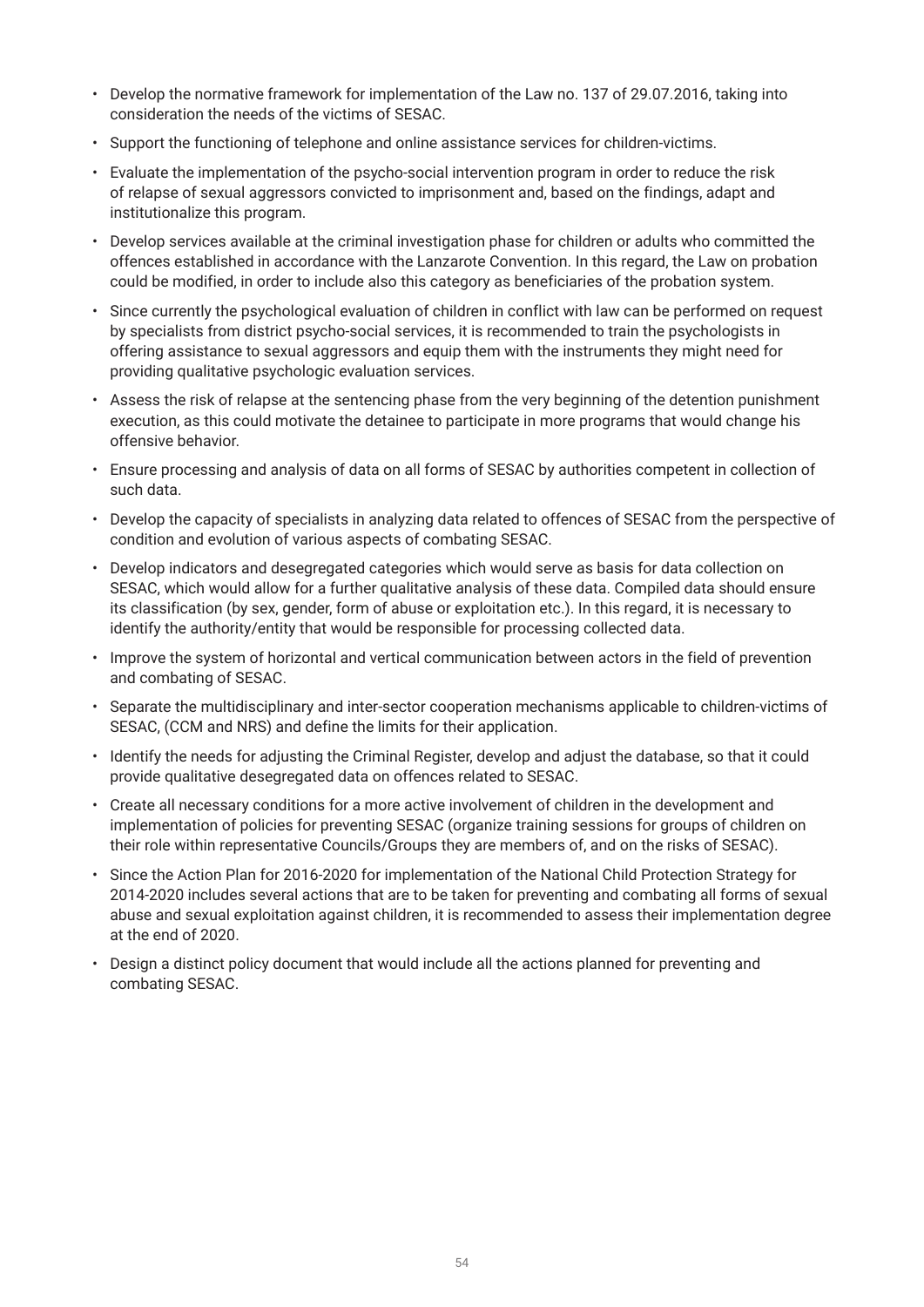- Develop the normative framework for implementation of the Law no. 137 of 29.07.2016, taking into consideration the needs of the victims of SESAC.
- Support the functioning of telephone and online assistance services for children-victims.
- Evaluate the implementation of the psycho-social intervention program in order to reduce the risk of relapse of sexual aggressors convicted to imprisonment and, based on the findings, adapt and institutionalize this program.
- Develop services available at the criminal investigation phase for children or adults who committed the offences established in accordance with the Lanzarote Convention. In this regard, the Law on probation could be modified, in order to include also this category as beneficiaries of the probation system.
- Since currently the psychological evaluation of children in conflict with law can be performed on request by specialists from district psycho-social services, it is recommended to train the psychologists in offering assistance to sexual aggressors and equip them with the instruments they might need for providing qualitative psychologic evaluation services.
- Assess the risk of relapse at the sentencing phase from the very beginning of the detention punishment execution, as this could motivate the detainee to participate in more programs that would change his offensive behavior.
- Ensure processing and analysis of data on all forms of SESAC by authorities competent in collection of such data.
- Develop the capacity of specialists in analyzing data related to offences of SESAC from the perspective of condition and evolution of various aspects of combating SESAC.
- Develop indicators and desegregated categories which would serve as basis for data collection on SESAC, which would allow for a further qualitative analysis of these data. Compiled data should ensure its classification (by sex, gender, form of abuse or exploitation etc.). In this regard, it is necessary to identify the authority/entity that would be responsible for processing collected data.
- Improve the system of horizontal and vertical communication between actors in the field of prevention and combating of SESAC.
- Separate the multidisciplinary and inter-sector cooperation mechanisms applicable to children-victims of SESAC, (CCM and NRS) and define the limits for their application.
- Identify the needs for adjusting the Criminal Register, develop and adjust the database, so that it could provide qualitative desegregated data on offences related to SESAC.
- Create all necessary conditions for a more active involvement of children in the development and implementation of policies for preventing SESAC (organize training sessions for groups of children on their role within representative Councils/Groups they are members of, and on the risks of SESAC).
- Since the Action Plan for 2016-2020 for implementation of the National Child Protection Strategy for 2014-2020 includes several actions that are to be taken for preventing and combating all forms of sexual abuse and sexual exploitation against children, it is recommended to assess their implementation degree at the end of 2020.
- Design a distinct policy document that would include all the actions planned for preventing and combating SESAC.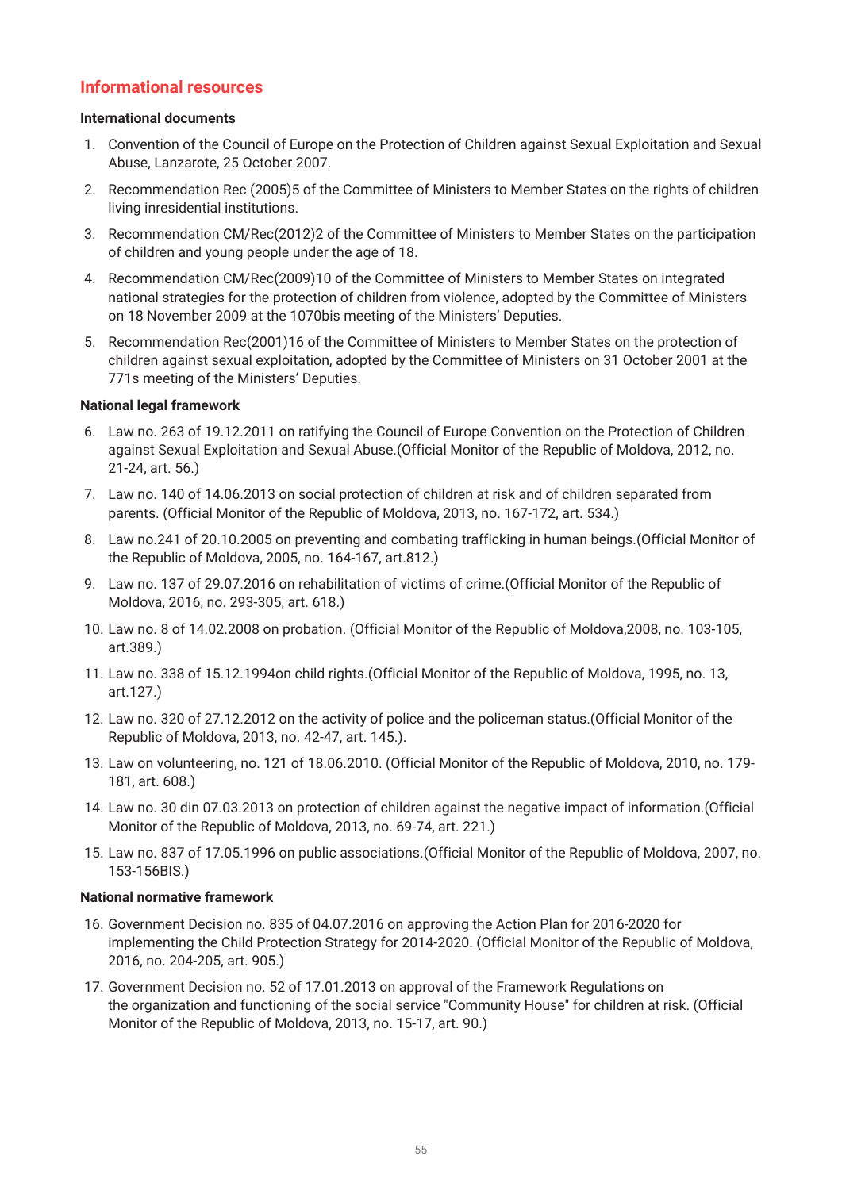## Informational resources

**International documents**

1. Convention of the Council of Europe on the Protection of Children against Sexual Exploitation and Sexual Abuse, Lanzarote, 25 October 2007.
2. Recommendation Rec (2005)5 of the Committee of Ministers to Member States on the rights of children living inresidential institutions.
3. Recommendation CM/Rec(2012)2 of the Committee of Ministers to Member States on the participation of children and young people under the age of 18.
4. Recommendation CM/Rec(2009)10 of the Committee of Ministers to Member States on integrated national strategies for the protection of children from violence, adopted by the Committee of Ministers on 18 November 2009 at the 1070bis meeting of the Ministers' Deputies.
5. Recommendation Rec(2001)16 of the Committee of Ministers to Member States on the protection of children against sexual exploitation, adopted by the Committee of Ministers on 31 October 2001 at the 771s meeting of the Ministers' Deputies.

**National legal framework**

6. Law no. 263 of 19.12.2011 on ratifying the Council of Europe Convention on the Protection of Children against Sexual Exploitation and Sexual Abuse.(Official Monitor of the Republic of Moldova, 2012, no. 21-24, art. 56.)
7. Law no. 140 of 14.06.2013 on social protection of children at risk and of children separated from parents. (Official Monitor of the Republic of Moldova, 2013, no. 167-172, art. 534.)
8. Law no.241 of 20.10.2005 on preventing and combating trafficking in human beings.(Official Monitor of the Republic of Moldova, 2005, no. 164-167, art.812.)
9. Law no. 137 of 29.07.2016 on rehabilitation of victims of crime.(Official Monitor of the Republic of Moldova, 2016, no. 293-305, art. 618.)
10. Law no. 8 of 14.02.2008 on probation. (Official Monitor of the Republic of Moldova,2008, no. 103-105, art.389.)
11. Law no. 338 of 15.12.1994on child rights.(Official Monitor of the Republic of Moldova, 1995, no. 13, art.127.)
12. Law no. 320 of 27.12.2012 on the activity of police and the policeman status.(Official Monitor of the Republic of Moldova, 2013, no. 42-47, art. 145.).
13. Law on volunteering, no. 121 of 18.06.2010. (Official Monitor of the Republic of Moldova, 2010, no. 179-181, art. 608.)
14. Law no. 30 din 07.03.2013 on protection of children against the negative impact of information.(Official Monitor of the Republic of Moldova, 2013, no. 69-74, art. 221.)
15. Law no. 837 of 17.05.1996 on public associations.(Official Monitor of the Republic of Moldova, 2007, no. 153-156BIS.)

**National normative framework**

16. Government Decision no. 835 of 04.07.2016 on approving the Action Plan for 2016-2020 for implementing the Child Protection Strategy for 2014-2020. (Official Monitor of the Republic of Moldova, 2016, no. 204-205, art. 905.)
17. Government Decision no. 52 of 17.01.2013 on approval of the Framework Regulations on the organization and functioning of the social service "Community House" for children at risk. (Official Monitor of the Republic of Moldova, 2013, no. 15-17, art. 90.)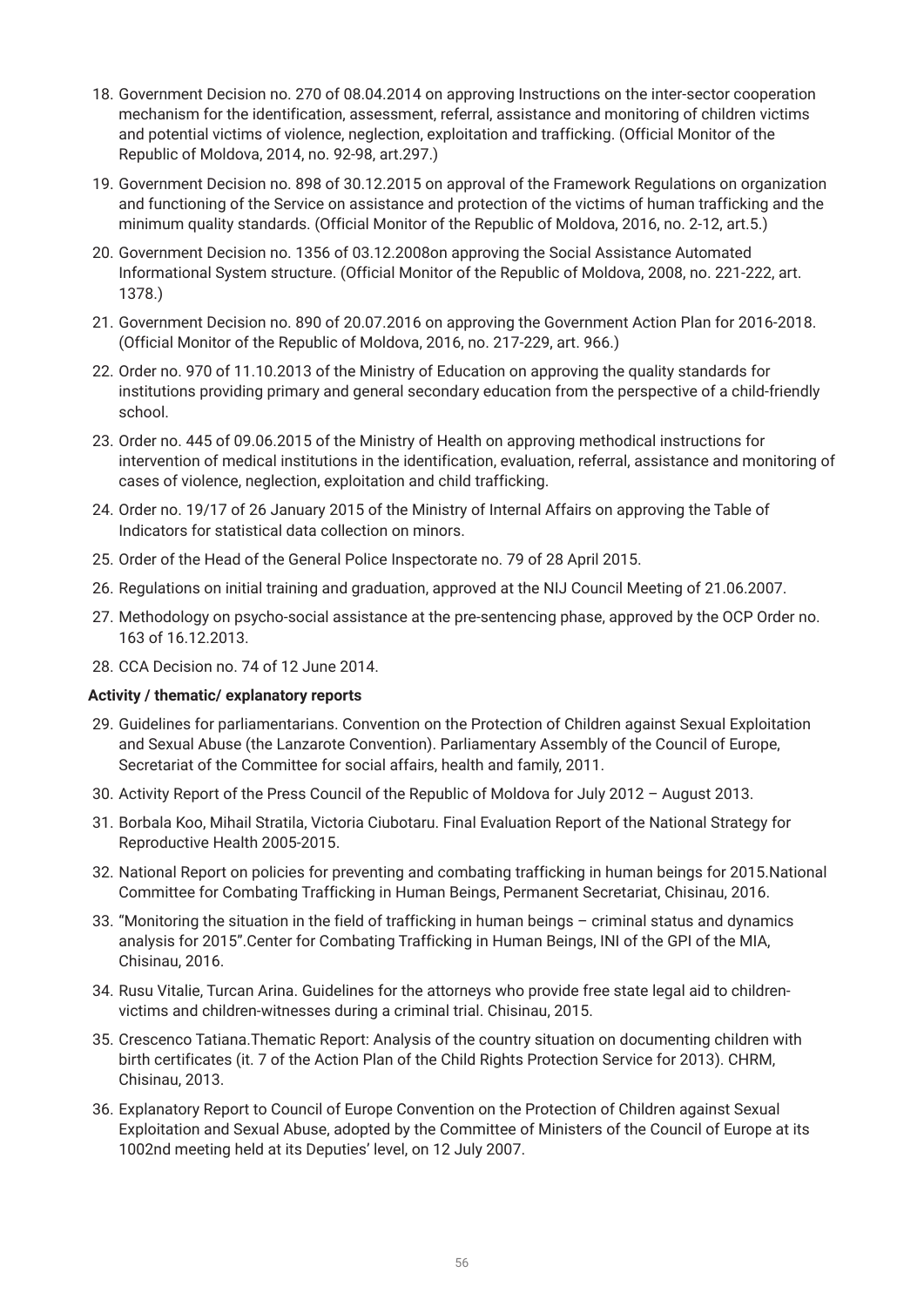18. Government Decision no. 270 of 08.04.2014 on approving Instructions on the inter-sector cooperation mechanism for the identification, assessment, referral, assistance and monitoring of children victims and potential victims of violence, neglection, exploitation and trafficking. (Official Monitor of the Republic of Moldova, 2014, no. 92-98, art.297.)
19. Government Decision no. 898 of 30.12.2015 on approval of the Framework Regulations on organization and functioning of the Service on assistance and protection of the victims of human trafficking and the minimum quality standards. (Official Monitor of the Republic of Moldova, 2016, no. 2-12, art.5.)
20. Government Decision no. 1356 of 03.12.2008on approving the Social Assistance Automated Informational System structure. (Official Monitor of the Republic of Moldova, 2008, no. 221-222, art. 1378.)
21. Government Decision no. 890 of 20.07.2016 on approving the Government Action Plan for 2016-2018. (Official Monitor of the Republic of Moldova, 2016, no. 217-229, art. 966.)
22. Order no. 970 of 11.10.2013 of the Ministry of Education on approving the quality standards for institutions providing primary and general secondary education from the perspective of a child-friendly school.
23. Order no. 445 of 09.06.2015 of the Ministry of Health on approving methodical instructions for intervention of medical institutions in the identification, evaluation, referral, assistance and monitoring of cases of violence, neglection, exploitation and child trafficking.
24. Order no. 19/17 of 26 January 2015 of the Ministry of Internal Affairs on approving the Table of Indicators for statistical data collection on minors.
25. Order of the Head of the General Police Inspectorate no. 79 of 28 April 2015.
26. Regulations on initial training and graduation, approved at the NIJ Council Meeting of 21.06.2007.
27. Methodology on psycho-social assistance at the pre-sentencing phase, approved by the OCP Order no. 163 of 16.12.2013.
28. CCA Decision no. 74 of 12 June 2014.

**Activity / thematic/ explanatory reports**

29. Guidelines for parliamentarians. Convention on the Protection of Children against Sexual Exploitation and Sexual Abuse (the Lanzarote Convention). Parliamentary Assembly of the Council of Europe, Secretariat of the Committee for social affairs, health and family, 2011.
30. Activity Report of the Press Council of the Republic of Moldova for July 2012 – August 2013.
31. Borbala Koo, Mihail Stratila, Victoria Ciubotaru. Final Evaluation Report of the National Strategy for Reproductive Health 2005-2015.
32. National Report on policies for preventing and combating trafficking in human beings for 2015.National Committee for Combating Trafficking in Human Beings, Permanent Secretariat, Chisinau, 2016.
33. "Monitoring the situation in the field of trafficking in human beings – criminal status and dynamics analysis for 2015".Center for Combating Trafficking in Human Beings, INI of the GPI of the MIA, Chisinau, 2016.
34. Rusu Vitalie, Turcan Arina. Guidelines for the attorneys who provide free state legal aid to children-victims and children-witnesses during a criminal trial. Chisinau, 2015.
35. Crescenco Tatiana.Thematic Report: Analysis of the country situation on documenting children with birth certificates (it. 7 of the Action Plan of the Child Rights Protection Service for 2013). CHRM, Chisinau, 2013.
36. Explanatory Report to Council of Europe Convention on the Protection of Children against Sexual Exploitation and Sexual Abuse, adopted by the Committee of Ministers of the Council of Europe at its 1002nd meeting held at its Deputies' level, on 12 July 2007.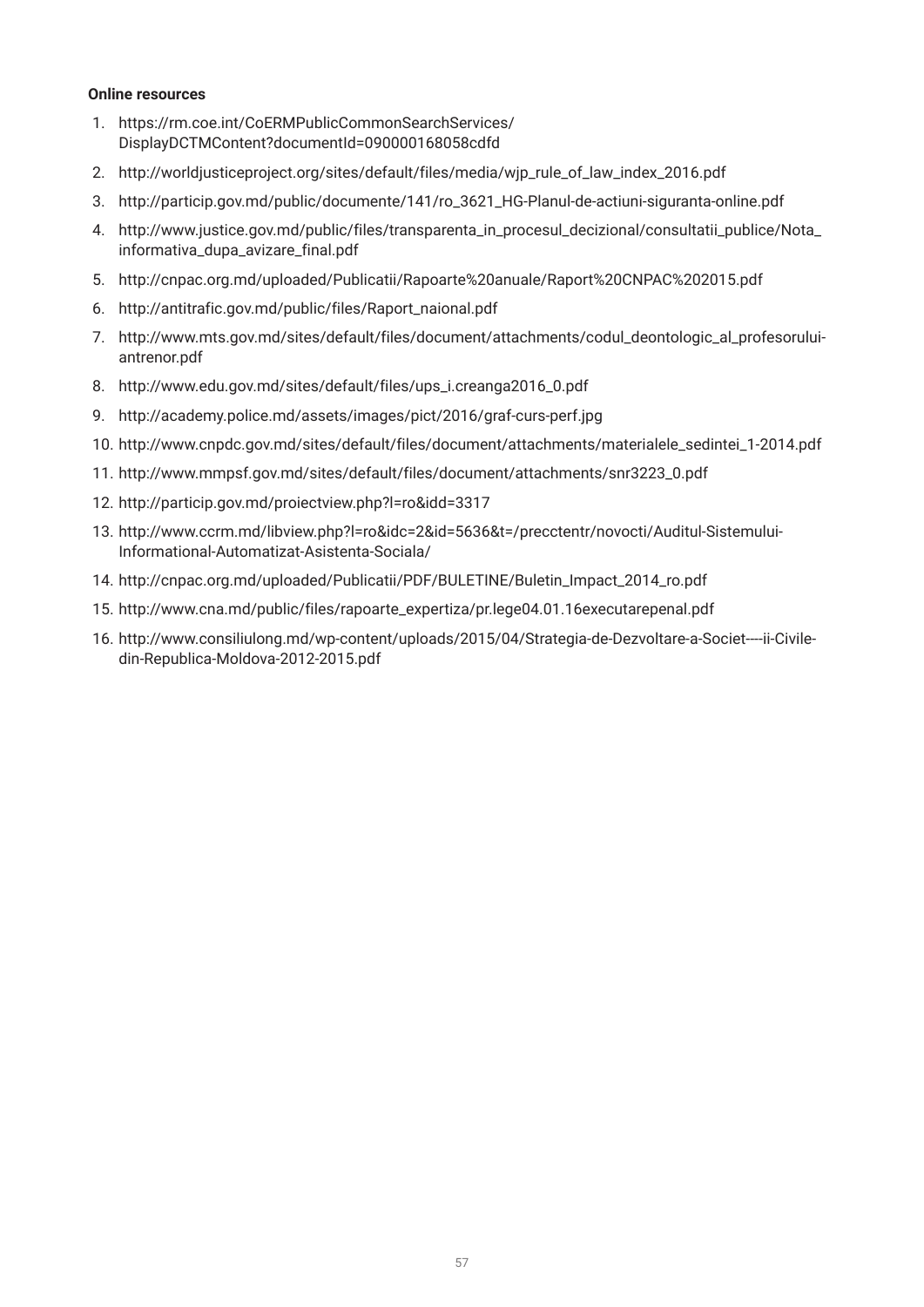**Online resources**

1. https://rm.coe.int/CoERMPublicCommonSearchServices/DisplayDCTMContent?documentId=090000168058cdfd
2. http://worldjusticeproject.org/sites/default/files/media/wjp_rule_of_law_index_2016.pdf
3. http://particip.gov.md/public/documente/141/ro_3621_HG-Planul-de-actiuni-siguranta-online.pdf
4. http://www.justice.gov.md/public/files/transparenta_in_procesul_decizional/consultatii_publice/Nota_informativa_dupa_avizare_final.pdf
5. http://cnpac.org.md/uploaded/Publicatii/Rapoarte%20anuale/Raport%20CNPAC%202015.pdf
6. http://antitrafic.gov.md/public/files/Raport_naional.pdf
7. http://www.mts.gov.md/sites/default/files/document/attachments/codul_deontologic_al_profesorului-antrenor.pdf
8. http://www.edu.gov.md/sites/default/files/ups_i.creanga2016_0.pdf
9. http://academy.police.md/assets/images/pict/2016/graf-curs-perf.jpg
10. http://www.cnpdc.gov.md/sites/default/files/document/attachments/materialele_sedintei_1-2014.pdf
11. http://www.mmpsf.gov.md/sites/default/files/document/attachments/snr3223_0.pdf
12. http://particip.gov.md/proiectview.php?l=ro&idd=3317
13. http://www.ccrm.md/libview.php?l=ro&idc=2&id=5636&t=/precctentr/novocti/Auditul-Sistemului-Informational-Automatizat-Asistenta-Sociala/
14. http://cnpac.org.md/uploaded/Publicatii/PDF/BULETINE/Buletin_Impact_2014_ro.pdf
15. http://www.cna.md/public/files/rapoarte_expertiza/pr.lege04.01.16executarepenal.pdf
16. http://www.consiliulong.md/wp-content/uploads/2015/04/Strategia-de-Dezvoltare-a-Societ----ii-Civile-din-Republica-Moldova-2012-2015.pdf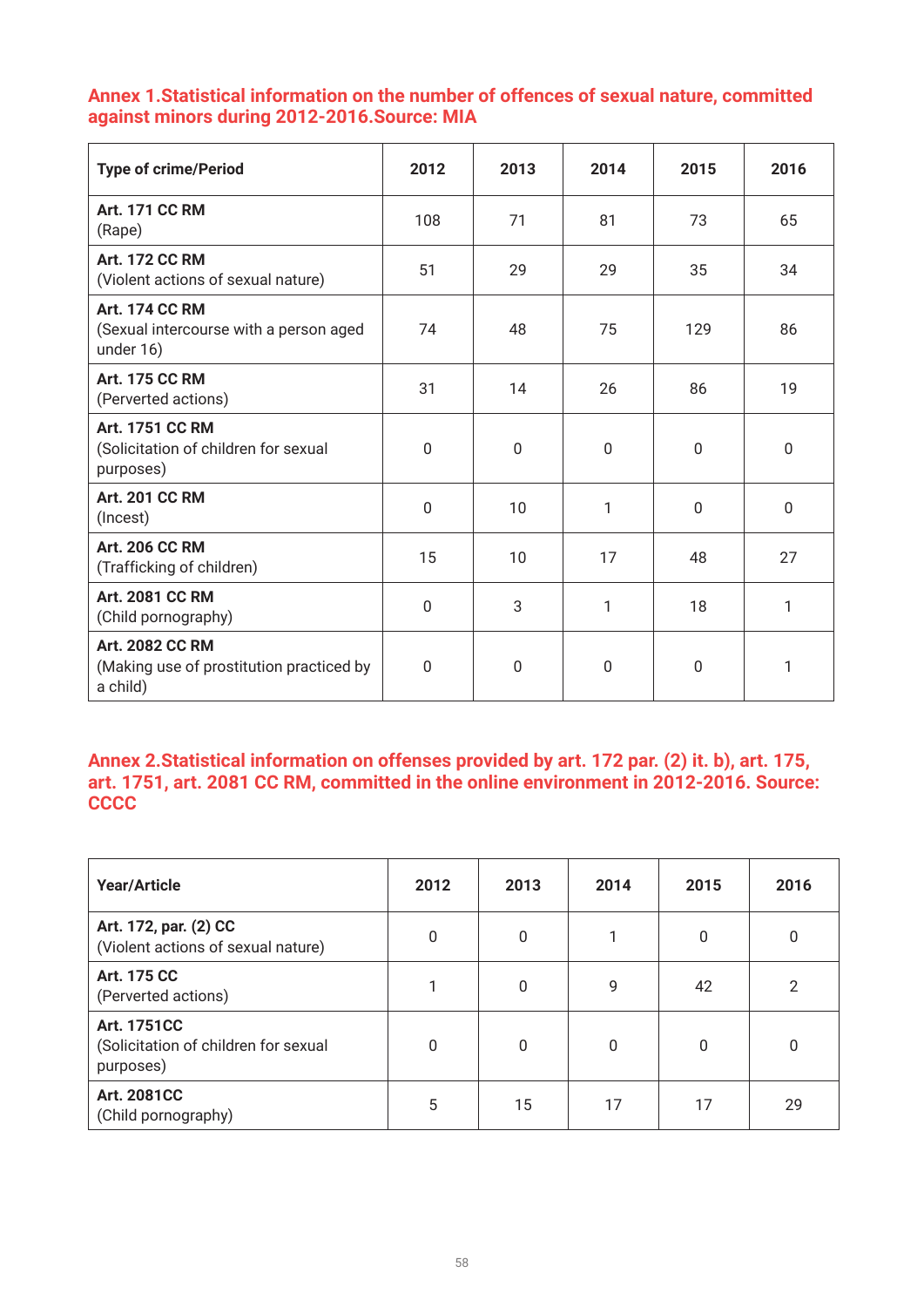### Annex 1.Statistical information on the number of offences of sexual nature, committed against minors during 2012-2016.Source: MIA

| Type of crime/Period | 2012 | 2013 | 2014 | 2015 | 2016 |
|---|---|---|---|---|---|
| **Art. 171 CC RM** (Rape) | 108 | 71 | 81 | 73 | 65 |
| **Art. 172 CC RM** (Violent actions of sexual nature) | 51 | 29 | 29 | 35 | 34 |
| **Art. 174 CC RM** (Sexual intercourse with a person aged under 16) | 74 | 48 | 75 | 129 | 86 |
| **Art. 175 CC RM** (Perverted actions) | 31 | 14 | 26 | 86 | 19 |
| **Art. 1751 CC RM** (Solicitation of children for sexual purposes) | 0 | 0 | 0 | 0 | 0 |
| **Art. 201 CC RM** (Incest) | 0 | 10 | 1 | 0 | 0 |
| **Art. 206 CC RM** (Trafficking of children) | 15 | 10 | 17 | 48 | 27 |
| **Art. 2081 CC RM** (Child pornography) | 0 | 3 | 1 | 18 | 1 |
| **Art. 2082 CC RM** (Making use of prostitution practiced by a child) | 0 | 0 | 0 | 0 | 1 |

### Annex 2.Statistical information on offenses provided by art. 172 par. (2) it. b), art. 175, art. 1751, art. 2081 CC RM, committed in the online environment in 2012-2016. Source: CCCC

| Year/Article | 2012 | 2013 | 2014 | 2015 | 2016 |
|---|---|---|---|---|---|
| **Art. 172, par. (2) CC** (Violent actions of sexual nature) | 0 | 0 | 1 | 0 | 0 |
| **Art. 175 CC** (Perverted actions) | 1 | 0 | 9 | 42 | 2 |
| **Art. 1751CC** (Solicitation of children for sexual purposes) | 0 | 0 | 0 | 0 | 0 |
| **Art. 2081CC** (Child pornography) | 5 | 15 | 17 | 17 | 29 |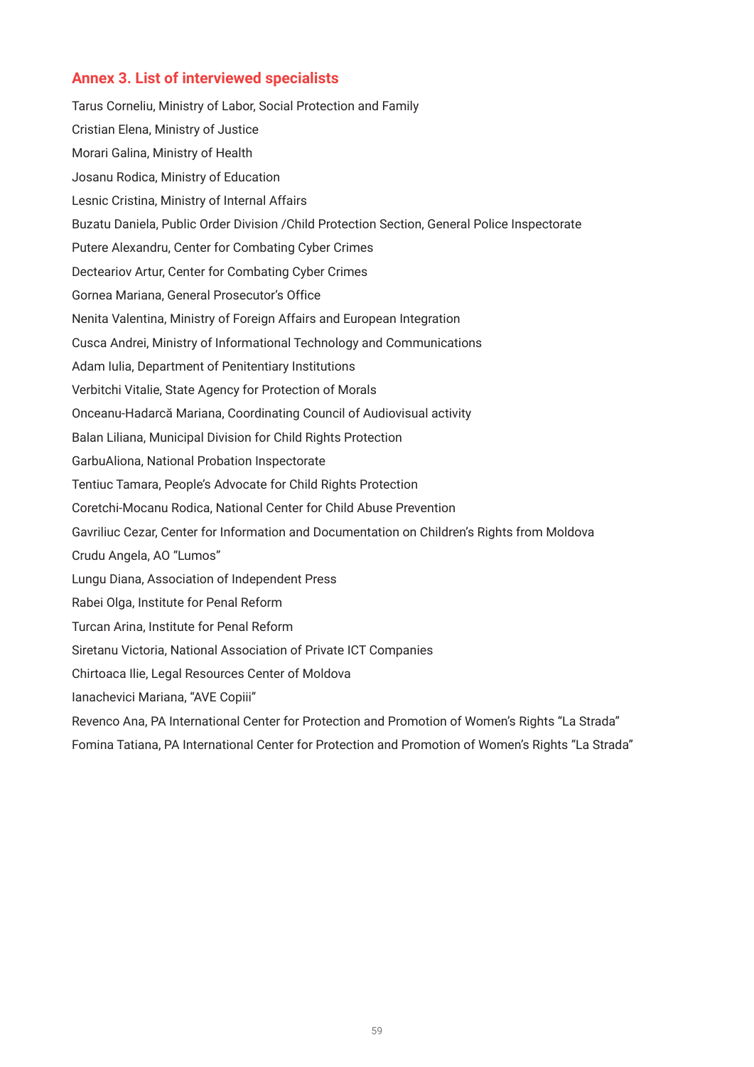## Annex 3. List of interviewed specialists

Tarus Corneliu, Ministry of Labor, Social Protection and Family

Cristian Elena, Ministry of Justice

Morari Galina, Ministry of Health

Josanu Rodica, Ministry of Education

Lesnic Cristina, Ministry of Internal Affairs

Buzatu Daniela, Public Order Division /Child Protection Section, General Police Inspectorate

Putere Alexandru, Center for Combating Cyber Crimes

Decteariov Artur, Center for Combating Cyber Crimes

Gornea Mariana, General Prosecutor's Office

Nenita Valentina, Ministry of Foreign Affairs and European Integration

Cusca Andrei, Ministry of Informational Technology and Communications

Adam Iulia, Department of Penitentiary Institutions

Verbitchi Vitalie, State Agency for Protection of Morals

Onceanu-Hadarcă Mariana, Coordinating Council of Audiovisual activity

Balan Liliana, Municipal Division for Child Rights Protection

GarbuAliona, National Probation Inspectorate

Tentiuc Tamara, People's Advocate for Child Rights Protection

Coretchi-Mocanu Rodica, National Center for Child Abuse Prevention

Gavriliuc Cezar, Center for Information and Documentation on Children's Rights from Moldova

Crudu Angela, AO "Lumos"

Lungu Diana, Association of Independent Press

Rabei Olga, Institute for Penal Reform

Turcan Arina, Institute for Penal Reform

Siretanu Victoria, National Association of Private ICT Companies

Chirtoaca Ilie, Legal Resources Center of Moldova

Ianachevici Mariana, "AVE Copiii"

Revenco Ana, PA International Center for Protection and Promotion of Women's Rights "La Strada"

Fomina Tatiana, PA International Center for Protection and Promotion of Women's Rights "La Strada"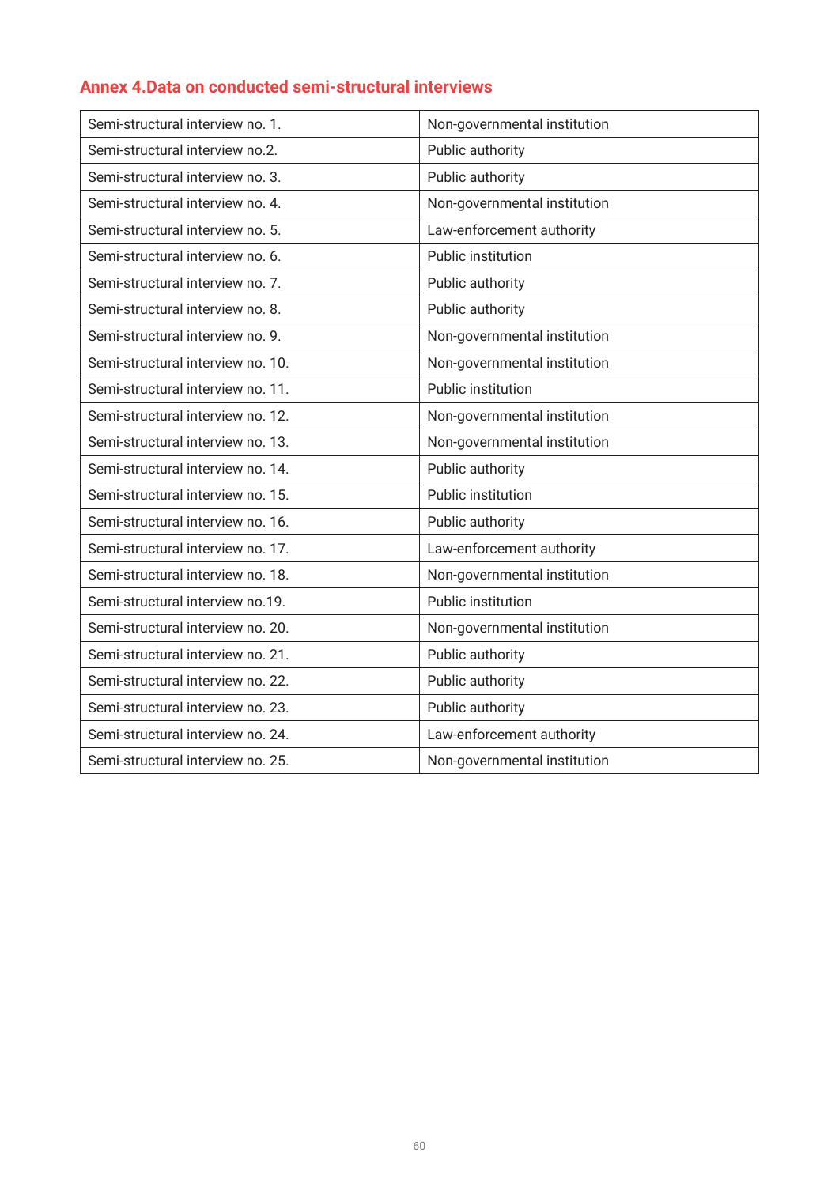## Annex 4.Data on conducted semi-structural interviews

| | |
|---|---|
| Semi-structural interview no. 1. | Non-governmental institution |
| Semi-structural interview no.2. | Public authority |
| Semi-structural interview no. 3. | Public authority |
| Semi-structural interview no. 4. | Non-governmental institution |
| Semi-structural interview no. 5. | Law-enforcement authority |
| Semi-structural interview no. 6. | Public institution |
| Semi-structural interview no. 7. | Public authority |
| Semi-structural interview no. 8. | Public authority |
| Semi-structural interview no. 9. | Non-governmental institution |
| Semi-structural interview no. 10. | Non-governmental institution |
| Semi-structural interview no. 11. | Public institution |
| Semi-structural interview no. 12. | Non-governmental institution |
| Semi-structural interview no. 13. | Non-governmental institution |
| Semi-structural interview no. 14. | Public authority |
| Semi-structural interview no. 15. | Public institution |
| Semi-structural interview no. 16. | Public authority |
| Semi-structural interview no. 17. | Law-enforcement authority |
| Semi-structural interview no. 18. | Non-governmental institution |
| Semi-structural interview no.19. | Public institution |
| Semi-structural interview no. 20. | Non-governmental institution |
| Semi-structural interview no. 21. | Public authority |
| Semi-structural interview no. 22. | Public authority |
| Semi-structural interview no. 23. | Public authority |
| Semi-structural interview no. 24. | Law-enforcement authority |
| Semi-structural interview no. 25. | Non-governmental institution |